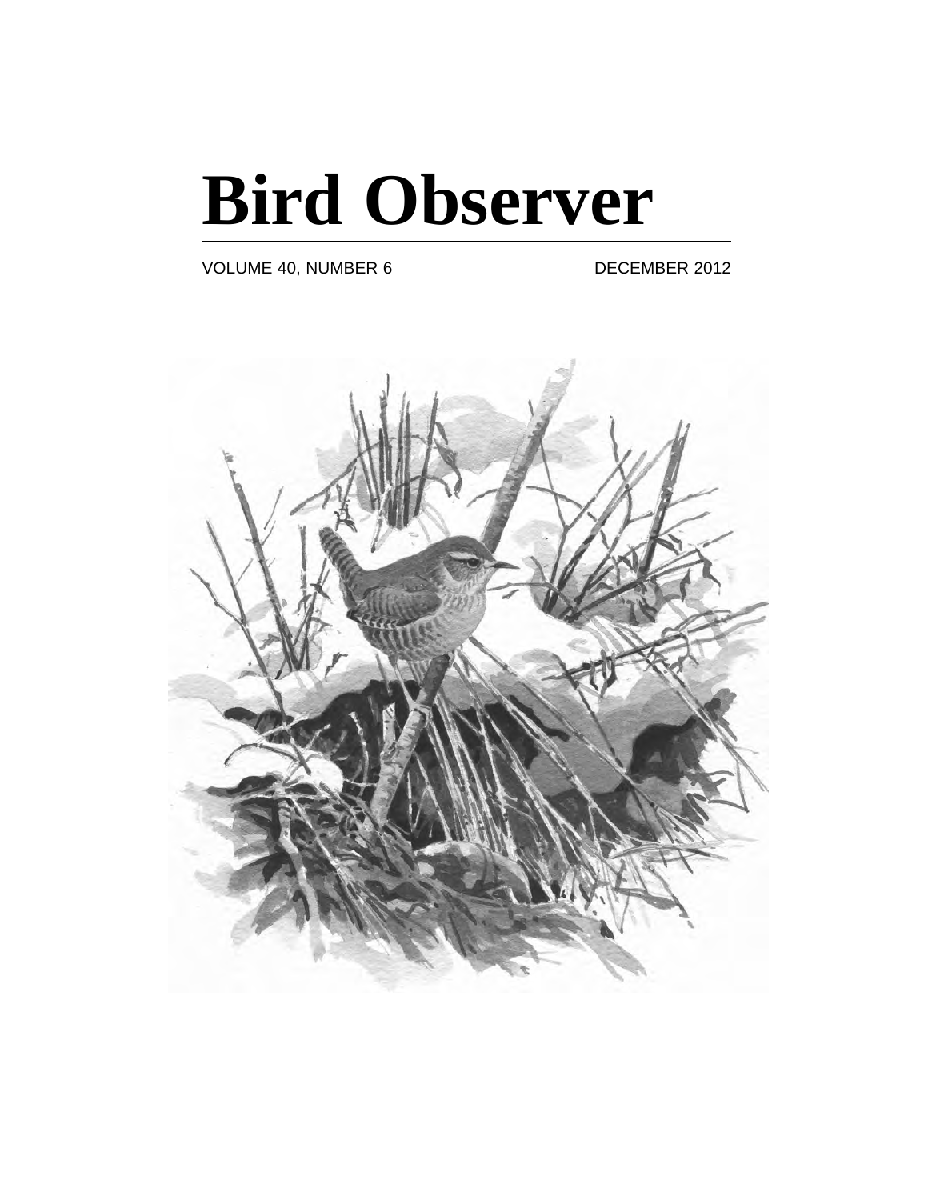# Bird Observer

VOLUME 40, NUMBER 6 DECEMBER 2012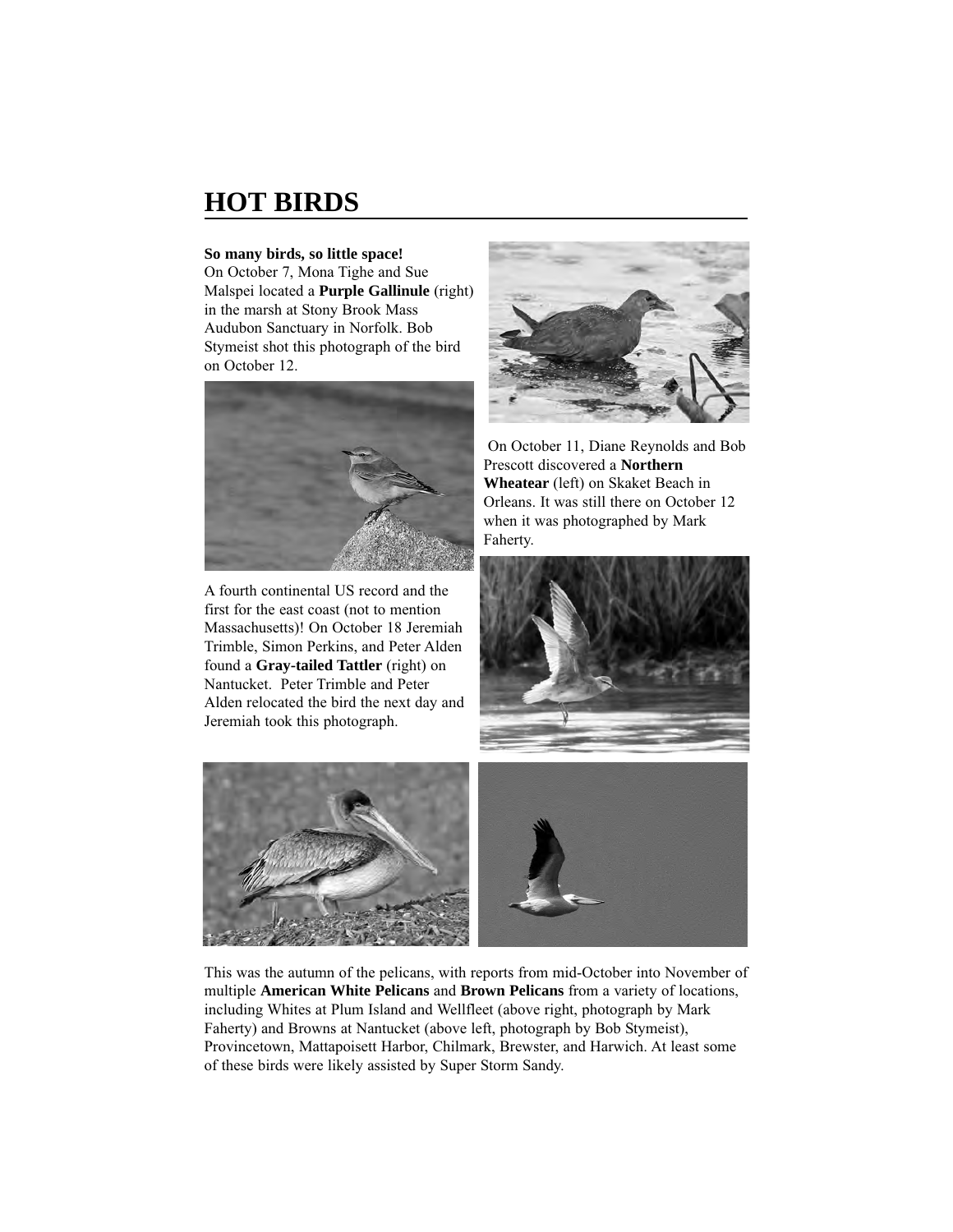# HOT BIRDS

**So many birds, so little space!**

On October 7, Mona Tighe and Sue Malspei located a **Purple Gallinule** (right) in the marsh at Stony Brook Mass Audubon Sanctuary in Norfolk. Bob Stymeist shot this photograph of the bird on October 12.

On October 11, Diane Reynolds and Bob Prescott discovered a **Northern Wheatear** (left) on Skaket Beach in Orleans. It was still there on October 12 when it was photographed by Mark Faherty.

A fourth continental US record and the first for the east coast (not to mention Massachusetts)! On October 18 Jeremiah Trimble, Simon Perkins, and Peter Alden found a **Gray-tailed Tattler** (right) on Nantucket. Peter Trimble and Peter Alden relocated the bird the next day and Jeremiah took this photograph.

This was the autumn of the pelicans, with reports from mid-October into November of multiple **American White Pelicans** and **Brown Pelicans** from a variety of locations, including Whites at Plum Island and Wellfleet (above right, photograph by Mark Faherty) and Browns at Nantucket (above left, photograph by Bob Stymeist), Provincetown, Mattapoisett Harbor, Chilmark, Brewster, and Harwich. At least some of these birds were likely assisted by Super Storm Sandy.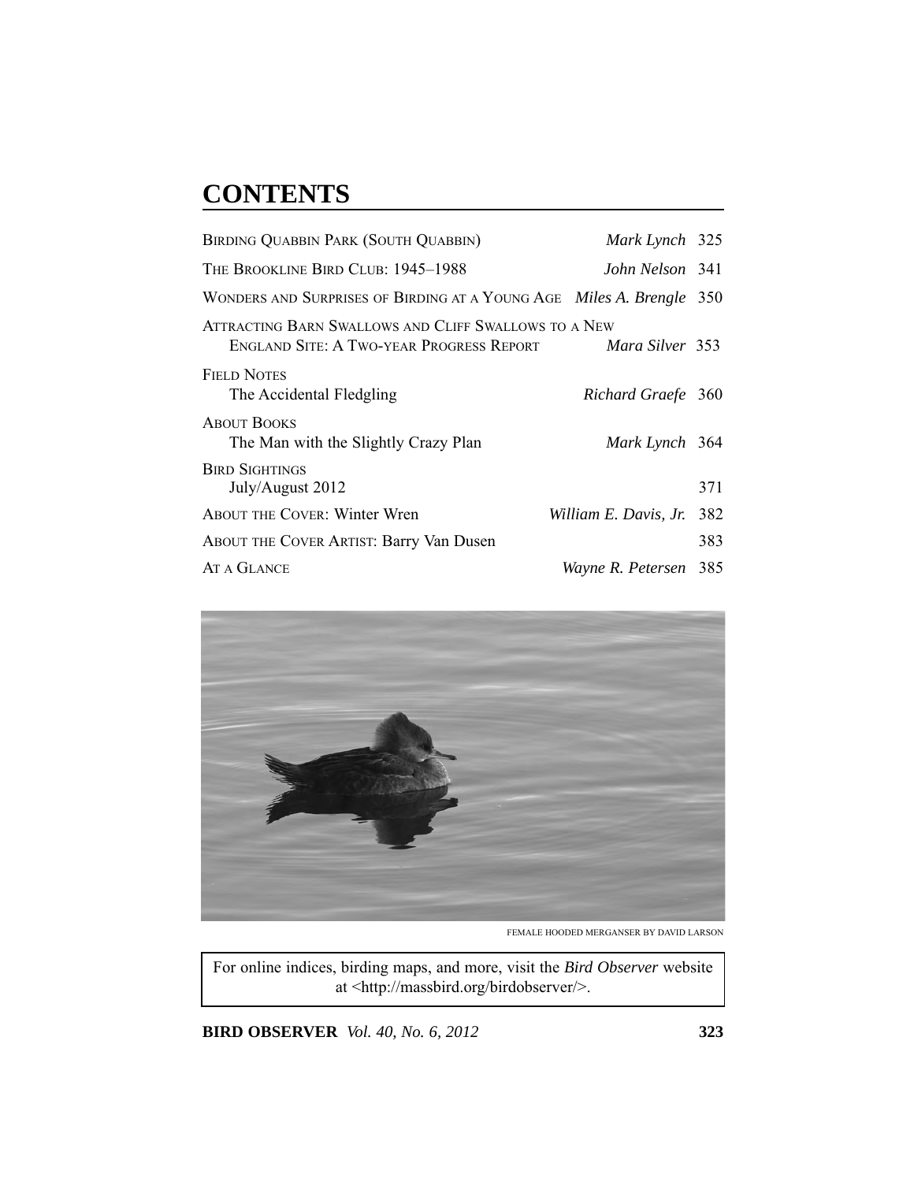# CONTENTS

| | | |
|---|---|---|
| BIRDING QUABBIN PARK (SOUTH QUABBIN) | *Mark Lynch* | 325 |
| THE BROOKLINE BIRD CLUB: 1945–1988 | *John Nelson* | 341 |
| WONDERS AND SURPRISES OF BIRDING AT A YOUNG AGE | *Miles A. Brengle* | 350 |
| ATTRACTING BARN SWALLOWS AND CLIFF SWALLOWS TO A NEW ENGLAND SITE: A TWO-YEAR PROGRESS REPORT | *Mara Silver* | 353 |
| FIELD NOTES<br>The Accidental Fledgling | *Richard Graefe* | 360 |
| ABOUT BOOKS<br>The Man with the Slightly Crazy Plan | *Mark Lynch* | 364 |
| BIRD SIGHTINGS<br>July/August 2012 | | 371 |
| ABOUT THE COVER: Winter Wren | *William E. Davis, Jr.* | 382 |
| ABOUT THE COVER ARTIST: Barry Van Dusen | | 383 |
| AT A GLANCE | *Wayne R. Petersen* | 385 |

FEMALE HOODED MERGANSER BY DAVID LARSON

For online indices, birding maps, and more, visit the *Bird Observer* website at <http://massbird.org/birdobserver/>.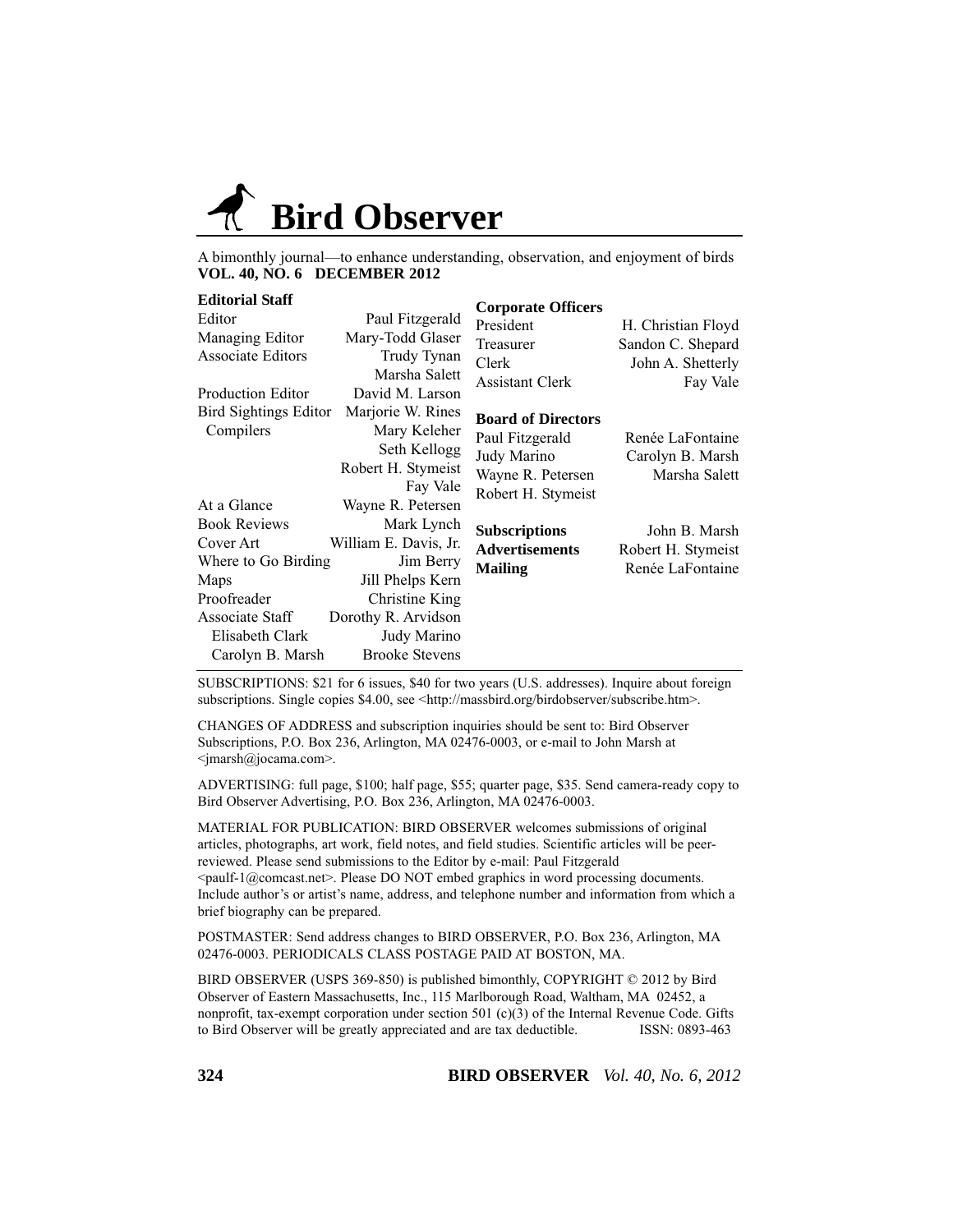# Bird Observer

A bimonthly journal—to enhance understanding, observation, and enjoyment of birds
**VOL. 40, NO. 6 DECEMBER 2012**

**Editorial Staff**

| | |
|---|---|
| Editor | Paul Fitzgerald |
| Managing Editor | Mary-Todd Glaser |
| Associate Editors | Trudy Tynan |
| | Marsha Salett |
| Production Editor | David M. Larson |
| Bird Sightings Editor | Marjorie W. Rines |
| Compilers | Mary Keleher |
| | Seth Kellogg |
| | Robert H. Stymeist |
| | Fay Vale |
| At a Glance | Wayne R. Petersen |
| Book Reviews | Mark Lynch |
| Cover Art | William E. Davis, Jr. |
| Where to Go Birding | Jim Berry |
| Maps | Jill Phelps Kern |
| Proofreader | Christine King |
| Associate Staff | Dorothy R. Arvidson |
| Elisabeth Clark | Judy Marino |
| Carolyn B. Marsh | Brooke Stevens |

**Corporate Officers**

| | |
|---|---|
| President | H. Christian Floyd |
| Treasurer | Sandon C. Shepard |
| Clerk | John A. Shetterly |
| Assistant Clerk | Fay Vale |

**Board of Directors**

| | |
|---|---|
| Paul Fitzgerald | Renée LaFontaine |
| Judy Marino | Carolyn B. Marsh |
| Wayne R. Petersen | Marsha Salett |
| Robert H. Stymeist | |

| | |
|---|---|
| **Subscriptions** | John B. Marsh |
| **Advertisements** | Robert H. Stymeist |
| **Mailing** | Renée LaFontaine |

SUBSCRIPTIONS: $21 for 6 issues, $40 for two years (U.S. addresses). Inquire about foreign subscriptions. Single copies $4.00, see <http://massbird.org/birdobserver/subscribe.htm>.

CHANGES OF ADDRESS and subscription inquiries should be sent to: Bird Observer Subscriptions, P.O. Box 236, Arlington, MA 02476-0003, or e-mail to John Marsh at <jmarsh@jocama.com>.

ADVERTISING: full page, $100; half page, $55; quarter page, $35. Send camera-ready copy to Bird Observer Advertising, P.O. Box 236, Arlington, MA 02476-0003.

MATERIAL FOR PUBLICATION: BIRD OBSERVER welcomes submissions of original articles, photographs, art work, field notes, and field studies. Scientific articles will be peer-reviewed. Please send submissions to the Editor by e-mail: Paul Fitzgerald <paulf-1@comcast.net>. Please DO NOT embed graphics in word processing documents. Include author's or artist's name, address, and telephone number and information from which a brief biography can be prepared.

POSTMASTER: Send address changes to BIRD OBSERVER, P.O. Box 236, Arlington, MA 02476-0003. PERIODICALS CLASS POSTAGE PAID AT BOSTON, MA.

BIRD OBSERVER (USPS 369-850) is published bimonthly, COPYRIGHT © 2012 by Bird Observer of Eastern Massachusetts, Inc., 115 Marlborough Road, Waltham, MA 02452, a nonprofit, tax-exempt corporation under section 501 (c)(3) of the Internal Revenue Code. Gifts to Bird Observer will be greatly appreciated and are tax deductible. ISSN: 0893-463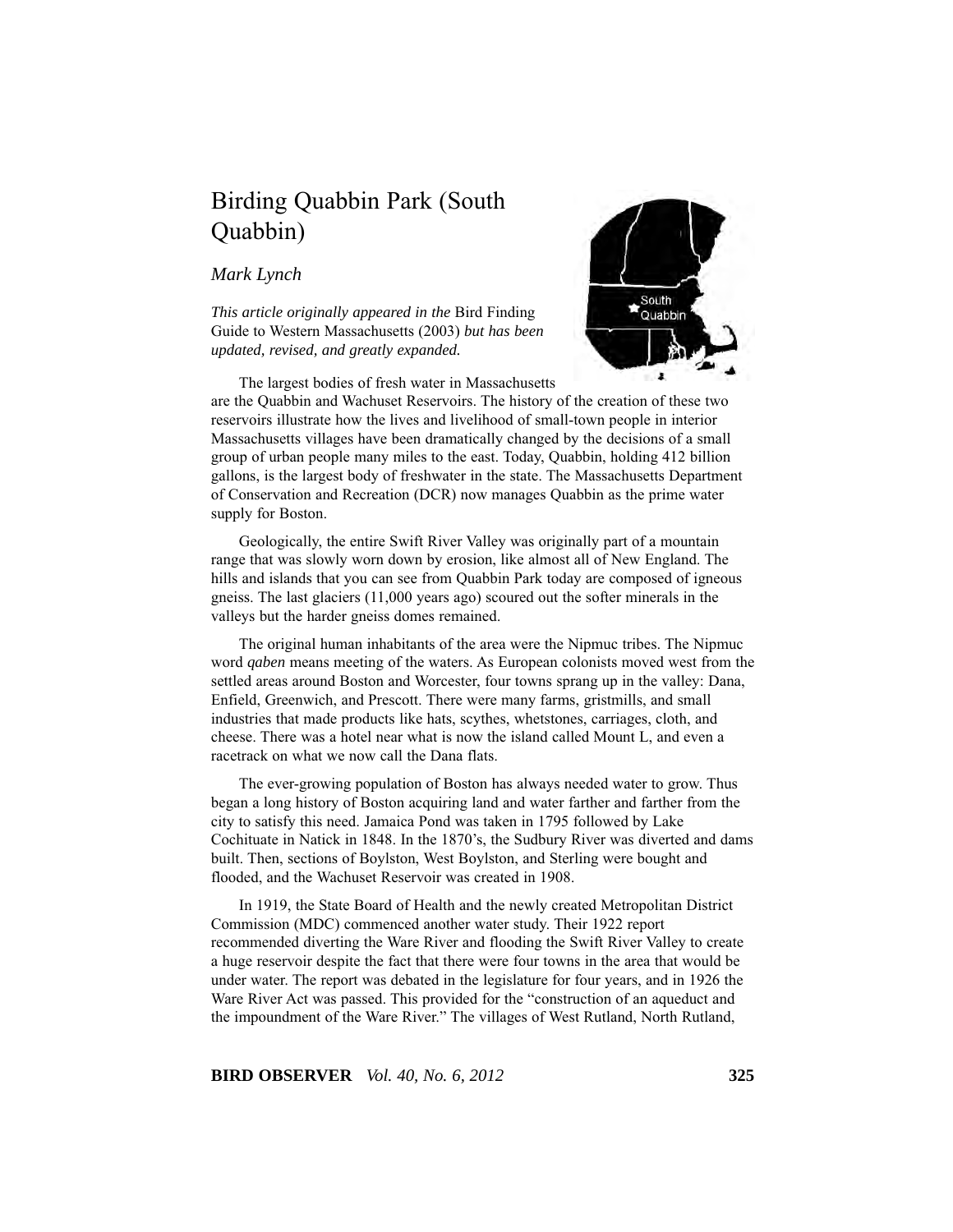# Birding Quabbin Park (South Quabbin)

*Mark Lynch*

*This article originally appeared in the* Bird Finding Guide to Western Massachusetts (2003) *but has been updated, revised, and greatly expanded.*

The largest bodies of fresh water in Massachusetts are the Quabbin and Wachuset Reservoirs. The history of the creation of these two reservoirs illustrate how the lives and livelihood of small-town people in interior Massachusetts villages have been dramatically changed by the decisions of a small group of urban people many miles to the east. Today, Quabbin, holding 412 billion gallons, is the largest body of freshwater in the state. The Massachusetts Department of Conservation and Recreation (DCR) now manages Quabbin as the prime water supply for Boston.

Geologically, the entire Swift River Valley was originally part of a mountain range that was slowly worn down by erosion, like almost all of New England. The hills and islands that you can see from Quabbin Park today are composed of igneous gneiss. The last glaciers (11,000 years ago) scoured out the softer minerals in the valleys but the harder gneiss domes remained.

The original human inhabitants of the area were the Nipmuc tribes. The Nipmuc word *qaben* means meeting of the waters. As European colonists moved west from the settled areas around Boston and Worcester, four towns sprang up in the valley: Dana, Enfield, Greenwich, and Prescott. There were many farms, gristmills, and small industries that made products like hats, scythes, whetstones, carriages, cloth, and cheese. There was a hotel near what is now the island called Mount L, and even a racetrack on what we now call the Dana flats.

The ever-growing population of Boston has always needed water to grow. Thus began a long history of Boston acquiring land and water farther and farther from the city to satisfy this need. Jamaica Pond was taken in 1795 followed by Lake Cochituate in Natick in 1848. In the 1870's, the Sudbury River was diverted and dams built. Then, sections of Boylston, West Boylston, and Sterling were bought and flooded, and the Wachuset Reservoir was created in 1908.

In 1919, the State Board of Health and the newly created Metropolitan District Commission (MDC) commenced another water study. Their 1922 report recommended diverting the Ware River and flooding the Swift River Valley to create a huge reservoir despite the fact that there were four towns in the area that would be under water. The report was debated in the legislature for four years, and in 1926 the Ware River Act was passed. This provided for the "construction of an aqueduct and the impoundment of the Ware River." The villages of West Rutland, North Rutland,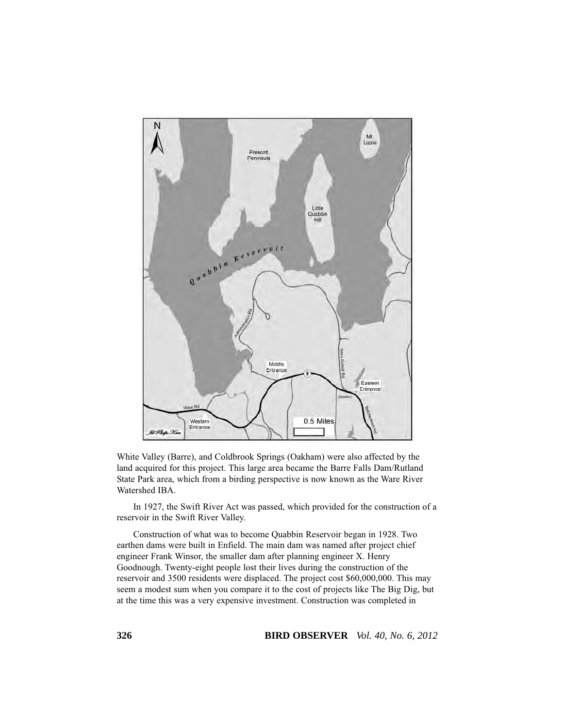White Valley (Barre), and Coldbrook Springs (Oakham) were also affected by the land acquired for this project. This large area became the Barre Falls Dam/Rutland State Park area, which from a birding perspective is now known as the Ware River Watershed IBA.

In 1927, the Swift River Act was passed, which provided for the construction of a reservoir in the Swift River Valley.

Construction of what was to become Quabbin Reservoir began in 1928. Two earthen dams were built in Enfield. The main dam was named after project chief engineer Frank Winsor, the smaller dam after planning engineer X. Henry Goodnough. Twenty-eight people lost their lives during the construction of the reservoir and 3500 residents were displaced. The project cost $60,000,000. This may seem a modest sum when you compare it to the cost of projects like The Big Dig, but at the time this was a very expensive investment. Construction was completed in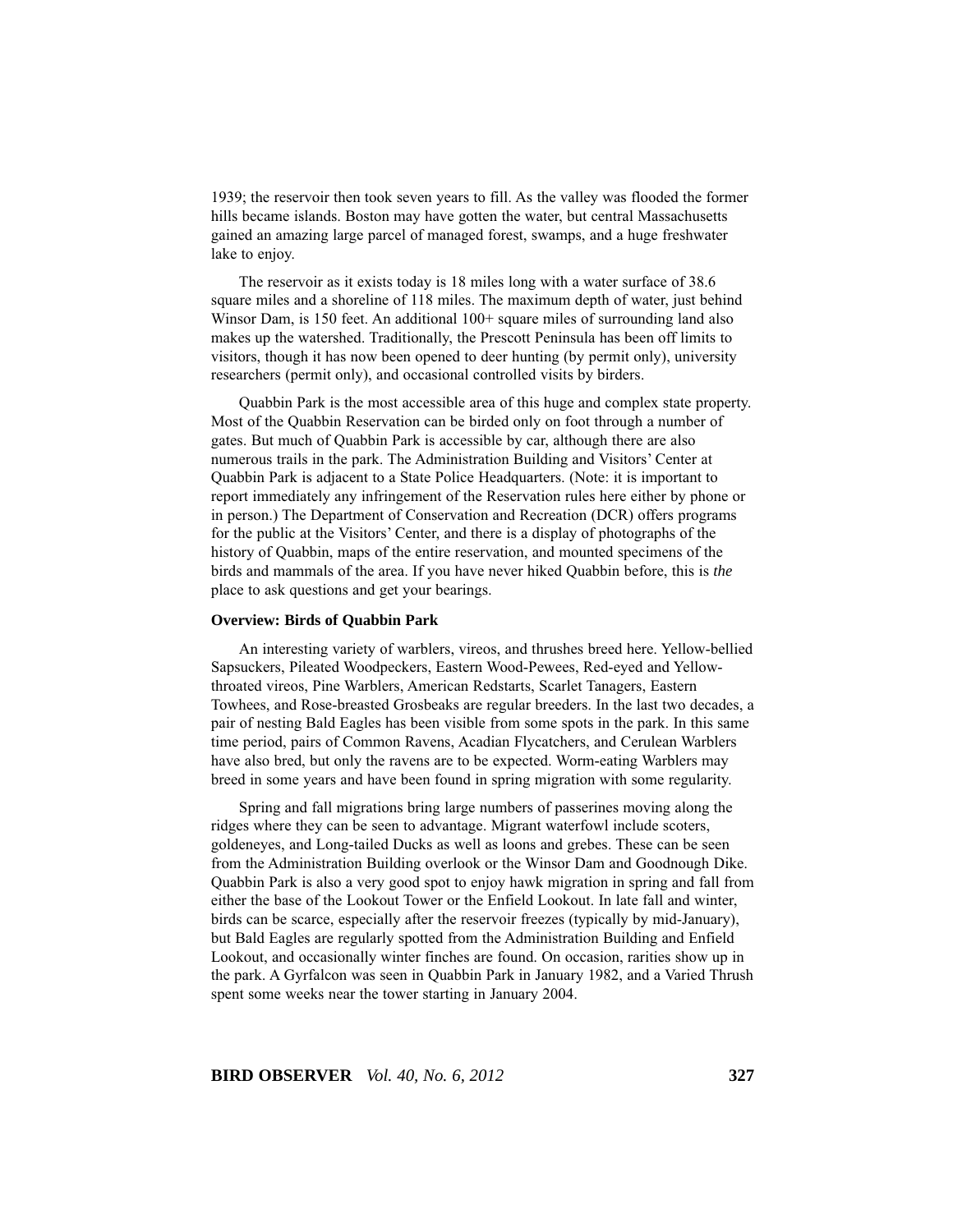1939; the reservoir then took seven years to fill. As the valley was flooded the former hills became islands. Boston may have gotten the water, but central Massachusetts gained an amazing large parcel of managed forest, swamps, and a huge freshwater lake to enjoy.

The reservoir as it exists today is 18 miles long with a water surface of 38.6 square miles and a shoreline of 118 miles. The maximum depth of water, just behind Winsor Dam, is 150 feet. An additional 100+ square miles of surrounding land also makes up the watershed. Traditionally, the Prescott Peninsula has been off limits to visitors, though it has now been opened to deer hunting (by permit only), university researchers (permit only), and occasional controlled visits by birders.

Quabbin Park is the most accessible area of this huge and complex state property. Most of the Quabbin Reservation can be birded only on foot through a number of gates. But much of Quabbin Park is accessible by car, although there are also numerous trails in the park. The Administration Building and Visitors' Center at Quabbin Park is adjacent to a State Police Headquarters. (Note: it is important to report immediately any infringement of the Reservation rules here either by phone or in person.) The Department of Conservation and Recreation (DCR) offers programs for the public at the Visitors' Center, and there is a display of photographs of the history of Quabbin, maps of the entire reservation, and mounted specimens of the birds and mammals of the area. If you have never hiked Quabbin before, this is *the* place to ask questions and get your bearings.

**Overview: Birds of Quabbin Park**

An interesting variety of warblers, vireos, and thrushes breed here. Yellow-bellied Sapsuckers, Pileated Woodpeckers, Eastern Wood-Pewees, Red-eyed and Yellow-throated vireos, Pine Warblers, American Redstarts, Scarlet Tanagers, Eastern Towhees, and Rose-breasted Grosbeaks are regular breeders. In the last two decades, a pair of nesting Bald Eagles has been visible from some spots in the park. In this same time period, pairs of Common Ravens, Acadian Flycatchers, and Cerulean Warblers have also bred, but only the ravens are to be expected. Worm-eating Warblers may breed in some years and have been found in spring migration with some regularity.

Spring and fall migrations bring large numbers of passerines moving along the ridges where they can be seen to advantage. Migrant waterfowl include scoters, goldeneyes, and Long-tailed Ducks as well as loons and grebes. These can be seen from the Administration Building overlook or the Winsor Dam and Goodnough Dike. Quabbin Park is also a very good spot to enjoy hawk migration in spring and fall from either the base of the Lookout Tower or the Enfield Lookout. In late fall and winter, birds can be scarce, especially after the reservoir freezes (typically by mid-January), but Bald Eagles are regularly spotted from the Administration Building and Enfield Lookout, and occasionally winter finches are found. On occasion, rarities show up in the park. A Gyrfalcon was seen in Quabbin Park in January 1982, and a Varied Thrush spent some weeks near the tower starting in January 2004.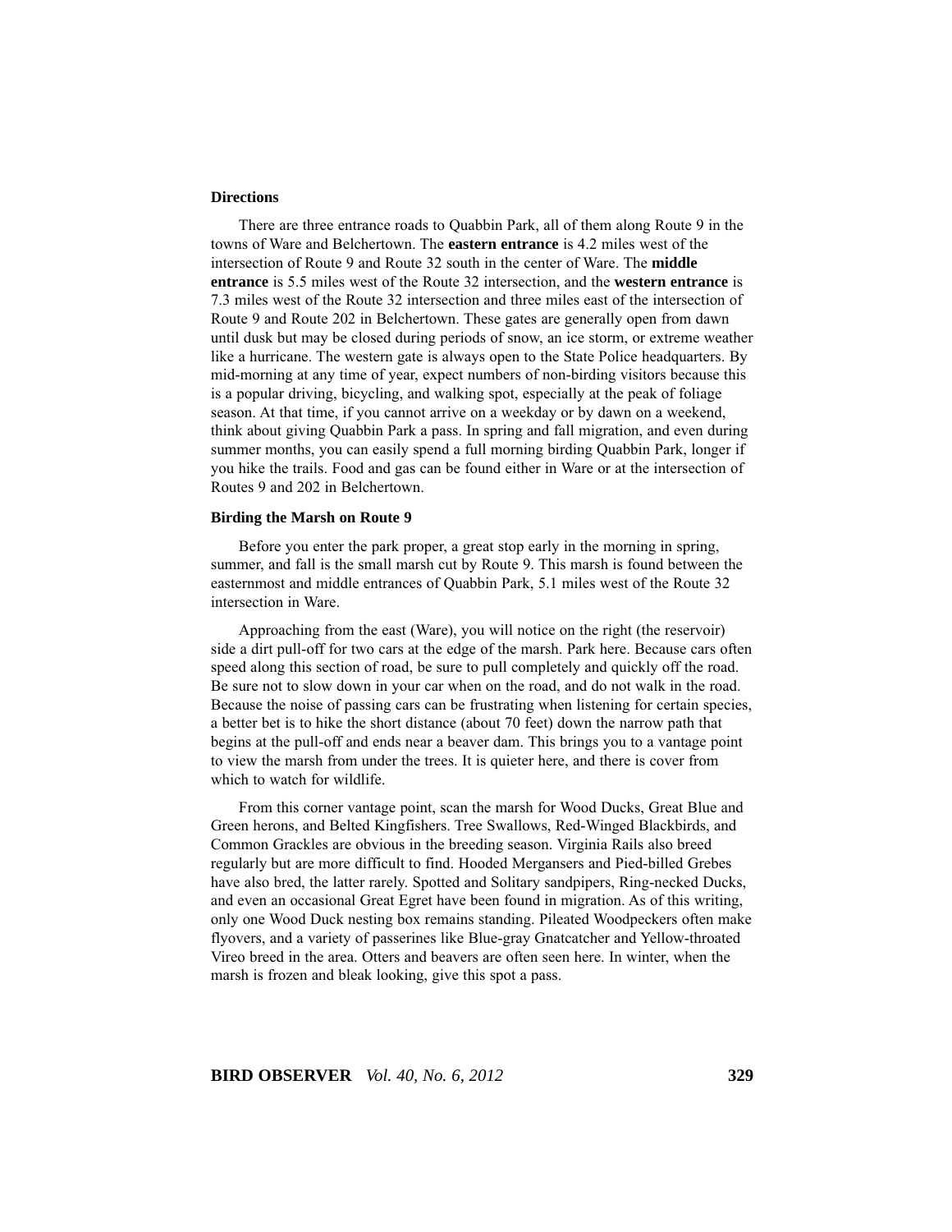### Directions

There are three entrance roads to Quabbin Park, all of them along Route 9 in the towns of Ware and Belchertown. The **eastern entrance** is 4.2 miles west of the intersection of Route 9 and Route 32 south in the center of Ware. The **middle entrance** is 5.5 miles west of the Route 32 intersection, and the **western entrance** is 7.3 miles west of the Route 32 intersection and three miles east of the intersection of Route 9 and Route 202 in Belchertown. These gates are generally open from dawn until dusk but may be closed during periods of snow, an ice storm, or extreme weather like a hurricane. The western gate is always open to the State Police headquarters. By mid-morning at any time of year, expect numbers of non-birding visitors because this is a popular driving, bicycling, and walking spot, especially at the peak of foliage season. At that time, if you cannot arrive on a weekday or by dawn on a weekend, think about giving Quabbin Park a pass. In spring and fall migration, and even during summer months, you can easily spend a full morning birding Quabbin Park, longer if you hike the trails. Food and gas can be found either in Ware or at the intersection of Routes 9 and 202 in Belchertown.

### Birding the Marsh on Route 9

Before you enter the park proper, a great stop early in the morning in spring, summer, and fall is the small marsh cut by Route 9. This marsh is found between the easternmost and middle entrances of Quabbin Park, 5.1 miles west of the Route 32 intersection in Ware.

Approaching from the east (Ware), you will notice on the right (the reservoir) side a dirt pull-off for two cars at the edge of the marsh. Park here. Because cars often speed along this section of road, be sure to pull completely and quickly off the road. Be sure not to slow down in your car when on the road, and do not walk in the road. Because the noise of passing cars can be frustrating when listening for certain species, a better bet is to hike the short distance (about 70 feet) down the narrow path that begins at the pull-off and ends near a beaver dam. This brings you to a vantage point to view the marsh from under the trees. It is quieter here, and there is cover from which to watch for wildlife.

From this corner vantage point, scan the marsh for Wood Ducks, Great Blue and Green herons, and Belted Kingfishers. Tree Swallows, Red-Winged Blackbirds, and Common Grackles are obvious in the breeding season. Virginia Rails also breed regularly but are more difficult to find. Hooded Mergansers and Pied-billed Grebes have also bred, the latter rarely. Spotted and Solitary sandpipers, Ring-necked Ducks, and even an occasional Great Egret have been found in migration. As of this writing, only one Wood Duck nesting box remains standing. Pileated Woodpeckers often make flyovers, and a variety of passerines like Blue-gray Gnatcatcher and Yellow-throated Vireo breed in the area. Otters and beavers are often seen here. In winter, when the marsh is frozen and bleak looking, give this spot a pass.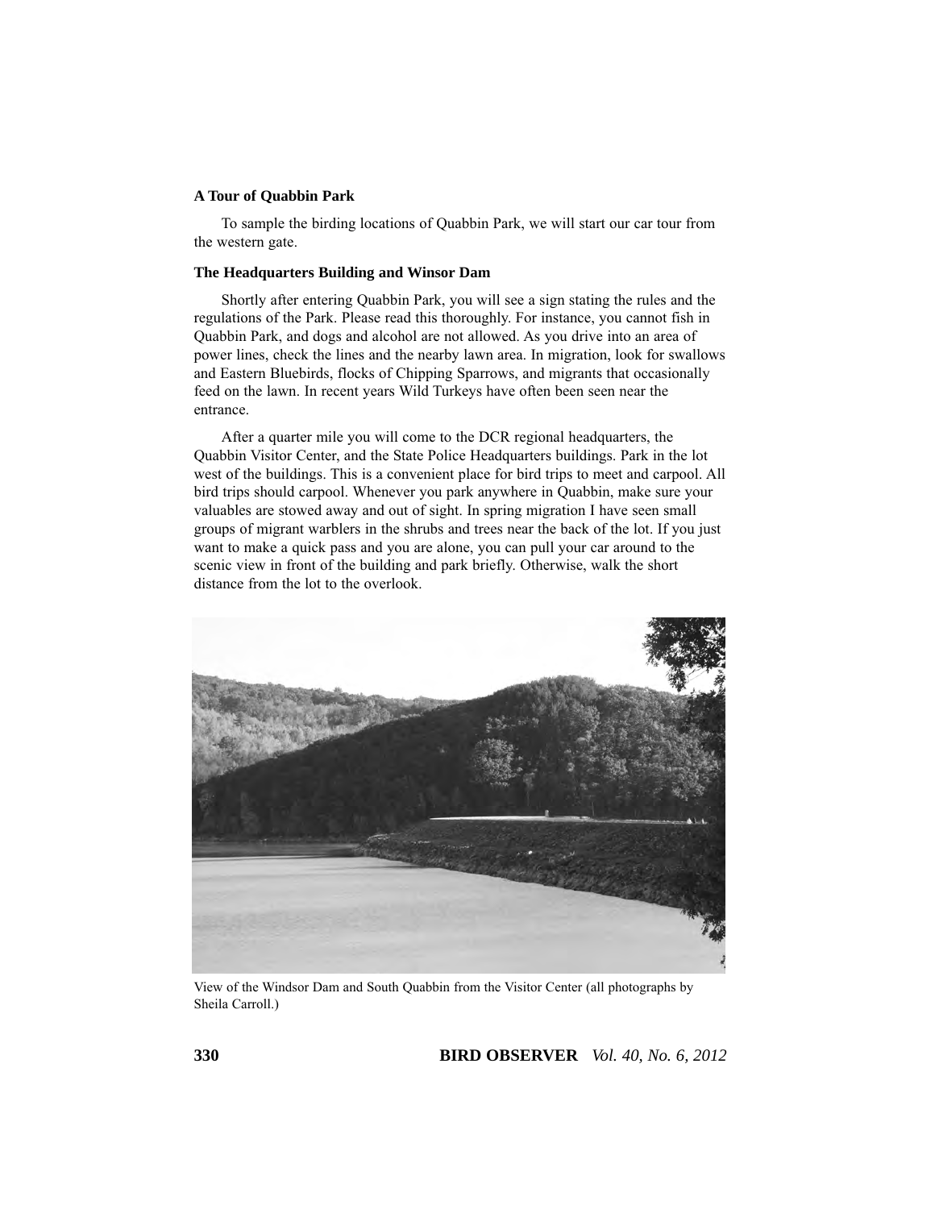### A Tour of Quabbin Park

To sample the birding locations of Quabbin Park, we will start our car tour from the western gate.

### The Headquarters Building and Winsor Dam

Shortly after entering Quabbin Park, you will see a sign stating the rules and the regulations of the Park. Please read this thoroughly. For instance, you cannot fish in Quabbin Park, and dogs and alcohol are not allowed. As you drive into an area of power lines, check the lines and the nearby lawn area. In migration, look for swallows and Eastern Bluebirds, flocks of Chipping Sparrows, and migrants that occasionally feed on the lawn. In recent years Wild Turkeys have often been seen near the entrance.

After a quarter mile you will come to the DCR regional headquarters, the Quabbin Visitor Center, and the State Police Headquarters buildings. Park in the lot west of the buildings. This is a convenient place for bird trips to meet and carpool. All bird trips should carpool. Whenever you park anywhere in Quabbin, make sure your valuables are stowed away and out of sight. In spring migration I have seen small groups of migrant warblers in the shrubs and trees near the back of the lot. If you just want to make a quick pass and you are alone, you can pull your car around to the scenic view in front of the building and park briefly. Otherwise, walk the short distance from the lot to the overlook.

View of the Windsor Dam and South Quabbin from the Visitor Center (all photographs by Sheila Carroll.)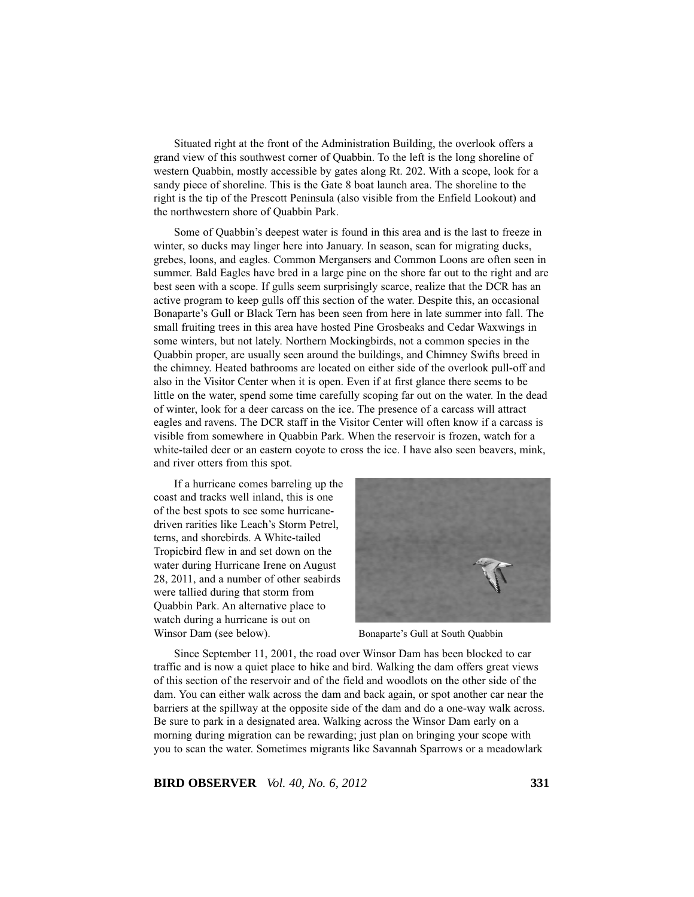Situated right at the front of the Administration Building, the overlook offers a grand view of this southwest corner of Quabbin. To the left is the long shoreline of western Quabbin, mostly accessible by gates along Rt. 202. With a scope, look for a sandy piece of shoreline. This is the Gate 8 boat launch area. The shoreline to the right is the tip of the Prescott Peninsula (also visible from the Enfield Lookout) and the northwestern shore of Quabbin Park.

Some of Quabbin's deepest water is found in this area and is the last to freeze in winter, so ducks may linger here into January. In season, scan for migrating ducks, grebes, loons, and eagles. Common Mergansers and Common Loons are often seen in summer. Bald Eagles have bred in a large pine on the shore far out to the right and are best seen with a scope. If gulls seem surprisingly scarce, realize that the DCR has an active program to keep gulls off this section of the water. Despite this, an occasional Bonaparte's Gull or Black Tern has been seen from here in late summer into fall. The small fruiting trees in this area have hosted Pine Grosbeaks and Cedar Waxwings in some winters, but not lately. Northern Mockingbirds, not a common species in the Quabbin proper, are usually seen around the buildings, and Chimney Swifts breed in the chimney. Heated bathrooms are located on either side of the overlook pull-off and also in the Visitor Center when it is open. Even if at first glance there seems to be little on the water, spend some time carefully scoping far out on the water. In the dead of winter, look for a deer carcass on the ice. The presence of a carcass will attract eagles and ravens. The DCR staff in the Visitor Center will often know if a carcass is visible from somewhere in Quabbin Park. When the reservoir is frozen, watch for a white-tailed deer or an eastern coyote to cross the ice. I have also seen beavers, mink, and river otters from this spot.

If a hurricane comes barreling up the coast and tracks well inland, this is one of the best spots to see some hurricane-driven rarities like Leach's Storm Petrel, terns, and shorebirds. A White-tailed Tropicbird flew in and set down on the water during Hurricane Irene on August 28, 2011, and a number of other seabirds were tallied during that storm from Quabbin Park. An alternative place to watch during a hurricane is out on Winsor Dam (see below).

Bonaparte's Gull at South Quabbin

Since September 11, 2001, the road over Winsor Dam has been blocked to car traffic and is now a quiet place to hike and bird. Walking the dam offers great views of this section of the reservoir and of the field and woodlots on the other side of the dam. You can either walk across the dam and back again, or spot another car near the barriers at the spillway at the opposite side of the dam and do a one-way walk across. Be sure to park in a designated area. Walking across the Winsor Dam early on a morning during migration can be rewarding; just plan on bringing your scope with you to scan the water. Sometimes migrants like Savannah Sparrows or a meadowlark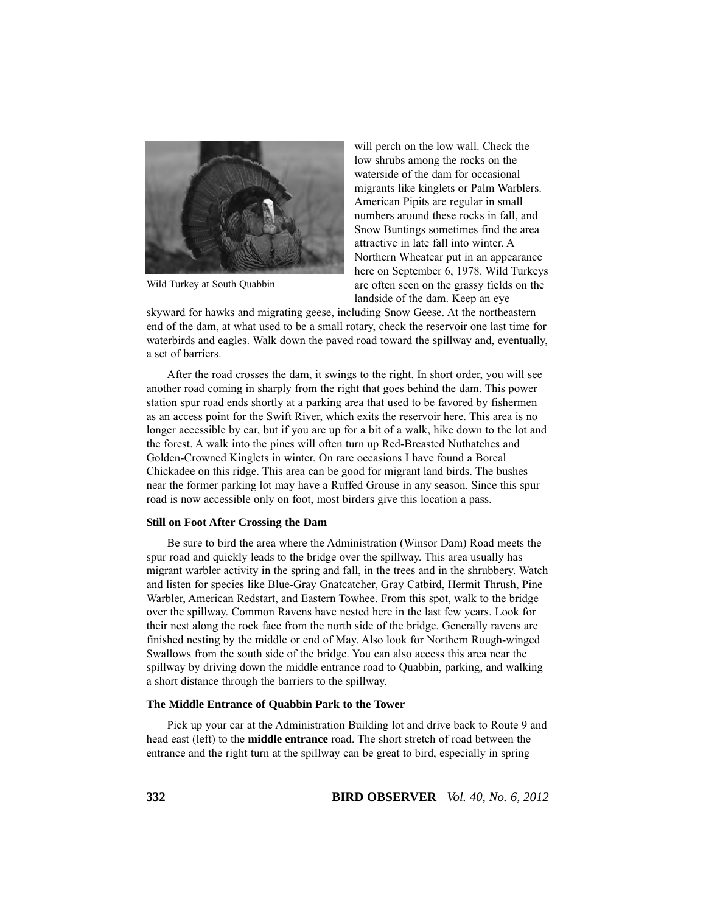Wild Turkey at South Quabbin

will perch on the low wall. Check the low shrubs among the rocks on the waterside of the dam for occasional migrants like kinglets or Palm Warblers. American Pipits are regular in small numbers around these rocks in fall, and Snow Buntings sometimes find the area attractive in late fall into winter. A Northern Wheatear put in an appearance here on September 6, 1978. Wild Turkeys are often seen on the grassy fields on the landside of the dam. Keep an eye skyward for hawks and migrating geese, including Snow Geese. At the northeastern end of the dam, at what used to be a small rotary, check the reservoir one last time for waterbirds and eagles. Walk down the paved road toward the spillway and, eventually, a set of barriers.

After the road crosses the dam, it swings to the right. In short order, you will see another road coming in sharply from the right that goes behind the dam. This power station spur road ends shortly at a parking area that used to be favored by fishermen as an access point for the Swift River, which exits the reservoir here. This area is no longer accessible by car, but if you are up for a bit of a walk, hike down to the lot and the forest. A walk into the pines will often turn up Red-Breasted Nuthatches and Golden-Crowned Kinglets in winter. On rare occasions I have found a Boreal Chickadee on this ridge. This area can be good for migrant land birds. The bushes near the former parking lot may have a Ruffed Grouse in any season. Since this spur road is now accessible only on foot, most birders give this location a pass.

### Still on Foot After Crossing the Dam

Be sure to bird the area where the Administration (Winsor Dam) Road meets the spur road and quickly leads to the bridge over the spillway. This area usually has migrant warbler activity in the spring and fall, in the trees and in the shrubbery. Watch and listen for species like Blue-Gray Gnatcatcher, Gray Catbird, Hermit Thrush, Pine Warbler, American Redstart, and Eastern Towhee. From this spot, walk to the bridge over the spillway. Common Ravens have nested here in the last few years. Look for their nest along the rock face from the north side of the bridge. Generally ravens are finished nesting by the middle or end of May. Also look for Northern Rough-winged Swallows from the south side of the bridge. You can also access this area near the spillway by driving down the middle entrance road to Quabbin, parking, and walking a short distance through the barriers to the spillway.

### The Middle Entrance of Quabbin Park to the Tower

Pick up your car at the Administration Building lot and drive back to Route 9 and head east (left) to the **middle entrance** road. The short stretch of road between the entrance and the right turn at the spillway can be great to bird, especially in spring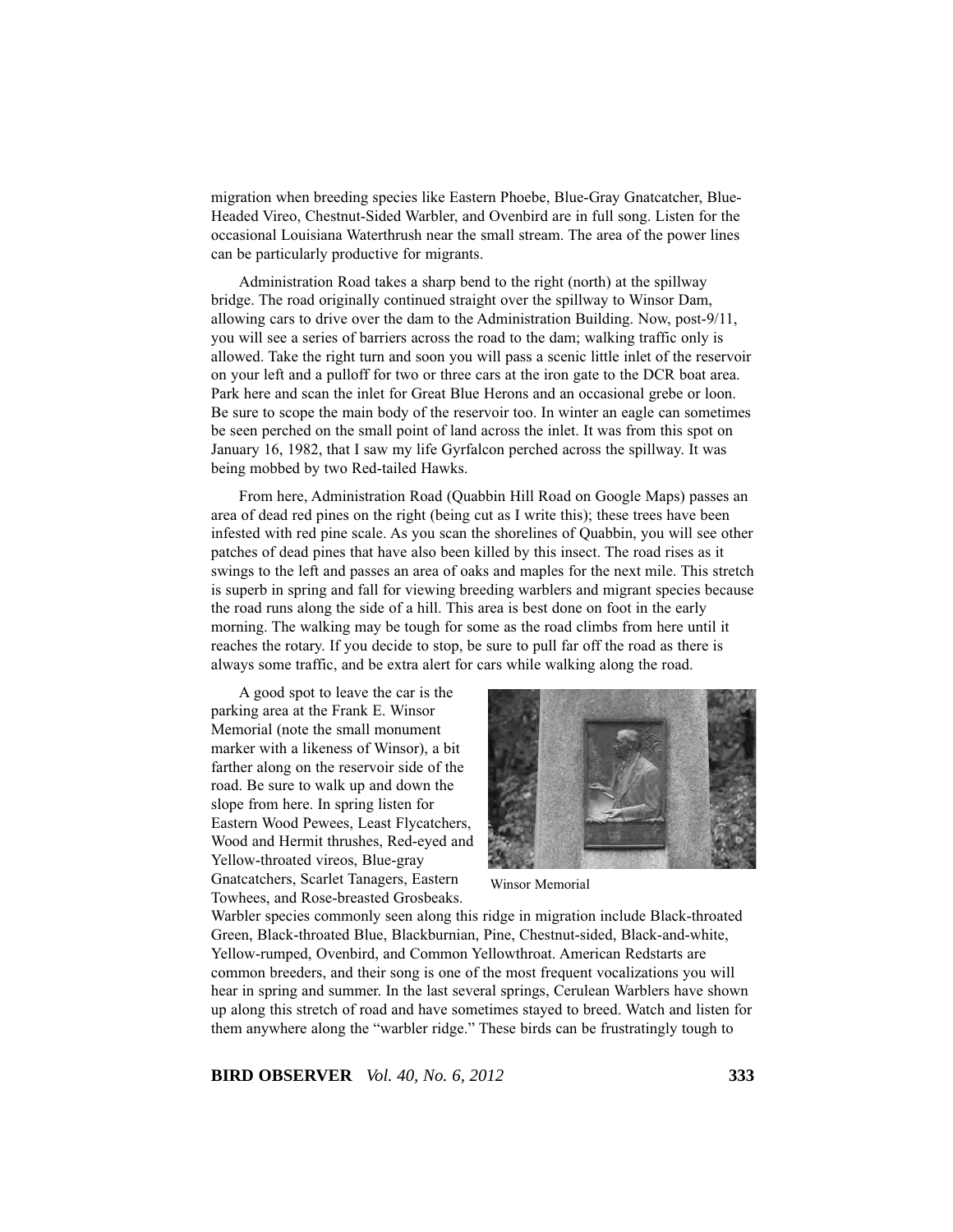migration when breeding species like Eastern Phoebe, Blue-Gray Gnatcatcher, Blue-Headed Vireo, Chestnut-Sided Warbler, and Ovenbird are in full song. Listen for the occasional Louisiana Waterthrush near the small stream. The area of the power lines can be particularly productive for migrants.

Administration Road takes a sharp bend to the right (north) at the spillway bridge. The road originally continued straight over the spillway to Winsor Dam, allowing cars to drive over the dam to the Administration Building. Now, post-9/11, you will see a series of barriers across the road to the dam; walking traffic only is allowed. Take the right turn and soon you will pass a scenic little inlet of the reservoir on your left and a pulloff for two or three cars at the iron gate to the DCR boat area. Park here and scan the inlet for Great Blue Herons and an occasional grebe or loon. Be sure to scope the main body of the reservoir too. In winter an eagle can sometimes be seen perched on the small point of land across the inlet. It was from this spot on January 16, 1982, that I saw my life Gyrfalcon perched across the spillway. It was being mobbed by two Red-tailed Hawks.

From here, Administration Road (Quabbin Hill Road on Google Maps) passes an area of dead red pines on the right (being cut as I write this); these trees have been infested with red pine scale. As you scan the shorelines of Quabbin, you will see other patches of dead pines that have also been killed by this insect. The road rises as it swings to the left and passes an area of oaks and maples for the next mile. This stretch is superb in spring and fall for viewing breeding warblers and migrant species because the road runs along the side of a hill. This area is best done on foot in the early morning. The walking may be tough for some as the road climbs from here until it reaches the rotary. If you decide to stop, be sure to pull far off the road as there is always some traffic, and be extra alert for cars while walking along the road.

A good spot to leave the car is the parking area at the Frank E. Winsor Memorial (note the small monument marker with a likeness of Winsor), a bit farther along on the reservoir side of the road. Be sure to walk up and down the slope from here. In spring listen for Eastern Wood Pewees, Least Flycatchers, Wood and Hermit thrushes, Red-eyed and Yellow-throated vireos, Blue-gray Gnatcatchers, Scarlet Tanagers, Eastern Towhees, and Rose-breasted Grosbeaks. Warbler species commonly seen along this ridge in migration include Black-throated Green, Black-throated Blue, Blackburnian, Pine, Chestnut-sided, Black-and-white, Yellow-rumped, Ovenbird, and Common Yellowthroat. American Redstarts are common breeders, and their song is one of the most frequent vocalizations you will hear in spring and summer. In the last several springs, Cerulean Warblers have shown up along this stretch of road and have sometimes stayed to breed. Watch and listen for them anywhere along the "warbler ridge." These birds can be frustratingly tough to

Winsor Memorial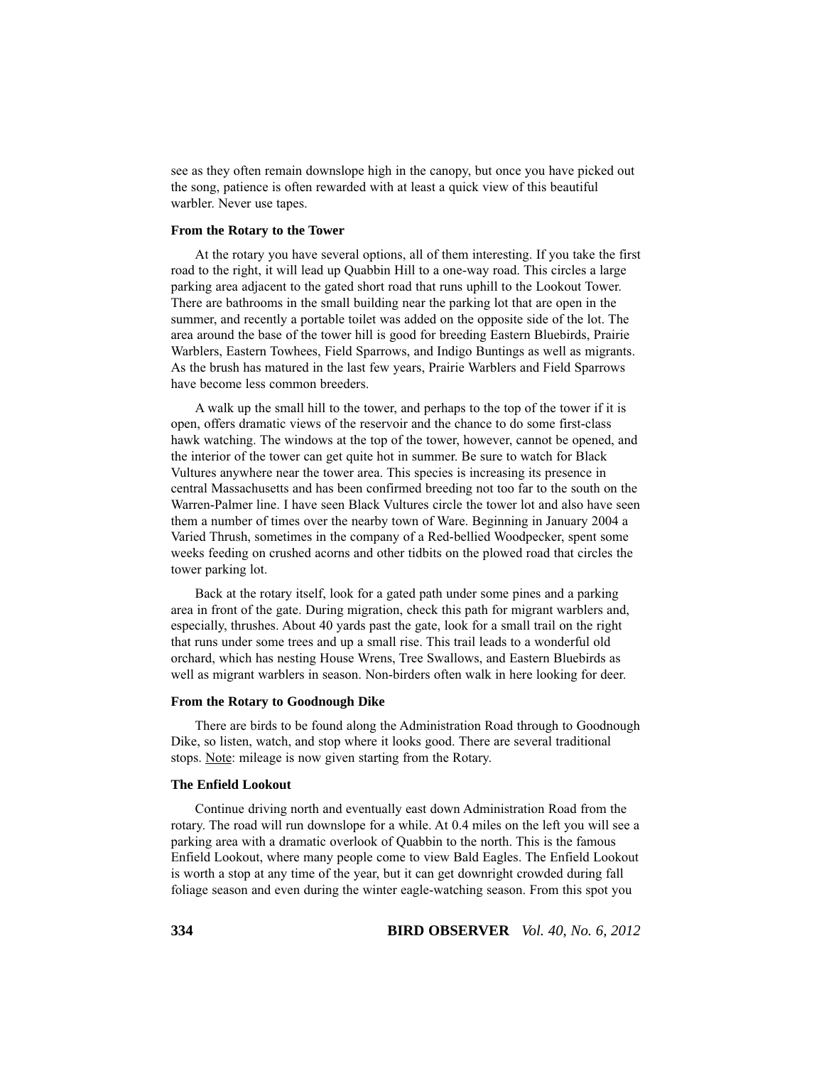see as they often remain downslope high in the canopy, but once you have picked out the song, patience is often rewarded with at least a quick view of this beautiful warbler. Never use tapes.

### From the Rotary to the Tower

At the rotary you have several options, all of them interesting. If you take the first road to the right, it will lead up Quabbin Hill to a one-way road. This circles a large parking area adjacent to the gated short road that runs uphill to the Lookout Tower. There are bathrooms in the small building near the parking lot that are open in the summer, and recently a portable toilet was added on the opposite side of the lot. The area around the base of the tower hill is good for breeding Eastern Bluebirds, Prairie Warblers, Eastern Towhees, Field Sparrows, and Indigo Buntings as well as migrants. As the brush has matured in the last few years, Prairie Warblers and Field Sparrows have become less common breeders.

A walk up the small hill to the tower, and perhaps to the top of the tower if it is open, offers dramatic views of the reservoir and the chance to do some first-class hawk watching. The windows at the top of the tower, however, cannot be opened, and the interior of the tower can get quite hot in summer. Be sure to watch for Black Vultures anywhere near the tower area. This species is increasing its presence in central Massachusetts and has been confirmed breeding not too far to the south on the Warren-Palmer line. I have seen Black Vultures circle the tower lot and also have seen them a number of times over the nearby town of Ware. Beginning in January 2004 a Varied Thrush, sometimes in the company of a Red-bellied Woodpecker, spent some weeks feeding on crushed acorns and other tidbits on the plowed road that circles the tower parking lot.

Back at the rotary itself, look for a gated path under some pines and a parking area in front of the gate. During migration, check this path for migrant warblers and, especially, thrushes. About 40 yards past the gate, look for a small trail on the right that runs under some trees and up a small rise. This trail leads to a wonderful old orchard, which has nesting House Wrens, Tree Swallows, and Eastern Bluebirds as well as migrant warblers in season. Non-birders often walk in here looking for deer.

### From the Rotary to Goodnough Dike

There are birds to be found along the Administration Road through to Goodnough Dike, so listen, watch, and stop where it looks good. There are several traditional stops. Note: mileage is now given starting from the Rotary.

### The Enfield Lookout

Continue driving north and eventually east down Administration Road from the rotary. The road will run downslope for a while. At 0.4 miles on the left you will see a parking area with a dramatic overlook of Quabbin to the north. This is the famous Enfield Lookout, where many people come to view Bald Eagles. The Enfield Lookout is worth a stop at any time of the year, but it can get downright crowded during fall foliage season and even during the winter eagle-watching season. From this spot you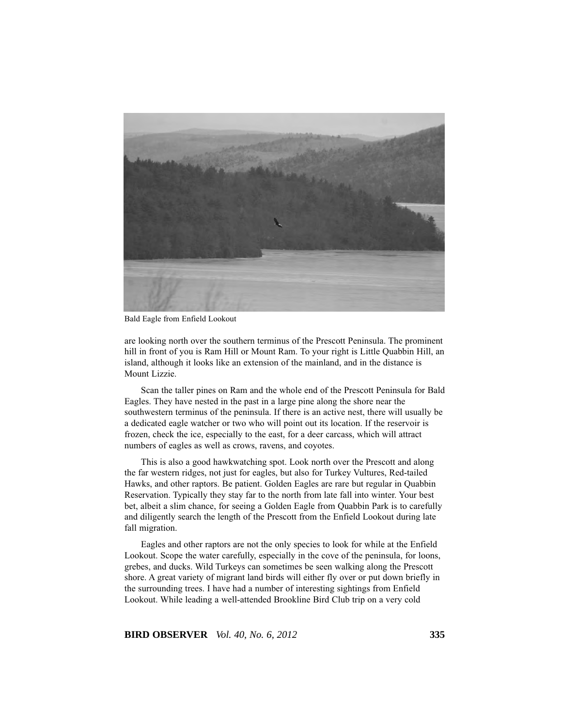Bald Eagle from Enfield Lookout

are looking north over the southern terminus of the Prescott Peninsula. The prominent hill in front of you is Ram Hill or Mount Ram. To your right is Little Quabbin Hill, an island, although it looks like an extension of the mainland, and in the distance is Mount Lizzie.

Scan the taller pines on Ram and the whole end of the Prescott Peninsula for Bald Eagles. They have nested in the past in a large pine along the shore near the southwestern terminus of the peninsula. If there is an active nest, there will usually be a dedicated eagle watcher or two who will point out its location. If the reservoir is frozen, check the ice, especially to the east, for a deer carcass, which will attract numbers of eagles as well as crows, ravens, and coyotes.

This is also a good hawkwatching spot. Look north over the Prescott and along the far western ridges, not just for eagles, but also for Turkey Vultures, Red-tailed Hawks, and other raptors. Be patient. Golden Eagles are rare but regular in Quabbin Reservation. Typically they stay far to the north from late fall into winter. Your best bet, albeit a slim chance, for seeing a Golden Eagle from Quabbin Park is to carefully and diligently search the length of the Prescott from the Enfield Lookout during late fall migration.

Eagles and other raptors are not the only species to look for while at the Enfield Lookout. Scope the water carefully, especially in the cove of the peninsula, for loons, grebes, and ducks. Wild Turkeys can sometimes be seen walking along the Prescott shore. A great variety of migrant land birds will either fly over or put down briefly in the surrounding trees. I have had a number of interesting sightings from Enfield Lookout. While leading a well-attended Brookline Bird Club trip on a very cold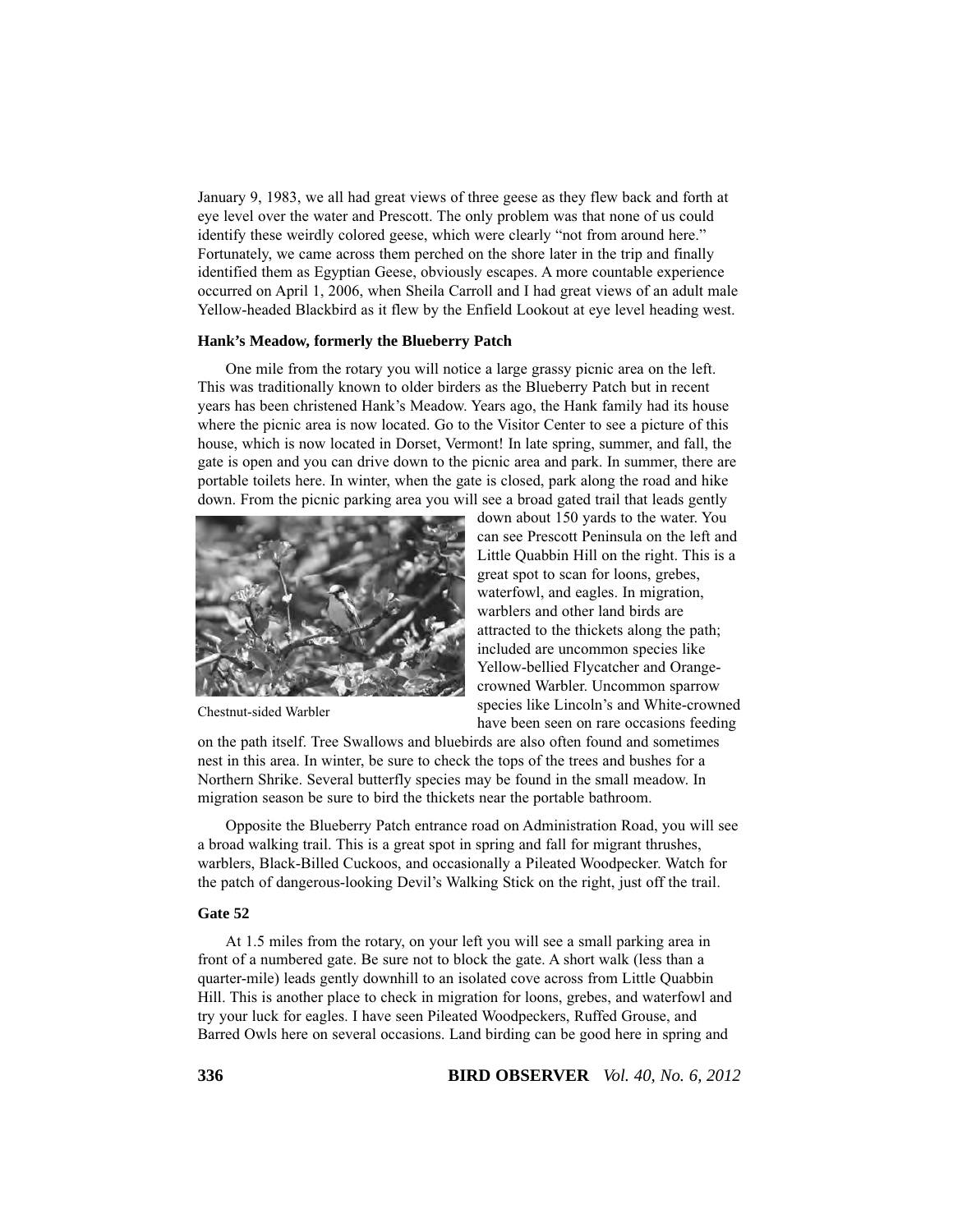January 9, 1983, we all had great views of three geese as they flew back and forth at eye level over the water and Prescott. The only problem was that none of us could identify these weirdly colored geese, which were clearly "not from around here." Fortunately, we came across them perched on the shore later in the trip and finally identified them as Egyptian Geese, obviously escapes. A more countable experience occurred on April 1, 2006, when Sheila Carroll and I had great views of an adult male Yellow-headed Blackbird as it flew by the Enfield Lookout at eye level heading west.

**Hank's Meadow, formerly the Blueberry Patch**

One mile from the rotary you will notice a large grassy picnic area on the left. This was traditionally known to older birders as the Blueberry Patch but in recent years has been christened Hank's Meadow. Years ago, the Hank family had its house where the picnic area is now located. Go to the Visitor Center to see a picture of this house, which is now located in Dorset, Vermont! In late spring, summer, and fall, the gate is open and you can drive down to the picnic area and park. In summer, there are portable toilets here. In winter, when the gate is closed, park along the road and hike down. From the picnic parking area you will see a broad gated trail that leads gently down about 150 yards to the water. You can see Prescott Peninsula on the left and Little Quabbin Hill on the right. This is a great spot to scan for loons, grebes, waterfowl, and eagles. In migration, warblers and other land birds are attracted to the thickets along the path; included are uncommon species like Yellow-bellied Flycatcher and Orange-crowned Warbler. Uncommon sparrow species like Lincoln's and White-crowned have been seen on rare occasions feeding on the path itself. Tree Swallows and bluebirds are also often found and sometimes nest in this area. In winter, be sure to check the tops of the trees and bushes for a Northern Shrike. Several butterfly species may be found in the small meadow. In migration season be sure to bird the thickets near the portable bathroom.

Chestnut-sided Warbler

Opposite the Blueberry Patch entrance road on Administration Road, you will see a broad walking trail. This is a great spot in spring and fall for migrant thrushes, warblers, Black-Billed Cuckoos, and occasionally a Pileated Woodpecker. Watch for the patch of dangerous-looking Devil's Walking Stick on the right, just off the trail.

**Gate 52**

At 1.5 miles from the rotary, on your left you will see a small parking area in front of a numbered gate. Be sure not to block the gate. A short walk (less than a quarter-mile) leads gently downhill to an isolated cove across from Little Quabbin Hill. This is another place to check in migration for loons, grebes, and waterfowl and try your luck for eagles. I have seen Pileated Woodpeckers, Ruffed Grouse, and Barred Owls here on several occasions. Land birding can be good here in spring and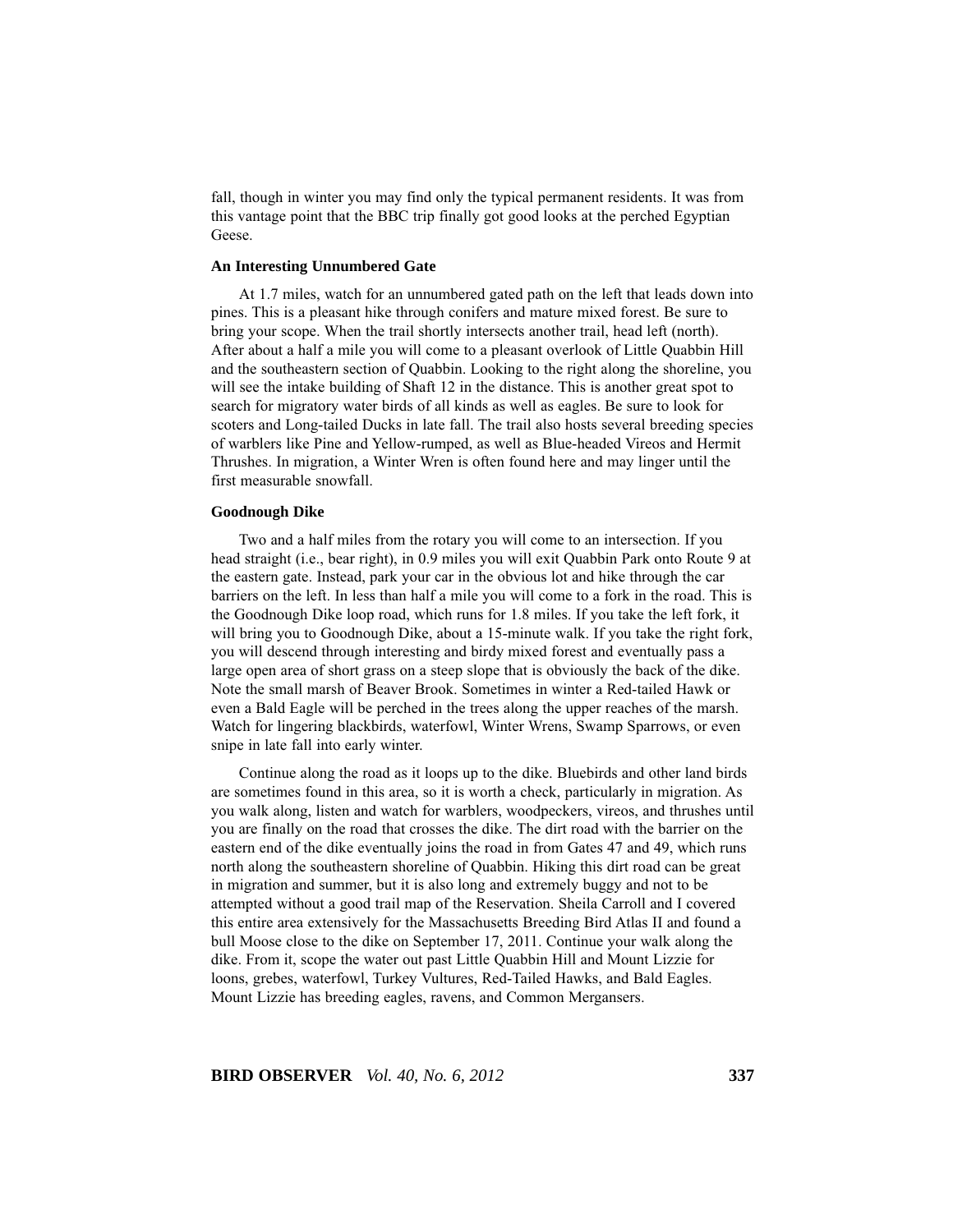fall, though in winter you may find only the typical permanent residents. It was from this vantage point that the BBC trip finally got good looks at the perched Egyptian Geese.

### An Interesting Unnumbered Gate

At 1.7 miles, watch for an unnumbered gated path on the left that leads down into pines. This is a pleasant hike through conifers and mature mixed forest. Be sure to bring your scope. When the trail shortly intersects another trail, head left (north). After about a half a mile you will come to a pleasant overlook of Little Quabbin Hill and the southeastern section of Quabbin. Looking to the right along the shoreline, you will see the intake building of Shaft 12 in the distance. This is another great spot to search for migratory water birds of all kinds as well as eagles. Be sure to look for scoters and Long-tailed Ducks in late fall. The trail also hosts several breeding species of warblers like Pine and Yellow-rumped, as well as Blue-headed Vireos and Hermit Thrushes. In migration, a Winter Wren is often found here and may linger until the first measurable snowfall.

### Goodnough Dike

Two and a half miles from the rotary you will come to an intersection. If you head straight (i.e., bear right), in 0.9 miles you will exit Quabbin Park onto Route 9 at the eastern gate. Instead, park your car in the obvious lot and hike through the car barriers on the left. In less than half a mile you will come to a fork in the road. This is the Goodnough Dike loop road, which runs for 1.8 miles. If you take the left fork, it will bring you to Goodnough Dike, about a 15-minute walk. If you take the right fork, you will descend through interesting and birdy mixed forest and eventually pass a large open area of short grass on a steep slope that is obviously the back of the dike. Note the small marsh of Beaver Brook. Sometimes in winter a Red-tailed Hawk or even a Bald Eagle will be perched in the trees along the upper reaches of the marsh. Watch for lingering blackbirds, waterfowl, Winter Wrens, Swamp Sparrows, or even snipe in late fall into early winter.

Continue along the road as it loops up to the dike. Bluebirds and other land birds are sometimes found in this area, so it is worth a check, particularly in migration. As you walk along, listen and watch for warblers, woodpeckers, vireos, and thrushes until you are finally on the road that crosses the dike. The dirt road with the barrier on the eastern end of the dike eventually joins the road in from Gates 47 and 49, which runs north along the southeastern shoreline of Quabbin. Hiking this dirt road can be great in migration and summer, but it is also long and extremely buggy and not to be attempted without a good trail map of the Reservation. Sheila Carroll and I covered this entire area extensively for the Massachusetts Breeding Bird Atlas II and found a bull Moose close to the dike on September 17, 2011. Continue your walk along the dike. From it, scope the water out past Little Quabbin Hill and Mount Lizzie for loons, grebes, waterfowl, Turkey Vultures, Red-Tailed Hawks, and Bald Eagles. Mount Lizzie has breeding eagles, ravens, and Common Mergansers.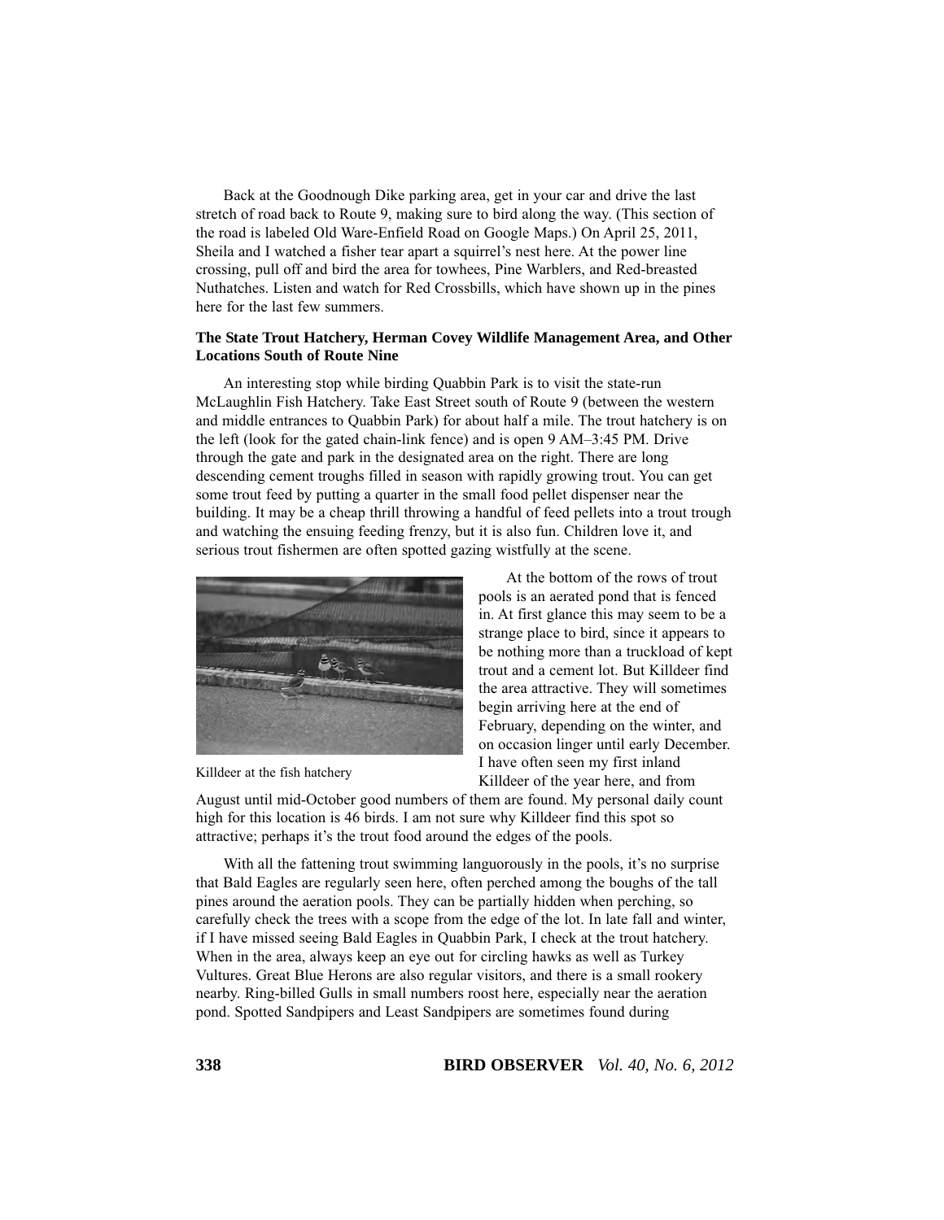Back at the Goodnough Dike parking area, get in your car and drive the last stretch of road back to Route 9, making sure to bird along the way. (This section of the road is labeled Old Ware-Enfield Road on Google Maps.) On April 25, 2011, Sheila and I watched a fisher tear apart a squirrel's nest here. At the power line crossing, pull off and bird the area for towhees, Pine Warblers, and Red-breasted Nuthatches. Listen and watch for Red Crossbills, which have shown up in the pines here for the last few summers.

### The State Trout Hatchery, Herman Covey Wildlife Management Area, and Other Locations South of Route Nine

An interesting stop while birding Quabbin Park is to visit the state-run McLaughlin Fish Hatchery. Take East Street south of Route 9 (between the western and middle entrances to Quabbin Park) for about half a mile. The trout hatchery is on the left (look for the gated chain-link fence) and is open 9 AM–3:45 PM. Drive through the gate and park in the designated area on the right. There are long descending cement troughs filled in season with rapidly growing trout. You can get some trout feed by putting a quarter in the small food pellet dispenser near the building. It may be a cheap thrill throwing a handful of feed pellets into a trout trough and watching the ensuing feeding frenzy, but it is also fun. Children love it, and serious trout fishermen are often spotted gazing wistfully at the scene.

Killdeer at the fish hatchery

At the bottom of the rows of trout pools is an aerated pond that is fenced in. At first glance this may seem to be a strange place to bird, since it appears to be nothing more than a truckload of kept trout and a cement lot. But Killdeer find the area attractive. They will sometimes begin arriving here at the end of February, depending on the winter, and on occasion linger until early December. I have often seen my first inland Killdeer of the year here, and from August until mid-October good numbers of them are found. My personal daily count high for this location is 46 birds. I am not sure why Killdeer find this spot so attractive; perhaps it's the trout food around the edges of the pools.

With all the fattening trout swimming languorously in the pools, it's no surprise that Bald Eagles are regularly seen here, often perched among the boughs of the tall pines around the aeration pools. They can be partially hidden when perching, so carefully check the trees with a scope from the edge of the lot. In late fall and winter, if I have missed seeing Bald Eagles in Quabbin Park, I check at the trout hatchery. When in the area, always keep an eye out for circling hawks as well as Turkey Vultures. Great Blue Herons are also regular visitors, and there is a small rookery nearby. Ring-billed Gulls in small numbers roost here, especially near the aeration pond. Spotted Sandpipers and Least Sandpipers are sometimes found during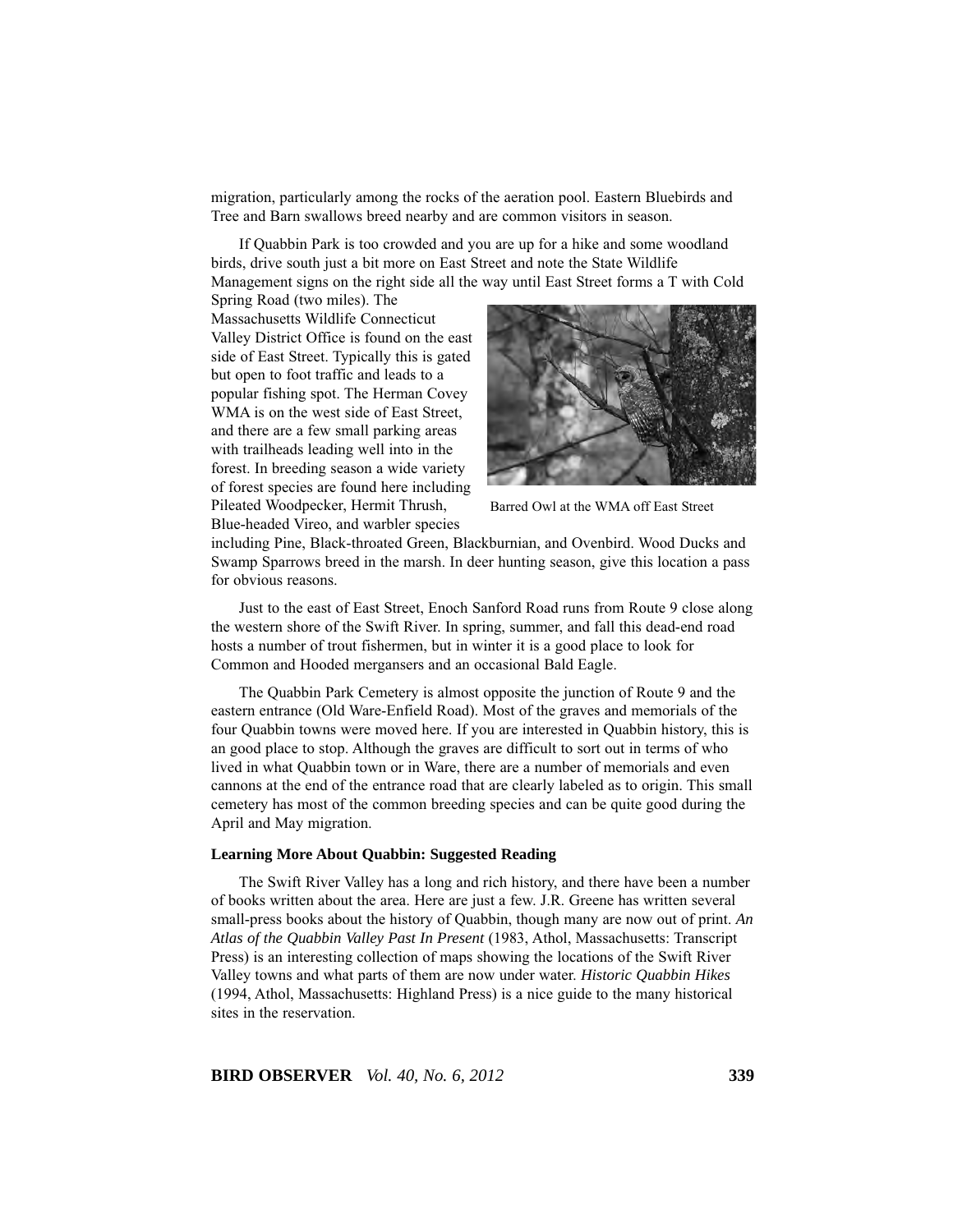migration, particularly among the rocks of the aeration pool. Eastern Bluebirds and Tree and Barn swallows breed nearby and are common visitors in season.

If Quabbin Park is too crowded and you are up for a hike and some woodland birds, drive south just a bit more on East Street and note the State Wildlife Management signs on the right side all the way until East Street forms a T with Cold Spring Road (two miles). The Massachusetts Wildlife Connecticut Valley District Office is found on the east side of East Street. Typically this is gated but open to foot traffic and leads to a popular fishing spot. The Herman Covey WMA is on the west side of East Street, and there are a few small parking areas with trailheads leading well into in the forest. In breeding season a wide variety of forest species are found here including Pileated Woodpecker, Hermit Thrush, Blue-headed Vireo, and warbler species including Pine, Black-throated Green, Blackburnian, and Ovenbird. Wood Ducks and Swamp Sparrows breed in the marsh. In deer hunting season, give this location a pass for obvious reasons.

Barred Owl at the WMA off East Street

Just to the east of East Street, Enoch Sanford Road runs from Route 9 close along the western shore of the Swift River. In spring, summer, and fall this dead-end road hosts a number of trout fishermen, but in winter it is a good place to look for Common and Hooded mergansers and an occasional Bald Eagle.

The Quabbin Park Cemetery is almost opposite the junction of Route 9 and the eastern entrance (Old Ware-Enfield Road). Most of the graves and memorials of the four Quabbin towns were moved here. If you are interested in Quabbin history, this is an good place to stop. Although the graves are difficult to sort out in terms of who lived in what Quabbin town or in Ware, there are a number of memorials and even cannons at the end of the entrance road that are clearly labeled as to origin. This small cemetery has most of the common breeding species and can be quite good during the April and May migration.

**Learning More About Quabbin: Suggested Reading**

The Swift River Valley has a long and rich history, and there have been a number of books written about the area. Here are just a few. J.R. Greene has written several small-press books about the history of Quabbin, though many are now out of print. *An Atlas of the Quabbin Valley Past In Present* (1983, Athol, Massachusetts: Transcript Press) is an interesting collection of maps showing the locations of the Swift River Valley towns and what parts of them are now under water. *Historic Quabbin Hikes* (1994, Athol, Massachusetts: Highland Press) is a nice guide to the many historical sites in the reservation.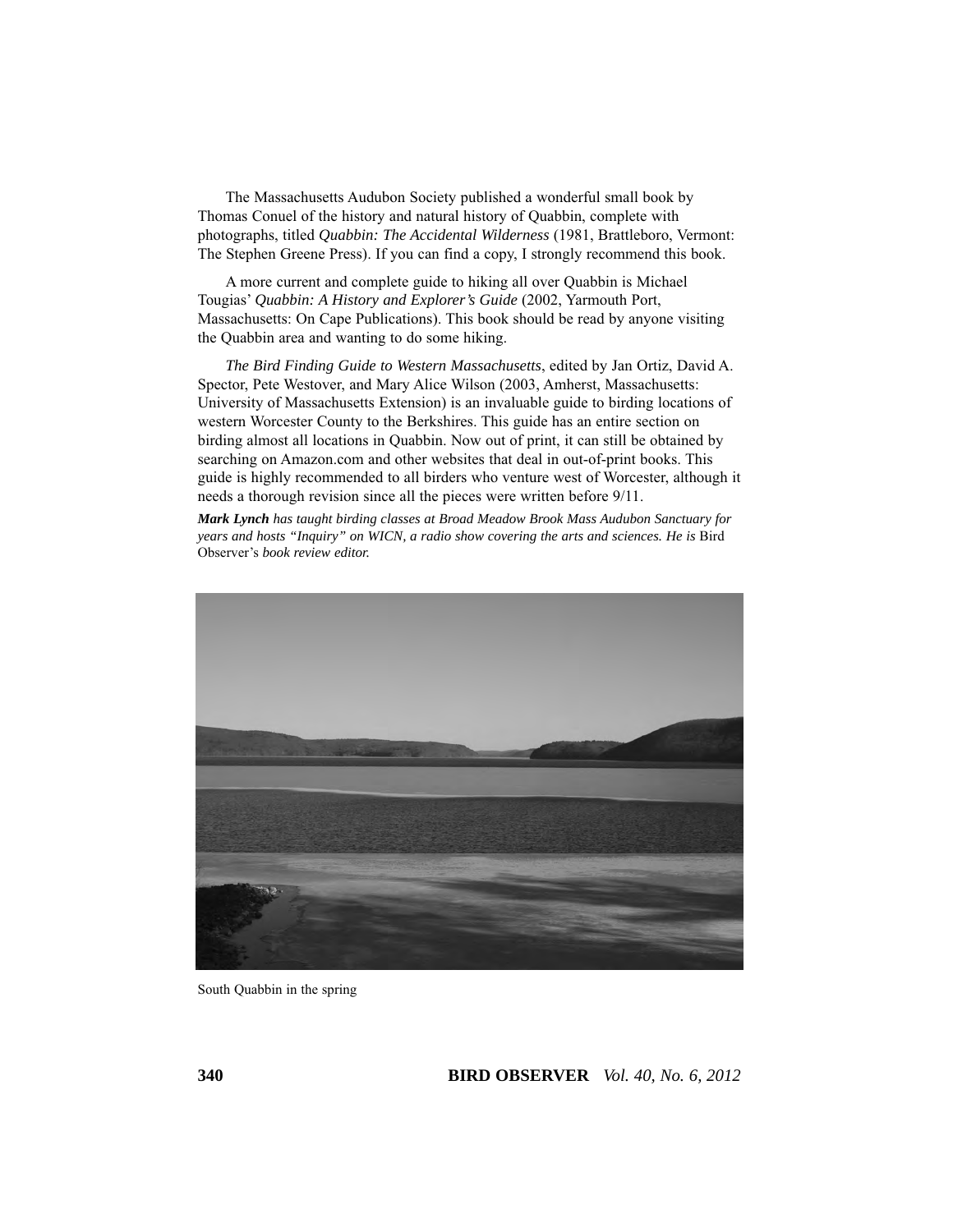The Massachusetts Audubon Society published a wonderful small book by Thomas Conuel of the history and natural history of Quabbin, complete with photographs, titled *Quabbin: The Accidental Wilderness* (1981, Brattleboro, Vermont: The Stephen Greene Press). If you can find a copy, I strongly recommend this book.

A more current and complete guide to hiking all over Quabbin is Michael Tougias' *Quabbin: A History and Explorer's Guide* (2002, Yarmouth Port, Massachusetts: On Cape Publications). This book should be read by anyone visiting the Quabbin area and wanting to do some hiking.

*The Bird Finding Guide to Western Massachusetts*, edited by Jan Ortiz, David A. Spector, Pete Westover, and Mary Alice Wilson (2003, Amherst, Massachusetts: University of Massachusetts Extension) is an invaluable guide to birding locations of western Worcester County to the Berkshires. This guide has an entire section on birding almost all locations in Quabbin. Now out of print, it can still be obtained by searching on Amazon.com and other websites that deal in out-of-print books. This guide is highly recommended to all birders who venture west of Worcester, although it needs a thorough revision since all the pieces were written before 9/11.

***Mark Lynch** has taught birding classes at Broad Meadow Brook Mass Audubon Sanctuary for years and hosts "Inquiry" on WICN, a radio show covering the arts and sciences. He is* Bird Observer's *book review editor.*

South Quabbin in the spring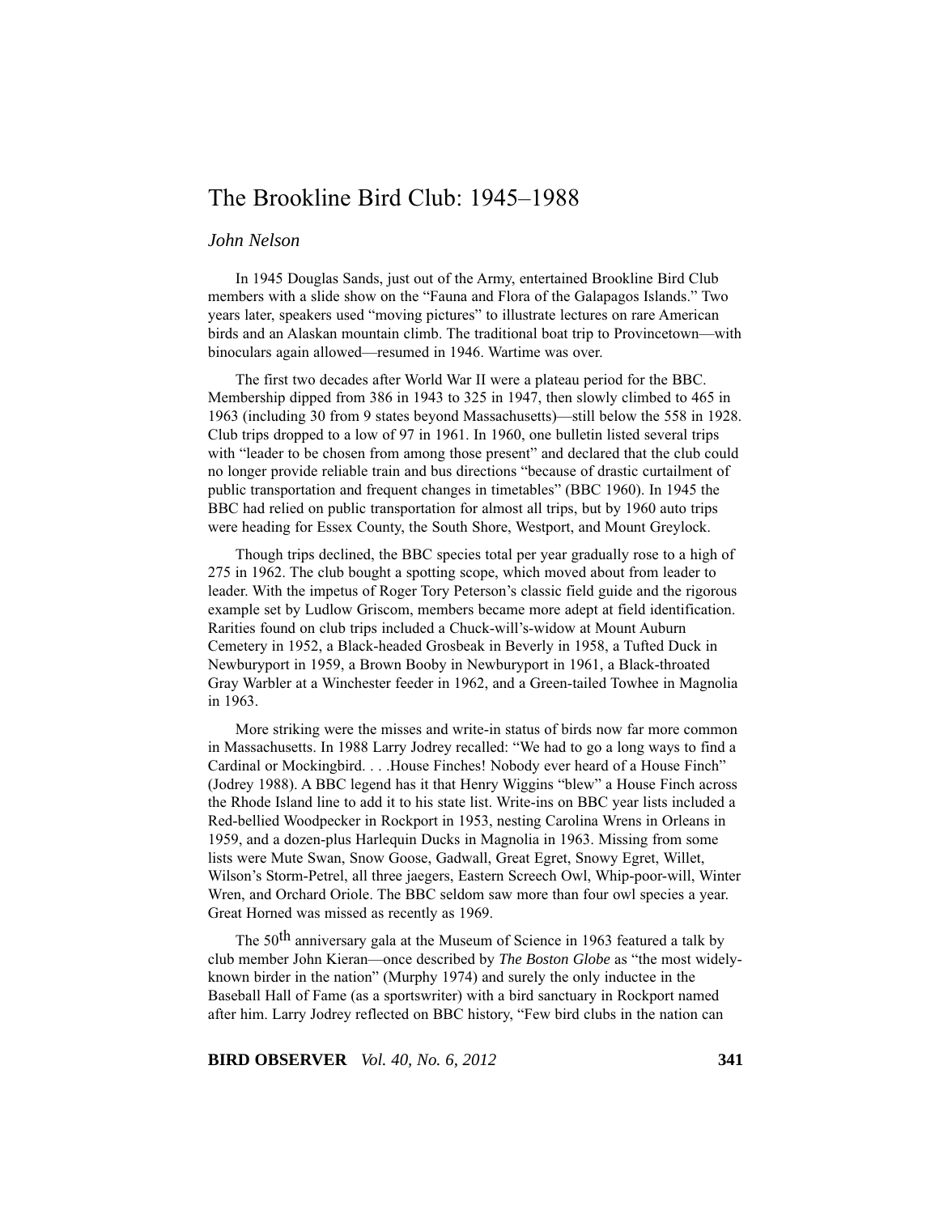# The Brookline Bird Club: 1945–1988

*John Nelson*

In 1945 Douglas Sands, just out of the Army, entertained Brookline Bird Club members with a slide show on the "Fauna and Flora of the Galapagos Islands." Two years later, speakers used "moving pictures" to illustrate lectures on rare American birds and an Alaskan mountain climb. The traditional boat trip to Provincetown—with binoculars again allowed—resumed in 1946. Wartime was over.

The first two decades after World War II were a plateau period for the BBC. Membership dipped from 386 in 1943 to 325 in 1947, then slowly climbed to 465 in 1963 (including 30 from 9 states beyond Massachusetts)—still below the 558 in 1928. Club trips dropped to a low of 97 in 1961. In 1960, one bulletin listed several trips with "leader to be chosen from among those present" and declared that the club could no longer provide reliable train and bus directions "because of drastic curtailment of public transportation and frequent changes in timetables" (BBC 1960). In 1945 the BBC had relied on public transportation for almost all trips, but by 1960 auto trips were heading for Essex County, the South Shore, Westport, and Mount Greylock.

Though trips declined, the BBC species total per year gradually rose to a high of 275 in 1962. The club bought a spotting scope, which moved about from leader to leader. With the impetus of Roger Tory Peterson's classic field guide and the rigorous example set by Ludlow Griscom, members became more adept at field identification. Rarities found on club trips included a Chuck-will's-widow at Mount Auburn Cemetery in 1952, a Black-headed Grosbeak in Beverly in 1958, a Tufted Duck in Newburyport in 1959, a Brown Booby in Newburyport in 1961, a Black-throated Gray Warbler at a Winchester feeder in 1962, and a Green-tailed Towhee in Magnolia in 1963.

More striking were the misses and write-in status of birds now far more common in Massachusetts. In 1988 Larry Jodrey recalled: "We had to go a long ways to find a Cardinal or Mockingbird. . . .House Finches! Nobody ever heard of a House Finch" (Jodrey 1988). A BBC legend has it that Henry Wiggins "blew" a House Finch across the Rhode Island line to add it to his state list. Write-ins on BBC year lists included a Red-bellied Woodpecker in Rockport in 1953, nesting Carolina Wrens in Orleans in 1959, and a dozen-plus Harlequin Ducks in Magnolia in 1963. Missing from some lists were Mute Swan, Snow Goose, Gadwall, Great Egret, Snowy Egret, Willet, Wilson's Storm-Petrel, all three jaegers, Eastern Screech Owl, Whip-poor-will, Winter Wren, and Orchard Oriole. The BBC seldom saw more than four owl species a year. Great Horned was missed as recently as 1969.

The 50th anniversary gala at the Museum of Science in 1963 featured a talk by club member John Kieran—once described by *The Boston Globe* as "the most widely-known birder in the nation" (Murphy 1974) and surely the only inductee in the Baseball Hall of Fame (as a sportswriter) with a bird sanctuary in Rockport named after him. Larry Jodrey reflected on BBC history, "Few bird clubs in the nation can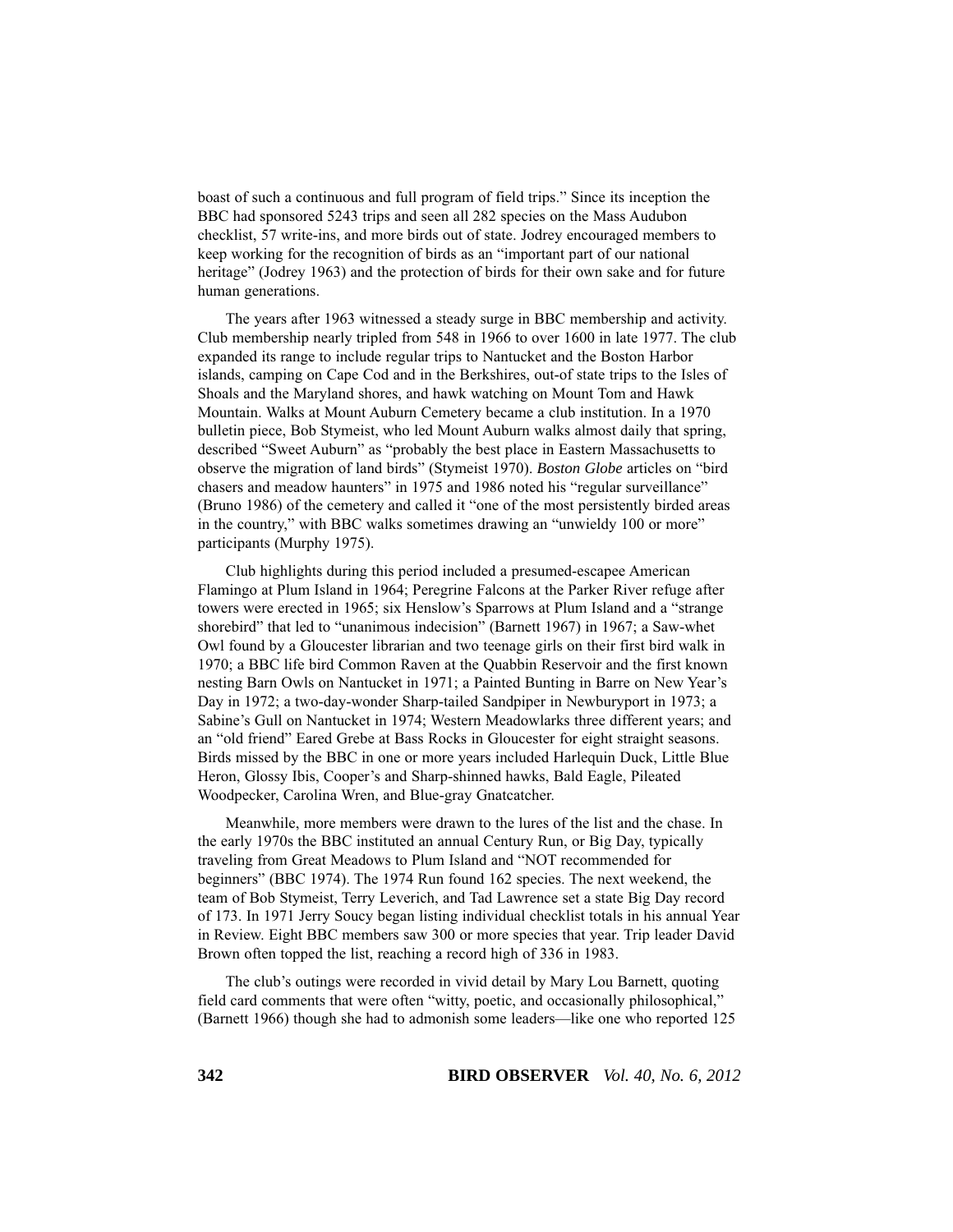boast of such a continuous and full program of field trips." Since its inception the BBC had sponsored 5243 trips and seen all 282 species on the Mass Audubon checklist, 57 write-ins, and more birds out of state. Jodrey encouraged members to keep working for the recognition of birds as an "important part of our national heritage" (Jodrey 1963) and the protection of birds for their own sake and for future human generations.

The years after 1963 witnessed a steady surge in BBC membership and activity. Club membership nearly tripled from 548 in 1966 to over 1600 in late 1977. The club expanded its range to include regular trips to Nantucket and the Boston Harbor islands, camping on Cape Cod and in the Berkshires, out-of state trips to the Isles of Shoals and the Maryland shores, and hawk watching on Mount Tom and Hawk Mountain. Walks at Mount Auburn Cemetery became a club institution. In a 1970 bulletin piece, Bob Stymeist, who led Mount Auburn walks almost daily that spring, described "Sweet Auburn" as "probably the best place in Eastern Massachusetts to observe the migration of land birds" (Stymeist 1970). *Boston Globe* articles on "bird chasers and meadow haunters" in 1975 and 1986 noted his "regular surveillance" (Bruno 1986) of the cemetery and called it "one of the most persistently birded areas in the country," with BBC walks sometimes drawing an "unwieldy 100 or more" participants (Murphy 1975).

Club highlights during this period included a presumed-escapee American Flamingo at Plum Island in 1964; Peregrine Falcons at the Parker River refuge after towers were erected in 1965; six Henslow's Sparrows at Plum Island and a "strange shorebird" that led to "unanimous indecision" (Barnett 1967) in 1967; a Saw-whet Owl found by a Gloucester librarian and two teenage girls on their first bird walk in 1970; a BBC life bird Common Raven at the Quabbin Reservoir and the first known nesting Barn Owls on Nantucket in 1971; a Painted Bunting in Barre on New Year's Day in 1972; a two-day-wonder Sharp-tailed Sandpiper in Newburyport in 1973; a Sabine's Gull on Nantucket in 1974; Western Meadowlarks three different years; and an "old friend" Eared Grebe at Bass Rocks in Gloucester for eight straight seasons. Birds missed by the BBC in one or more years included Harlequin Duck, Little Blue Heron, Glossy Ibis, Cooper's and Sharp-shinned hawks, Bald Eagle, Pileated Woodpecker, Carolina Wren, and Blue-gray Gnatcatcher.

Meanwhile, more members were drawn to the lures of the list and the chase. In the early 1970s the BBC instituted an annual Century Run, or Big Day, typically traveling from Great Meadows to Plum Island and "NOT recommended for beginners" (BBC 1974). The 1974 Run found 162 species. The next weekend, the team of Bob Stymeist, Terry Leverich, and Tad Lawrence set a state Big Day record of 173. In 1971 Jerry Soucy began listing individual checklist totals in his annual Year in Review. Eight BBC members saw 300 or more species that year. Trip leader David Brown often topped the list, reaching a record high of 336 in 1983.

The club's outings were recorded in vivid detail by Mary Lou Barnett, quoting field card comments that were often "witty, poetic, and occasionally philosophical," (Barnett 1966) though she had to admonish some leaders—like one who reported 125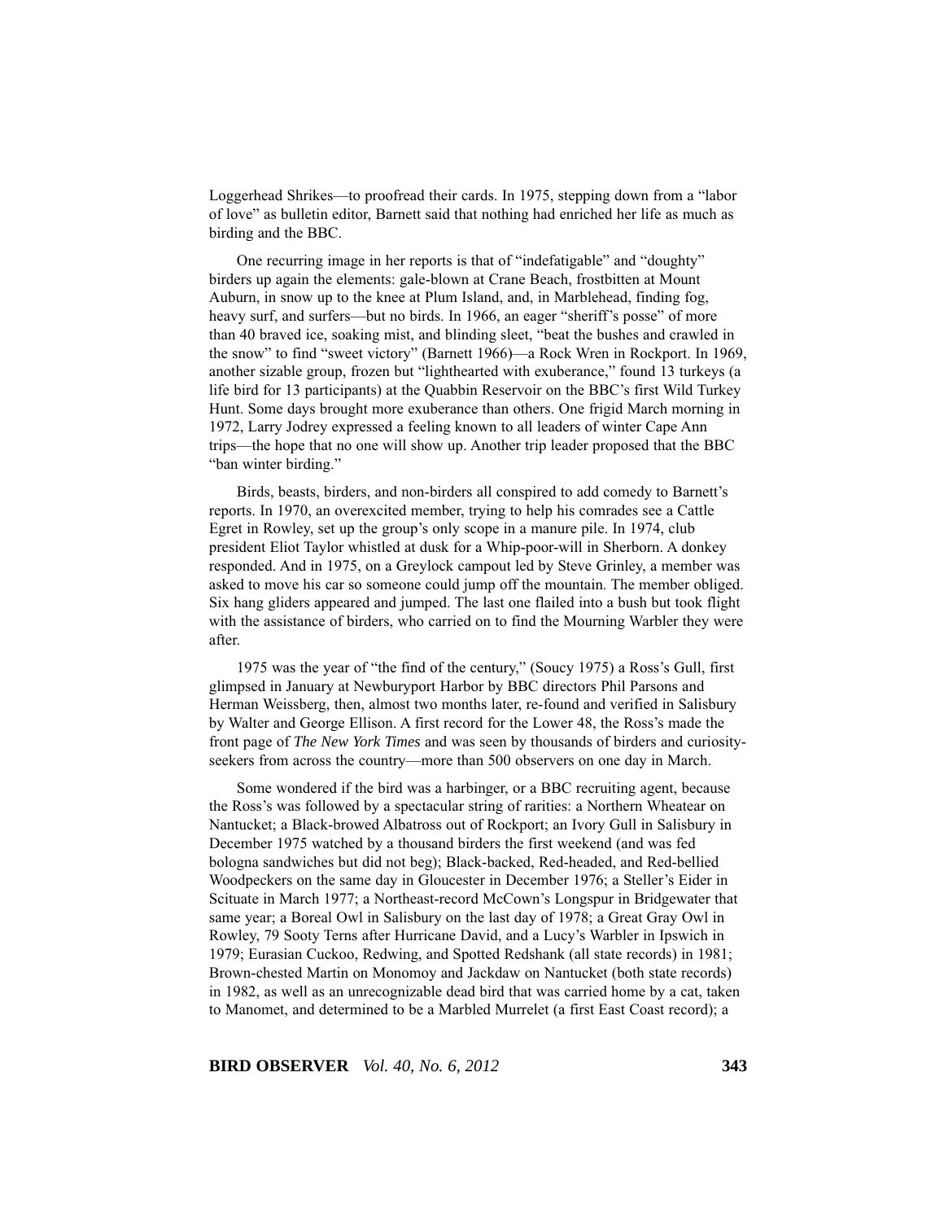Loggerhead Shrikes—to proofread their cards. In 1975, stepping down from a "labor of love" as bulletin editor, Barnett said that nothing had enriched her life as much as birding and the BBC.

One recurring image in her reports is that of "indefatigable" and "doughty" birders up again the elements: gale-blown at Crane Beach, frostbitten at Mount Auburn, in snow up to the knee at Plum Island, and, in Marblehead, finding fog, heavy surf, and surfers—but no birds. In 1966, an eager "sheriff's posse" of more than 40 braved ice, soaking mist, and blinding sleet, "beat the bushes and crawled in the snow" to find "sweet victory" (Barnett 1966)—a Rock Wren in Rockport. In 1969, another sizable group, frozen but "lighthearted with exuberance," found 13 turkeys (a life bird for 13 participants) at the Quabbin Reservoir on the BBC's first Wild Turkey Hunt. Some days brought more exuberance than others. One frigid March morning in 1972, Larry Jodrey expressed a feeling known to all leaders of winter Cape Ann trips—the hope that no one will show up. Another trip leader proposed that the BBC "ban winter birding."

Birds, beasts, birders, and non-birders all conspired to add comedy to Barnett's reports. In 1970, an overexcited member, trying to help his comrades see a Cattle Egret in Rowley, set up the group's only scope in a manure pile. In 1974, club president Eliot Taylor whistled at dusk for a Whip-poor-will in Sherborn. A donkey responded. And in 1975, on a Greylock campout led by Steve Grinley, a member was asked to move his car so someone could jump off the mountain. The member obliged. Six hang gliders appeared and jumped. The last one flailed into a bush but took flight with the assistance of birders, who carried on to find the Mourning Warbler they were after.

1975 was the year of "the find of the century," (Soucy 1975) a Ross's Gull, first glimpsed in January at Newburyport Harbor by BBC directors Phil Parsons and Herman Weissberg, then, almost two months later, re-found and verified in Salisbury by Walter and George Ellison. A first record for the Lower 48, the Ross's made the front page of *The New York Times* and was seen by thousands of birders and curiosity-seekers from across the country—more than 500 observers on one day in March.

Some wondered if the bird was a harbinger, or a BBC recruiting agent, because the Ross's was followed by a spectacular string of rarities: a Northern Wheatear on Nantucket; a Black-browed Albatross out of Rockport; an Ivory Gull in Salisbury in December 1975 watched by a thousand birders the first weekend (and was fed bologna sandwiches but did not beg); Black-backed, Red-headed, and Red-bellied Woodpeckers on the same day in Gloucester in December 1976; a Steller's Eider in Scituate in March 1977; a Northeast-record McCown's Longspur in Bridgewater that same year; a Boreal Owl in Salisbury on the last day of 1978; a Great Gray Owl in Rowley, 79 Sooty Terns after Hurricane David, and a Lucy's Warbler in Ipswich in 1979; Eurasian Cuckoo, Redwing, and Spotted Redshank (all state records) in 1981; Brown-chested Martin on Monomoy and Jackdaw on Nantucket (both state records) in 1982, as well as an unrecognizable dead bird that was carried home by a cat, taken to Manomet, and determined to be a Marbled Murrelet (a first East Coast record); a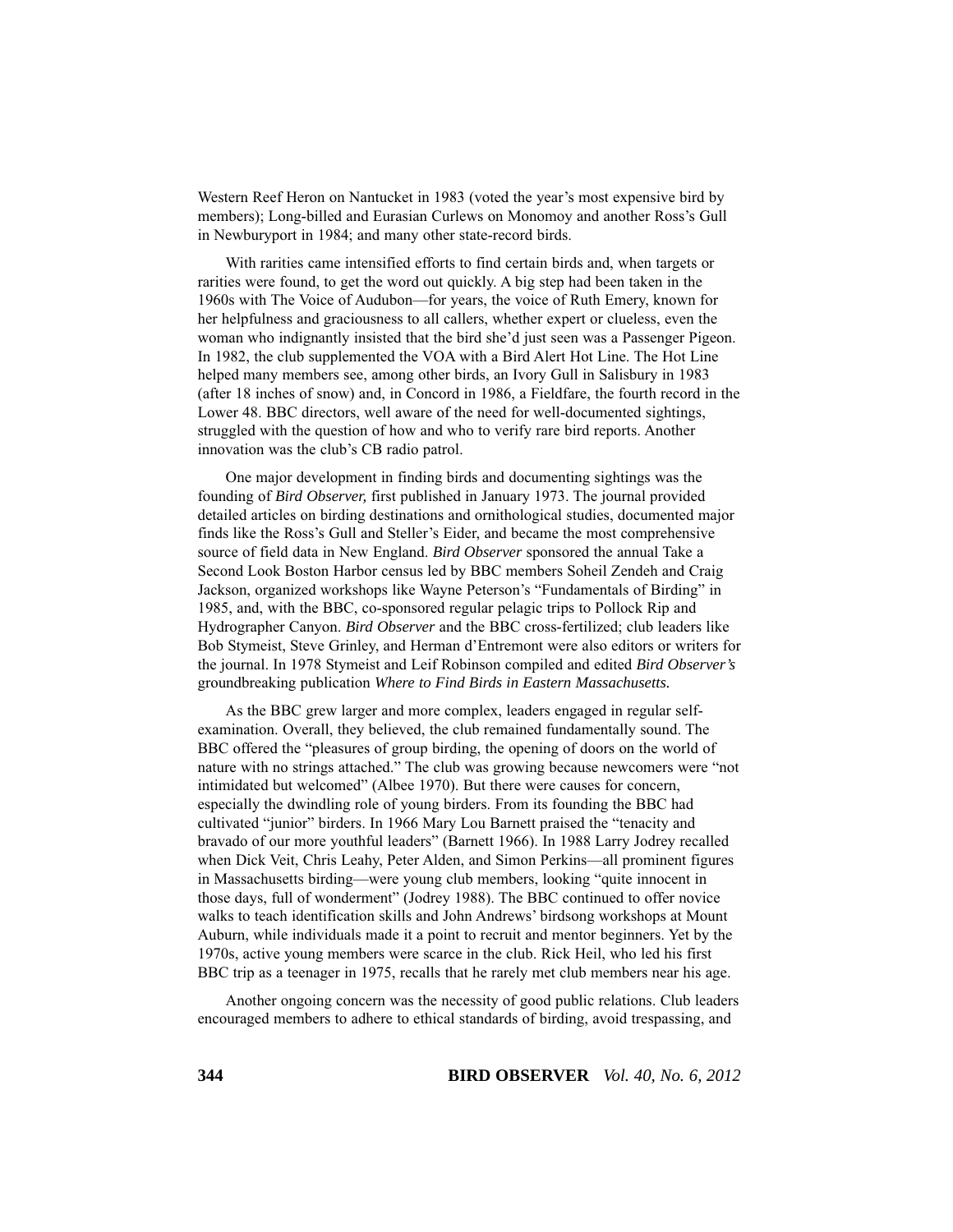Western Reef Heron on Nantucket in 1983 (voted the year's most expensive bird by members); Long-billed and Eurasian Curlews on Monomoy and another Ross's Gull in Newburyport in 1984; and many other state-record birds.

With rarities came intensified efforts to find certain birds and, when targets or rarities were found, to get the word out quickly. A big step had been taken in the 1960s with The Voice of Audubon—for years, the voice of Ruth Emery, known for her helpfulness and graciousness to all callers, whether expert or clueless, even the woman who indignantly insisted that the bird she'd just seen was a Passenger Pigeon. In 1982, the club supplemented the VOA with a Bird Alert Hot Line. The Hot Line helped many members see, among other birds, an Ivory Gull in Salisbury in 1983 (after 18 inches of snow) and, in Concord in 1986, a Fieldfare, the fourth record in the Lower 48. BBC directors, well aware of the need for well-documented sightings, struggled with the question of how and who to verify rare bird reports. Another innovation was the club's CB radio patrol.

One major development in finding birds and documenting sightings was the founding of *Bird Observer,* first published in January 1973. The journal provided detailed articles on birding destinations and ornithological studies, documented major finds like the Ross's Gull and Steller's Eider, and became the most comprehensive source of field data in New England. *Bird Observer* sponsored the annual Take a Second Look Boston Harbor census led by BBC members Soheil Zendeh and Craig Jackson, organized workshops like Wayne Peterson's "Fundamentals of Birding" in 1985, and, with the BBC, co-sponsored regular pelagic trips to Pollock Rip and Hydrographer Canyon. *Bird Observer* and the BBC cross-fertilized; club leaders like Bob Stymeist, Steve Grinley, and Herman d'Entremont were also editors or writers for the journal. In 1978 Stymeist and Leif Robinson compiled and edited *Bird Observer's* groundbreaking publication *Where to Find Birds in Eastern Massachusetts.*

As the BBC grew larger and more complex, leaders engaged in regular self-examination. Overall, they believed, the club remained fundamentally sound. The BBC offered the "pleasures of group birding, the opening of doors on the world of nature with no strings attached." The club was growing because newcomers were "not intimidated but welcomed" (Albee 1970). But there were causes for concern, especially the dwindling role of young birders. From its founding the BBC had cultivated "junior" birders. In 1966 Mary Lou Barnett praised the "tenacity and bravado of our more youthful leaders" (Barnett 1966). In 1988 Larry Jodrey recalled when Dick Veit, Chris Leahy, Peter Alden, and Simon Perkins—all prominent figures in Massachusetts birding—were young club members, looking "quite innocent in those days, full of wonderment" (Jodrey 1988). The BBC continued to offer novice walks to teach identification skills and John Andrews' birdsong workshops at Mount Auburn, while individuals made it a point to recruit and mentor beginners. Yet by the 1970s, active young members were scarce in the club. Rick Heil, who led his first BBC trip as a teenager in 1975, recalls that he rarely met club members near his age.

Another ongoing concern was the necessity of good public relations. Club leaders encouraged members to adhere to ethical standards of birding, avoid trespassing, and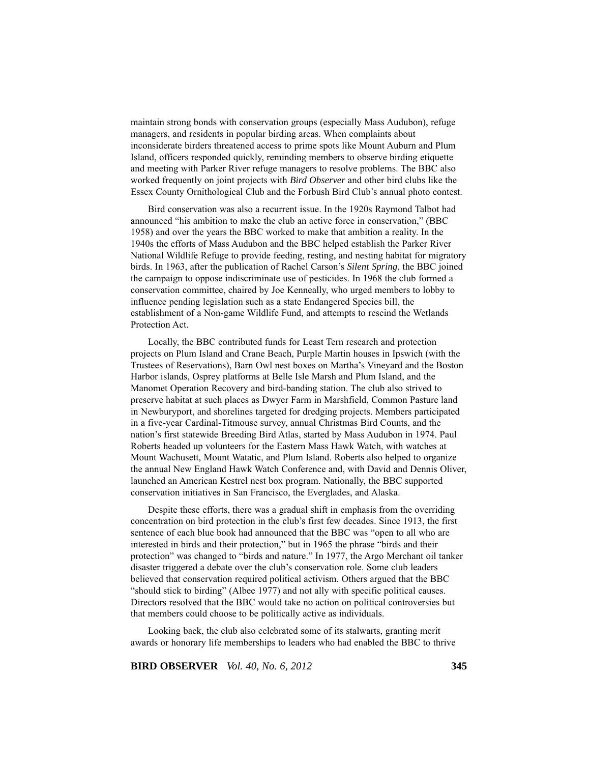maintain strong bonds with conservation groups (especially Mass Audubon), refuge managers, and residents in popular birding areas. When complaints about inconsiderate birders threatened access to prime spots like Mount Auburn and Plum Island, officers responded quickly, reminding members to observe birding etiquette and meeting with Parker River refuge managers to resolve problems. The BBC also worked frequently on joint projects with *Bird Observer* and other bird clubs like the Essex County Ornithological Club and the Forbush Bird Club's annual photo contest.

Bird conservation was also a recurrent issue. In the 1920s Raymond Talbot had announced "his ambition to make the club an active force in conservation," (BBC 1958) and over the years the BBC worked to make that ambition a reality. In the 1940s the efforts of Mass Audubon and the BBC helped establish the Parker River National Wildlife Refuge to provide feeding, resting, and nesting habitat for migratory birds. In 1963, after the publication of Rachel Carson's *Silent Spring*, the BBC joined the campaign to oppose indiscriminate use of pesticides. In 1968 the club formed a conservation committee, chaired by Joe Kenneally, who urged members to lobby to influence pending legislation such as a state Endangered Species bill, the establishment of a Non-game Wildlife Fund, and attempts to rescind the Wetlands Protection Act.

Locally, the BBC contributed funds for Least Tern research and protection projects on Plum Island and Crane Beach, Purple Martin houses in Ipswich (with the Trustees of Reservations), Barn Owl nest boxes on Martha's Vineyard and the Boston Harbor islands, Osprey platforms at Belle Isle Marsh and Plum Island, and the Manomet Operation Recovery and bird-banding station. The club also strived to preserve habitat at such places as Dwyer Farm in Marshfield, Common Pasture land in Newburyport, and shorelines targeted for dredging projects. Members participated in a five-year Cardinal-Titmouse survey, annual Christmas Bird Counts, and the nation's first statewide Breeding Bird Atlas, started by Mass Audubon in 1974. Paul Roberts headed up volunteers for the Eastern Mass Hawk Watch, with watches at Mount Wachusett, Mount Watatic, and Plum Island. Roberts also helped to organize the annual New England Hawk Watch Conference and, with David and Dennis Oliver, launched an American Kestrel nest box program. Nationally, the BBC supported conservation initiatives in San Francisco, the Everglades, and Alaska.

Despite these efforts, there was a gradual shift in emphasis from the overriding concentration on bird protection in the club's first few decades. Since 1913, the first sentence of each blue book had announced that the BBC was "open to all who are interested in birds and their protection," but in 1965 the phrase "birds and their protection" was changed to "birds and nature." In 1977, the Argo Merchant oil tanker disaster triggered a debate over the club's conservation role. Some club leaders believed that conservation required political activism. Others argued that the BBC "should stick to birding" (Albee 1977) and not ally with specific political causes. Directors resolved that the BBC would take no action on political controversies but that members could choose to be politically active as individuals.

Looking back, the club also celebrated some of its stalwarts, granting merit awards or honorary life memberships to leaders who had enabled the BBC to thrive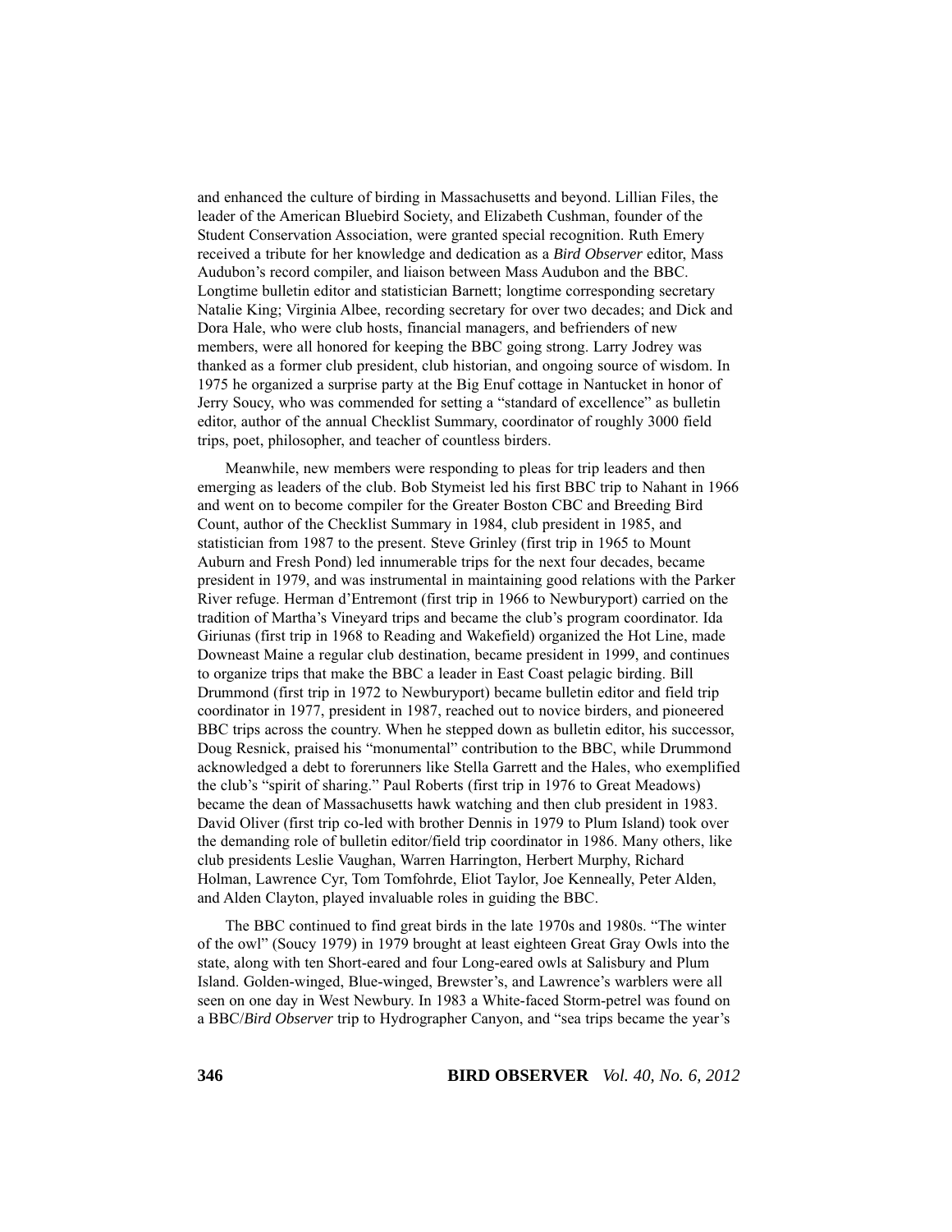and enhanced the culture of birding in Massachusetts and beyond. Lillian Files, the leader of the American Bluebird Society, and Elizabeth Cushman, founder of the Student Conservation Association, were granted special recognition. Ruth Emery received a tribute for her knowledge and dedication as a *Bird Observer* editor, Mass Audubon's record compiler, and liaison between Mass Audubon and the BBC. Longtime bulletin editor and statistician Barnett; longtime corresponding secretary Natalie King; Virginia Albee, recording secretary for over two decades; and Dick and Dora Hale, who were club hosts, financial managers, and befrienders of new members, were all honored for keeping the BBC going strong. Larry Jodrey was thanked as a former club president, club historian, and ongoing source of wisdom. In 1975 he organized a surprise party at the Big Enuf cottage in Nantucket in honor of Jerry Soucy, who was commended for setting a "standard of excellence" as bulletin editor, author of the annual Checklist Summary, coordinator of roughly 3000 field trips, poet, philosopher, and teacher of countless birders.

Meanwhile, new members were responding to pleas for trip leaders and then emerging as leaders of the club. Bob Stymeist led his first BBC trip to Nahant in 1966 and went on to become compiler for the Greater Boston CBC and Breeding Bird Count, author of the Checklist Summary in 1984, club president in 1985, and statistician from 1987 to the present. Steve Grinley (first trip in 1965 to Mount Auburn and Fresh Pond) led innumerable trips for the next four decades, became president in 1979, and was instrumental in maintaining good relations with the Parker River refuge. Herman d'Entremont (first trip in 1966 to Newburyport) carried on the tradition of Martha's Vineyard trips and became the club's program coordinator. Ida Giriunas (first trip in 1968 to Reading and Wakefield) organized the Hot Line, made Downeast Maine a regular club destination, became president in 1999, and continues to organize trips that make the BBC a leader in East Coast pelagic birding. Bill Drummond (first trip in 1972 to Newburyport) became bulletin editor and field trip coordinator in 1977, president in 1987, reached out to novice birders, and pioneered BBC trips across the country. When he stepped down as bulletin editor, his successor, Doug Resnick, praised his "monumental" contribution to the BBC, while Drummond acknowledged a debt to forerunners like Stella Garrett and the Hales, who exemplified the club's "spirit of sharing." Paul Roberts (first trip in 1976 to Great Meadows) became the dean of Massachusetts hawk watching and then club president in 1983. David Oliver (first trip co-led with brother Dennis in 1979 to Plum Island) took over the demanding role of bulletin editor/field trip coordinator in 1986. Many others, like club presidents Leslie Vaughan, Warren Harrington, Herbert Murphy, Richard Holman, Lawrence Cyr, Tom Tomfohrde, Eliot Taylor, Joe Kenneally, Peter Alden, and Alden Clayton, played invaluable roles in guiding the BBC.

The BBC continued to find great birds in the late 1970s and 1980s. "The winter of the owl" (Soucy 1979) in 1979 brought at least eighteen Great Gray Owls into the state, along with ten Short-eared and four Long-eared owls at Salisbury and Plum Island. Golden-winged, Blue-winged, Brewster's, and Lawrence's warblers were all seen on one day in West Newbury. In 1983 a White-faced Storm-petrel was found on a BBC/*Bird Observer* trip to Hydrographer Canyon, and "sea trips became the year's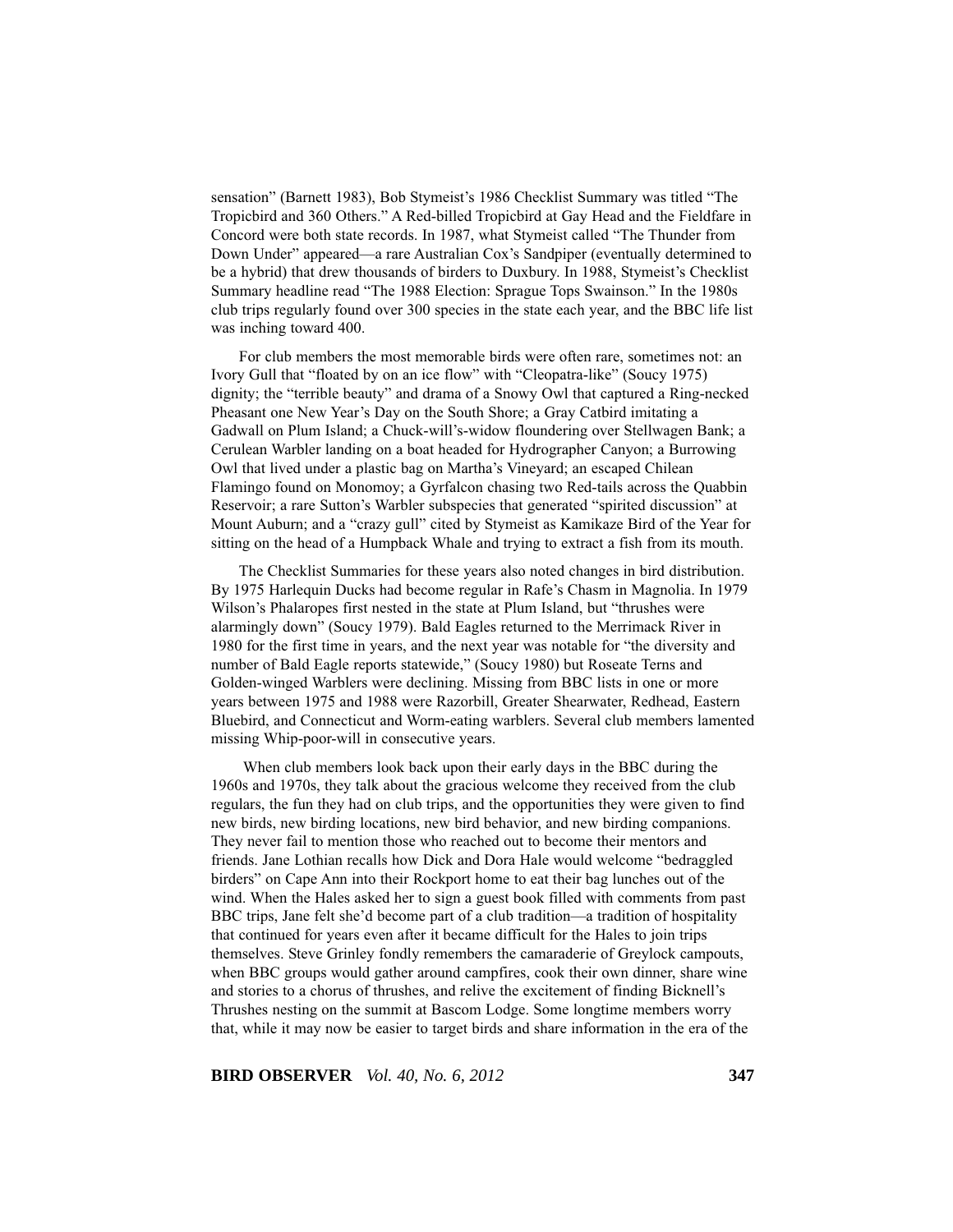sensation" (Barnett 1983), Bob Stymeist's 1986 Checklist Summary was titled "The Tropicbird and 360 Others." A Red-billed Tropicbird at Gay Head and the Fieldfare in Concord were both state records. In 1987, what Stymeist called "The Thunder from Down Under" appeared—a rare Australian Cox's Sandpiper (eventually determined to be a hybrid) that drew thousands of birders to Duxbury. In 1988, Stymeist's Checklist Summary headline read "The 1988 Election: Sprague Tops Swainson." In the 1980s club trips regularly found over 300 species in the state each year, and the BBC life list was inching toward 400.

For club members the most memorable birds were often rare, sometimes not: an Ivory Gull that "floated by on an ice flow" with "Cleopatra-like" (Soucy 1975) dignity; the "terrible beauty" and drama of a Snowy Owl that captured a Ring-necked Pheasant one New Year's Day on the South Shore; a Gray Catbird imitating a Gadwall on Plum Island; a Chuck-will's-widow floundering over Stellwagen Bank; a Cerulean Warbler landing on a boat headed for Hydrographer Canyon; a Burrowing Owl that lived under a plastic bag on Martha's Vineyard; an escaped Chilean Flamingo found on Monomoy; a Gyrfalcon chasing two Red-tails across the Quabbin Reservoir; a rare Sutton's Warbler subspecies that generated "spirited discussion" at Mount Auburn; and a "crazy gull" cited by Stymeist as Kamikaze Bird of the Year for sitting on the head of a Humpback Whale and trying to extract a fish from its mouth.

The Checklist Summaries for these years also noted changes in bird distribution. By 1975 Harlequin Ducks had become regular in Rafe's Chasm in Magnolia. In 1979 Wilson's Phalaropes first nested in the state at Plum Island, but "thrushes were alarmingly down" (Soucy 1979). Bald Eagles returned to the Merrimack River in 1980 for the first time in years, and the next year was notable for "the diversity and number of Bald Eagle reports statewide," (Soucy 1980) but Roseate Terns and Golden-winged Warblers were declining. Missing from BBC lists in one or more years between 1975 and 1988 were Razorbill, Greater Shearwater, Redhead, Eastern Bluebird, and Connecticut and Worm-eating warblers. Several club members lamented missing Whip-poor-will in consecutive years.

When club members look back upon their early days in the BBC during the 1960s and 1970s, they talk about the gracious welcome they received from the club regulars, the fun they had on club trips, and the opportunities they were given to find new birds, new birding locations, new bird behavior, and new birding companions. They never fail to mention those who reached out to become their mentors and friends. Jane Lothian recalls how Dick and Dora Hale would welcome "bedraggled birders" on Cape Ann into their Rockport home to eat their bag lunches out of the wind. When the Hales asked her to sign a guest book filled with comments from past BBC trips, Jane felt she'd become part of a club tradition—a tradition of hospitality that continued for years even after it became difficult for the Hales to join trips themselves. Steve Grinley fondly remembers the camaraderie of Greylock campouts, when BBC groups would gather around campfires, cook their own dinner, share wine and stories to a chorus of thrushes, and relive the excitement of finding Bicknell's Thrushes nesting on the summit at Bascom Lodge. Some longtime members worry that, while it may now be easier to target birds and share information in the era of the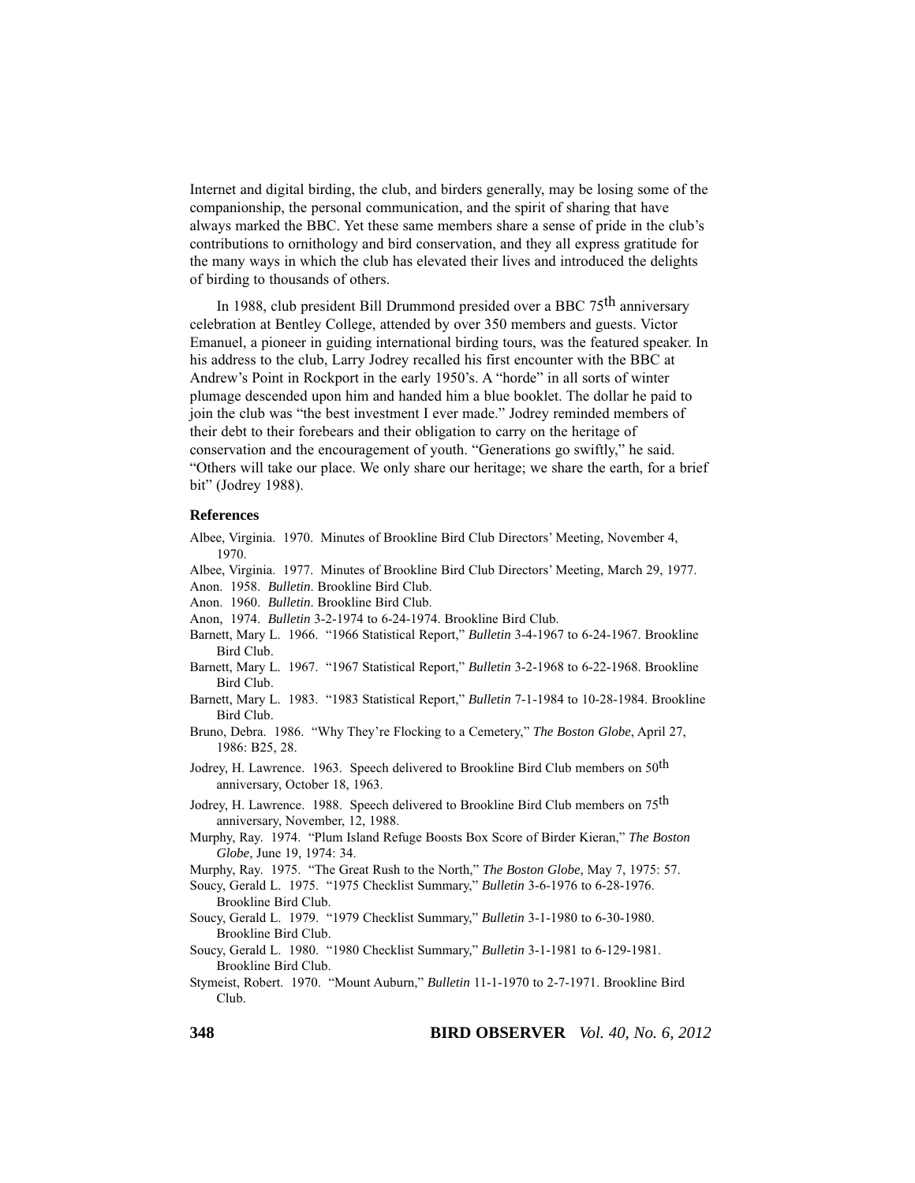Internet and digital birding, the club, and birders generally, may be losing some of the companionship, the personal communication, and the spirit of sharing that have always marked the BBC. Yet these same members share a sense of pride in the club's contributions to ornithology and bird conservation, and they all express gratitude for the many ways in which the club has elevated their lives and introduced the delights of birding to thousands of others.

In 1988, club president Bill Drummond presided over a BBC 75th anniversary celebration at Bentley College, attended by over 350 members and guests. Victor Emanuel, a pioneer in guiding international birding tours, was the featured speaker. In his address to the club, Larry Jodrey recalled his first encounter with the BBC at Andrew's Point in Rockport in the early 1950's. A "horde" in all sorts of winter plumage descended upon him and handed him a blue booklet. The dollar he paid to join the club was "the best investment I ever made." Jodrey reminded members of their debt to their forebears and their obligation to carry on the heritage of conservation and the encouragement of youth. "Generations go swiftly," he said. "Others will take our place. We only share our heritage; we share the earth, for a brief bit" (Jodrey 1988).

**References**

Albee, Virginia. 1970. Minutes of Brookline Bird Club Directors' Meeting, November 4, 1970.

Albee, Virginia. 1977. Minutes of Brookline Bird Club Directors' Meeting, March 29, 1977.

Anon. 1958. *Bulletin*. Brookline Bird Club.

Anon. 1960. *Bulletin*. Brookline Bird Club.

Anon, 1974. *Bulletin* 3-2-1974 to 6-24-1974. Brookline Bird Club.

Barnett, Mary L. 1966. "1966 Statistical Report," *Bulletin* 3-4-1967 to 6-24-1967. Brookline Bird Club.

Barnett, Mary L. 1967. "1967 Statistical Report," *Bulletin* 3-2-1968 to 6-22-1968. Brookline Bird Club.

Barnett, Mary L. 1983. "1983 Statistical Report," *Bulletin* 7-1-1984 to 10-28-1984. Brookline Bird Club.

Bruno, Debra. 1986. "Why They're Flocking to a Cemetery," *The Boston Globe*, April 27, 1986: B25, 28.

Jodrey, H. Lawrence. 1963. Speech delivered to Brookline Bird Club members on 50th anniversary, October 18, 1963.

Jodrey, H. Lawrence. 1988. Speech delivered to Brookline Bird Club members on 75th anniversary, November, 12, 1988.

Murphy, Ray. 1974. "Plum Island Refuge Boosts Box Score of Birder Kieran," *The Boston Globe*, June 19, 1974: 34.

Murphy, Ray. 1975. "The Great Rush to the North," *The Boston Globe*, May 7, 1975: 57.

Soucy, Gerald L. 1975. "1975 Checklist Summary," *Bulletin* 3-6-1976 to 6-28-1976. Brookline Bird Club.

Soucy, Gerald L. 1979. "1979 Checklist Summary," *Bulletin* 3-1-1980 to 6-30-1980. Brookline Bird Club.

Soucy, Gerald L. 1980. "1980 Checklist Summary," *Bulletin* 3-1-1981 to 6-129-1981. Brookline Bird Club.

Stymeist, Robert. 1970. "Mount Auburn," *Bulletin* 11-1-1970 to 2-7-1971. Brookline Bird Club.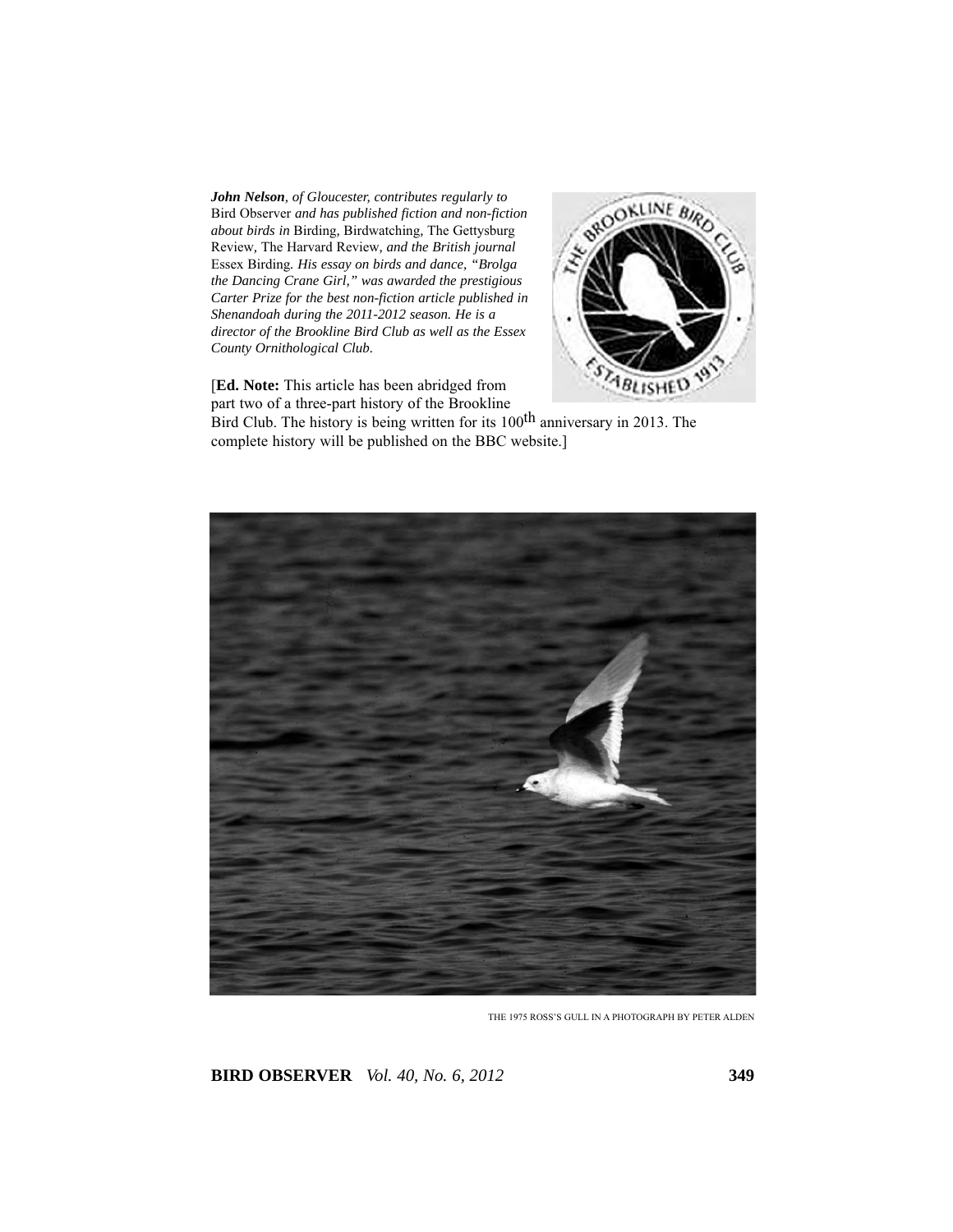***John Nelson**, of Gloucester, contributes regularly to* Bird Observer *and has published fiction and non-fiction about birds in* Birding, Birdwatching, The Gettysburg Review, The Harvard Review, *and the British journal* Essex Birding. *His essay on birds and dance, "Brolga the Dancing Crane Girl," was awarded the prestigious Carter Prize for the best non-fiction article published in Shenandoah during the 2011-2012 season. He is a director of the Brookline Bird Club as well as the Essex County Ornithological Club.*

[**Ed. Note:** This article has been abridged from part two of a three-part history of the Brookline Bird Club. The history is being written for its 100th anniversary in 2013. The complete history will be published on the BBC website.]

THE 1975 ROSS'S GULL IN A PHOTOGRAPH BY PETER ALDEN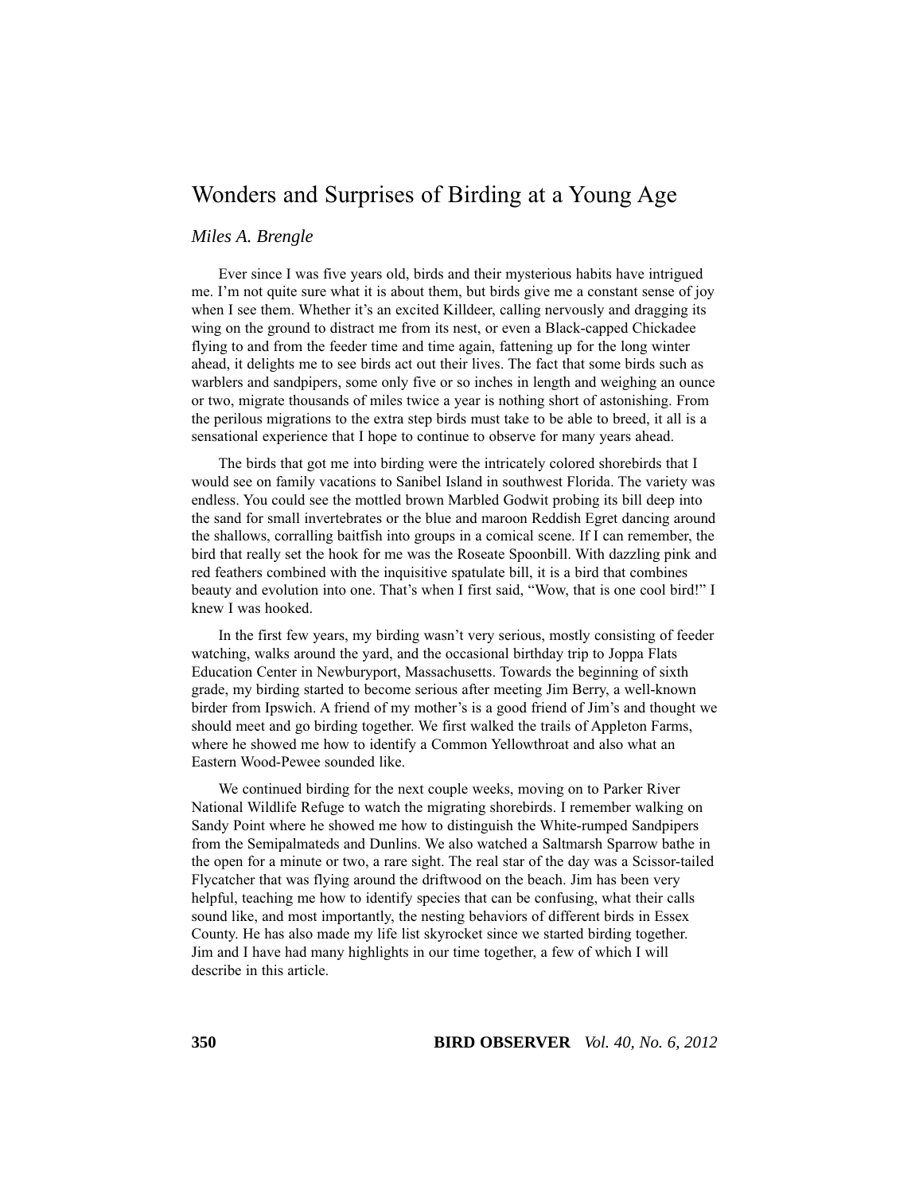# Wonders and Surprises of Birding at a Young Age

*Miles A. Brengle*

Ever since I was five years old, birds and their mysterious habits have intrigued me. I'm not quite sure what it is about them, but birds give me a constant sense of joy when I see them. Whether it's an excited Killdeer, calling nervously and dragging its wing on the ground to distract me from its nest, or even a Black-capped Chickadee flying to and from the feeder time and time again, fattening up for the long winter ahead, it delights me to see birds act out their lives. The fact that some birds such as warblers and sandpipers, some only five or so inches in length and weighing an ounce or two, migrate thousands of miles twice a year is nothing short of astonishing. From the perilous migrations to the extra step birds must take to be able to breed, it all is a sensational experience that I hope to continue to observe for many years ahead.

The birds that got me into birding were the intricately colored shorebirds that I would see on family vacations to Sanibel Island in southwest Florida. The variety was endless. You could see the mottled brown Marbled Godwit probing its bill deep into the sand for small invertebrates or the blue and maroon Reddish Egret dancing around the shallows, corralling baitfish into groups in a comical scene. If I can remember, the bird that really set the hook for me was the Roseate Spoonbill. With dazzling pink and red feathers combined with the inquisitive spatulate bill, it is a bird that combines beauty and evolution into one. That's when I first said, "Wow, that is one cool bird!" I knew I was hooked.

In the first few years, my birding wasn't very serious, mostly consisting of feeder watching, walks around the yard, and the occasional birthday trip to Joppa Flats Education Center in Newburyport, Massachusetts. Towards the beginning of sixth grade, my birding started to become serious after meeting Jim Berry, a well-known birder from Ipswich. A friend of my mother's is a good friend of Jim's and thought we should meet and go birding together. We first walked the trails of Appleton Farms, where he showed me how to identify a Common Yellowthroat and also what an Eastern Wood-Pewee sounded like.

We continued birding for the next couple weeks, moving on to Parker River National Wildlife Refuge to watch the migrating shorebirds. I remember walking on Sandy Point where he showed me how to distinguish the White-rumped Sandpipers from the Semipalmateds and Dunlins. We also watched a Saltmarsh Sparrow bathe in the open for a minute or two, a rare sight. The real star of the day was a Scissor-tailed Flycatcher that was flying around the driftwood on the beach. Jim has been very helpful, teaching me how to identify species that can be confusing, what their calls sound like, and most importantly, the nesting behaviors of different birds in Essex County. He has also made my life list skyrocket since we started birding together. Jim and I have had many highlights in our time together, a few of which I will describe in this article.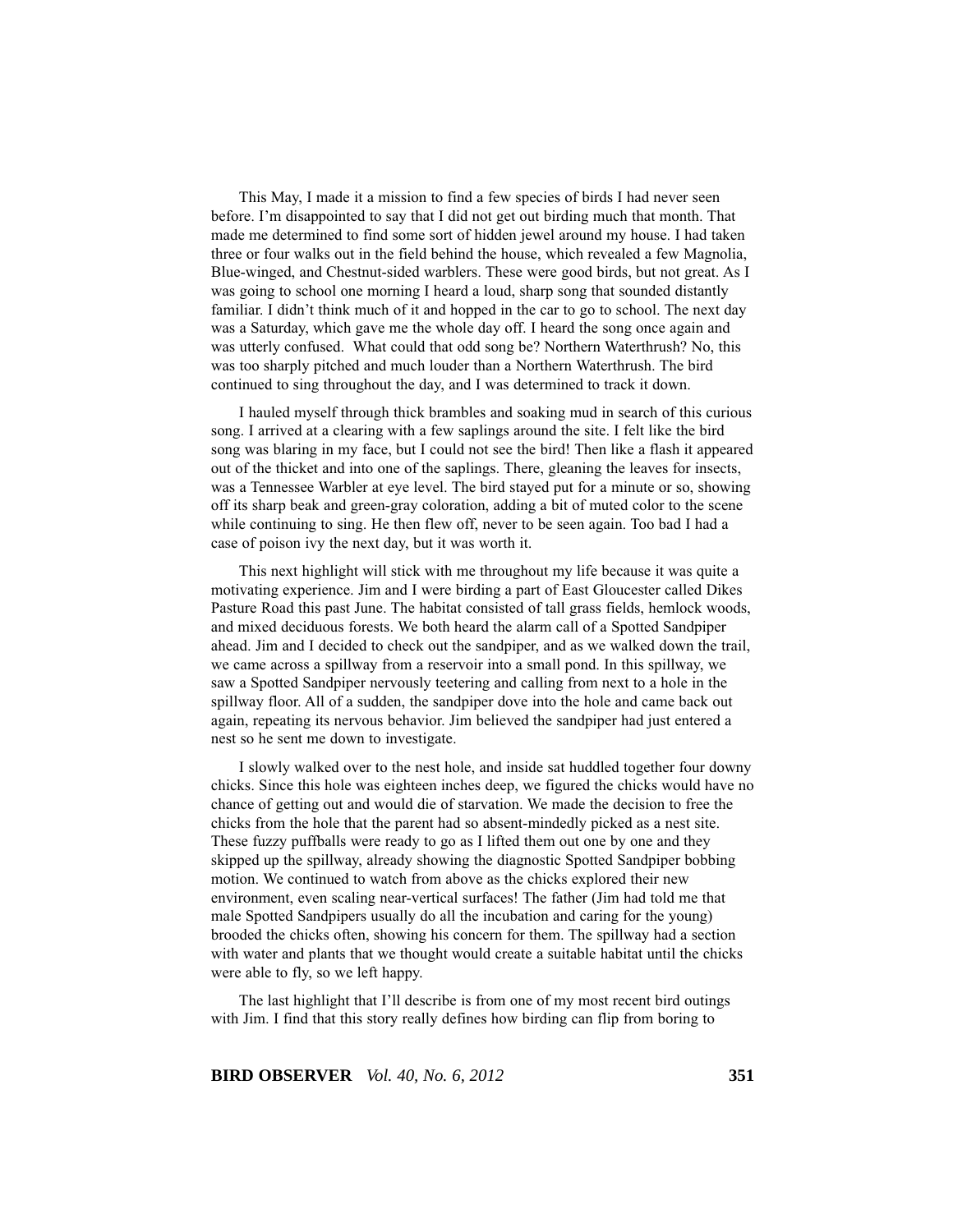This May, I made it a mission to find a few species of birds I had never seen before. I'm disappointed to say that I did not get out birding much that month. That made me determined to find some sort of hidden jewel around my house. I had taken three or four walks out in the field behind the house, which revealed a few Magnolia, Blue-winged, and Chestnut-sided warblers. These were good birds, but not great. As I was going to school one morning I heard a loud, sharp song that sounded distantly familiar. I didn't think much of it and hopped in the car to go to school. The next day was a Saturday, which gave me the whole day off. I heard the song once again and was utterly confused. What could that odd song be? Northern Waterthrush? No, this was too sharply pitched and much louder than a Northern Waterthrush. The bird continued to sing throughout the day, and I was determined to track it down.

I hauled myself through thick brambles and soaking mud in search of this curious song. I arrived at a clearing with a few saplings around the site. I felt like the bird song was blaring in my face, but I could not see the bird! Then like a flash it appeared out of the thicket and into one of the saplings. There, gleaning the leaves for insects, was a Tennessee Warbler at eye level. The bird stayed put for a minute or so, showing off its sharp beak and green-gray coloration, adding a bit of muted color to the scene while continuing to sing. He then flew off, never to be seen again. Too bad I had a case of poison ivy the next day, but it was worth it.

This next highlight will stick with me throughout my life because it was quite a motivating experience. Jim and I were birding a part of East Gloucester called Dikes Pasture Road this past June. The habitat consisted of tall grass fields, hemlock woods, and mixed deciduous forests. We both heard the alarm call of a Spotted Sandpiper ahead. Jim and I decided to check out the sandpiper, and as we walked down the trail, we came across a spillway from a reservoir into a small pond. In this spillway, we saw a Spotted Sandpiper nervously teetering and calling from next to a hole in the spillway floor. All of a sudden, the sandpiper dove into the hole and came back out again, repeating its nervous behavior. Jim believed the sandpiper had just entered a nest so he sent me down to investigate.

I slowly walked over to the nest hole, and inside sat huddled together four downy chicks. Since this hole was eighteen inches deep, we figured the chicks would have no chance of getting out and would die of starvation. We made the decision to free the chicks from the hole that the parent had so absent-mindedly picked as a nest site. These fuzzy puffballs were ready to go as I lifted them out one by one and they skipped up the spillway, already showing the diagnostic Spotted Sandpiper bobbing motion. We continued to watch from above as the chicks explored their new environment, even scaling near-vertical surfaces! The father (Jim had told me that male Spotted Sandpipers usually do all the incubation and caring for the young) brooded the chicks often, showing his concern for them. The spillway had a section with water and plants that we thought would create a suitable habitat until the chicks were able to fly, so we left happy.

The last highlight that I'll describe is from one of my most recent bird outings with Jim. I find that this story really defines how birding can flip from boring to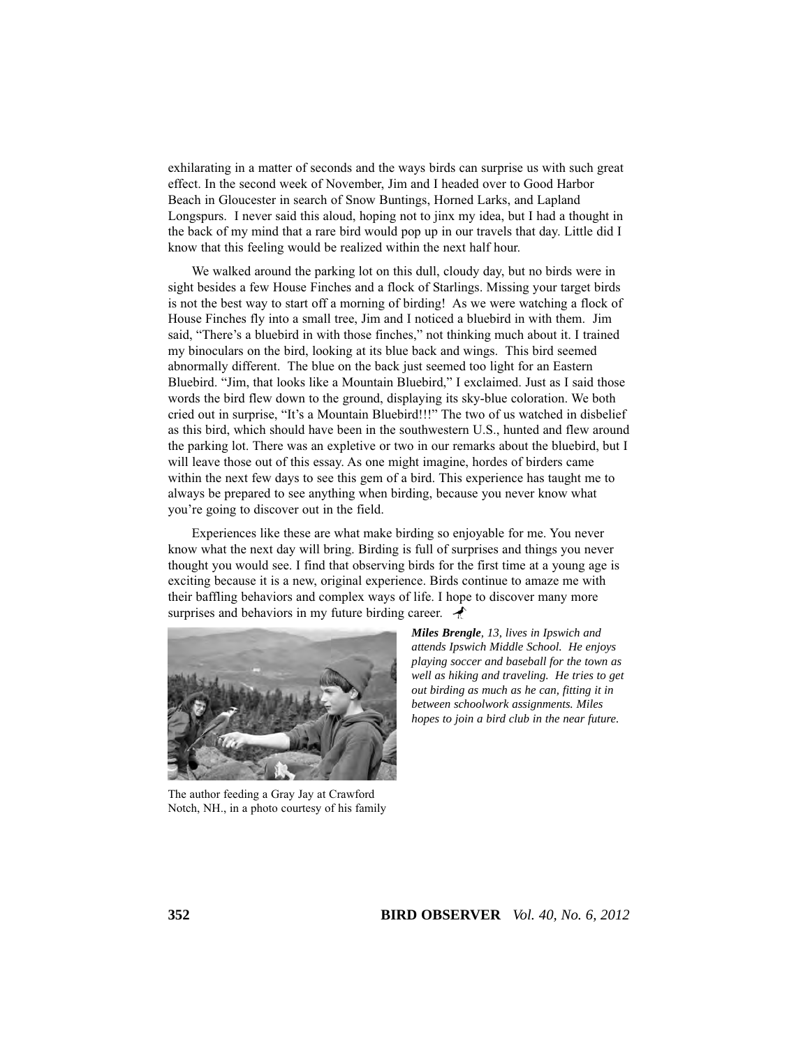exhilarating in a matter of seconds and the ways birds can surprise us with such great effect. In the second week of November, Jim and I headed over to Good Harbor Beach in Gloucester in search of Snow Buntings, Horned Larks, and Lapland Longspurs. I never said this aloud, hoping not to jinx my idea, but I had a thought in the back of my mind that a rare bird would pop up in our travels that day. Little did I know that this feeling would be realized within the next half hour.

We walked around the parking lot on this dull, cloudy day, but no birds were in sight besides a few House Finches and a flock of Starlings. Missing your target birds is not the best way to start off a morning of birding! As we were watching a flock of House Finches fly into a small tree, Jim and I noticed a bluebird in with them. Jim said, "There's a bluebird in with those finches," not thinking much about it. I trained my binoculars on the bird, looking at its blue back and wings. This bird seemed abnormally different. The blue on the back just seemed too light for an Eastern Bluebird. "Jim, that looks like a Mountain Bluebird," I exclaimed. Just as I said those words the bird flew down to the ground, displaying its sky-blue coloration. We both cried out in surprise, "It's a Mountain Bluebird!!!" The two of us watched in disbelief as this bird, which should have been in the southwestern U.S., hunted and flew around the parking lot. There was an expletive or two in our remarks about the bluebird, but I will leave those out of this essay. As one might imagine, hordes of birders came within the next few days to see this gem of a bird. This experience has taught me to always be prepared to see anything when birding, because you never know what you're going to discover out in the field.

Experiences like these are what make birding so enjoyable for me. You never know what the next day will bring. Birding is full of surprises and things you never thought you would see. I find that observing birds for the first time at a young age is exciting because it is a new, original experience. Birds continue to amaze me with their baffling behaviors and complex ways of life. I hope to discover many more surprises and behaviors in my future birding career.

The author feeding a Gray Jay at Crawford Notch, NH., in a photo courtesy of his family

***Miles Brengle**, 13, lives in Ipswich and attends Ipswich Middle School. He enjoys playing soccer and baseball for the town as well as hiking and traveling. He tries to get out birding as much as he can, fitting it in between schoolwork assignments. Miles hopes to join a bird club in the near future.*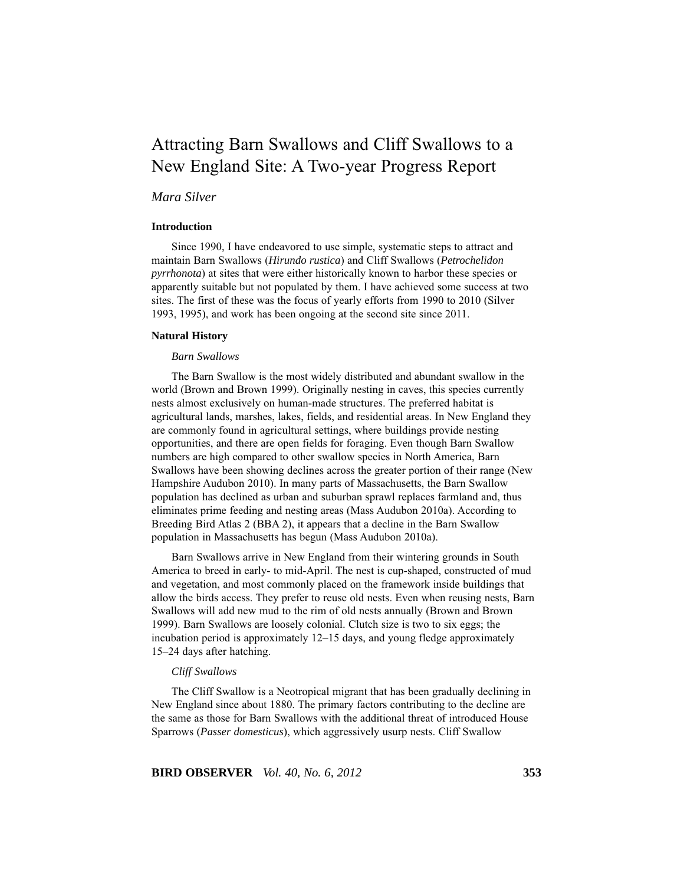# Attracting Barn Swallows and Cliff Swallows to a New England Site: A Two-year Progress Report

*Mara Silver*

### Introduction

Since 1990, I have endeavored to use simple, systematic steps to attract and maintain Barn Swallows (*Hirundo rustica*) and Cliff Swallows (*Petrochelidon pyrrhonota*) at sites that were either historically known to harbor these species or apparently suitable but not populated by them. I have achieved some success at two sites. The first of these was the focus of yearly efforts from 1990 to 2010 (Silver 1993, 1995), and work has been ongoing at the second site since 2011.

### Natural History

*Barn Swallows*

The Barn Swallow is the most widely distributed and abundant swallow in the world (Brown and Brown 1999). Originally nesting in caves, this species currently nests almost exclusively on human-made structures. The preferred habitat is agricultural lands, marshes, lakes, fields, and residential areas. In New England they are commonly found in agricultural settings, where buildings provide nesting opportunities, and there are open fields for foraging. Even though Barn Swallow numbers are high compared to other swallow species in North America, Barn Swallows have been showing declines across the greater portion of their range (New Hampshire Audubon 2010). In many parts of Massachusetts, the Barn Swallow population has declined as urban and suburban sprawl replaces farmland and, thus eliminates prime feeding and nesting areas (Mass Audubon 2010a). According to Breeding Bird Atlas 2 (BBA 2), it appears that a decline in the Barn Swallow population in Massachusetts has begun (Mass Audubon 2010a).

Barn Swallows arrive in New England from their wintering grounds in South America to breed in early- to mid-April. The nest is cup-shaped, constructed of mud and vegetation, and most commonly placed on the framework inside buildings that allow the birds access. They prefer to reuse old nests. Even when reusing nests, Barn Swallows will add new mud to the rim of old nests annually (Brown and Brown 1999). Barn Swallows are loosely colonial. Clutch size is two to six eggs; the incubation period is approximately 12–15 days, and young fledge approximately 15–24 days after hatching.

*Cliff Swallows*

The Cliff Swallow is a Neotropical migrant that has been gradually declining in New England since about 1880. The primary factors contributing to the decline are the same as those for Barn Swallows with the additional threat of introduced House Sparrows (*Passer domesticus*), which aggressively usurp nests. Cliff Swallow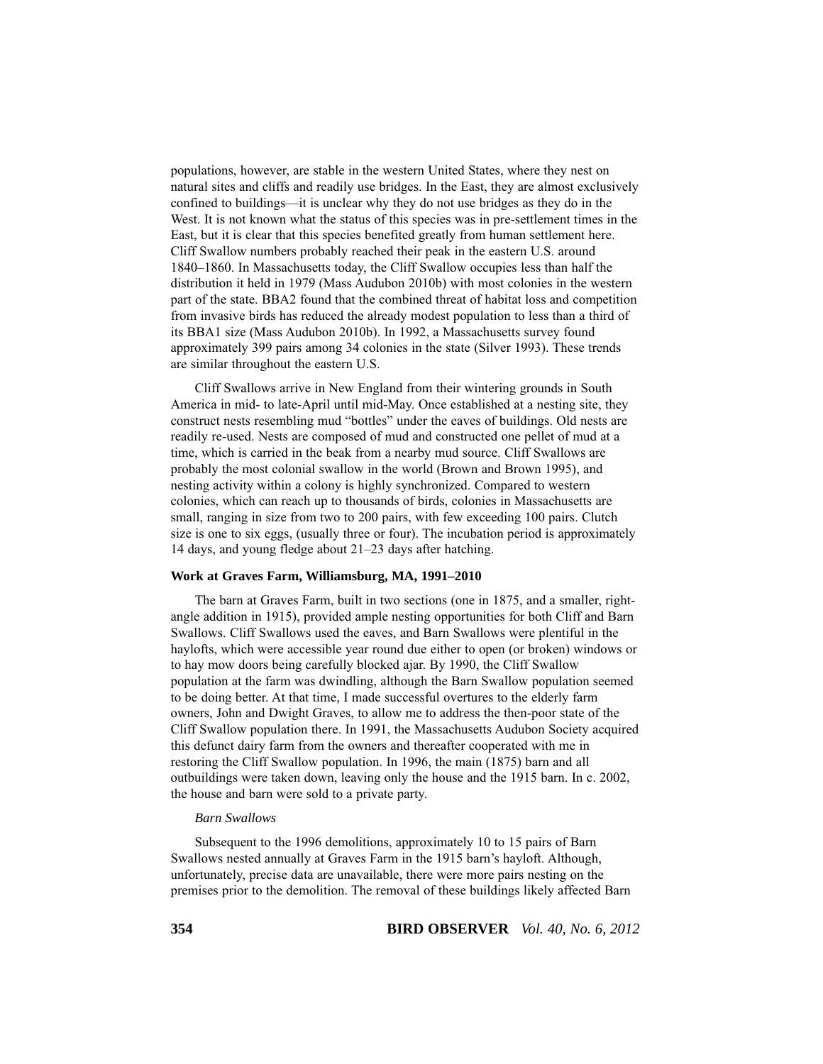populations, however, are stable in the western United States, where they nest on natural sites and cliffs and readily use bridges. In the East, they are almost exclusively confined to buildings—it is unclear why they do not use bridges as they do in the West. It is not known what the status of this species was in pre-settlement times in the East, but it is clear that this species benefited greatly from human settlement here. Cliff Swallow numbers probably reached their peak in the eastern U.S. around 1840–1860. In Massachusetts today, the Cliff Swallow occupies less than half the distribution it held in 1979 (Mass Audubon 2010b) with most colonies in the western part of the state. BBA2 found that the combined threat of habitat loss and competition from invasive birds has reduced the already modest population to less than a third of its BBA1 size (Mass Audubon 2010b). In 1992, a Massachusetts survey found approximately 399 pairs among 34 colonies in the state (Silver 1993). These trends are similar throughout the eastern U.S.

Cliff Swallows arrive in New England from their wintering grounds in South America in mid- to late-April until mid-May. Once established at a nesting site, they construct nests resembling mud "bottles" under the eaves of buildings. Old nests are readily re-used. Nests are composed of mud and constructed one pellet of mud at a time, which is carried in the beak from a nearby mud source. Cliff Swallows are probably the most colonial swallow in the world (Brown and Brown 1995), and nesting activity within a colony is highly synchronized. Compared to western colonies, which can reach up to thousands of birds, colonies in Massachusetts are small, ranging in size from two to 200 pairs, with few exceeding 100 pairs. Clutch size is one to six eggs, (usually three or four). The incubation period is approximately 14 days, and young fledge about 21–23 days after hatching.

**Work at Graves Farm, Williamsburg, MA, 1991–2010**

The barn at Graves Farm, built in two sections (one in 1875, and a smaller, right-angle addition in 1915), provided ample nesting opportunities for both Cliff and Barn Swallows. Cliff Swallows used the eaves, and Barn Swallows were plentiful in the haylofts, which were accessible year round due either to open (or broken) windows or to hay mow doors being carefully blocked ajar. By 1990, the Cliff Swallow population at the farm was dwindling, although the Barn Swallow population seemed to be doing better. At that time, I made successful overtures to the elderly farm owners, John and Dwight Graves, to allow me to address the then-poor state of the Cliff Swallow population there. In 1991, the Massachusetts Audubon Society acquired this defunct dairy farm from the owners and thereafter cooperated with me in restoring the Cliff Swallow population. In 1996, the main (1875) barn and all outbuildings were taken down, leaving only the house and the 1915 barn. In c. 2002, the house and barn were sold to a private party.

*Barn Swallows*

Subsequent to the 1996 demolitions, approximately 10 to 15 pairs of Barn Swallows nested annually at Graves Farm in the 1915 barn's hayloft. Although, unfortunately, precise data are unavailable, there were more pairs nesting on the premises prior to the demolition. The removal of these buildings likely affected Barn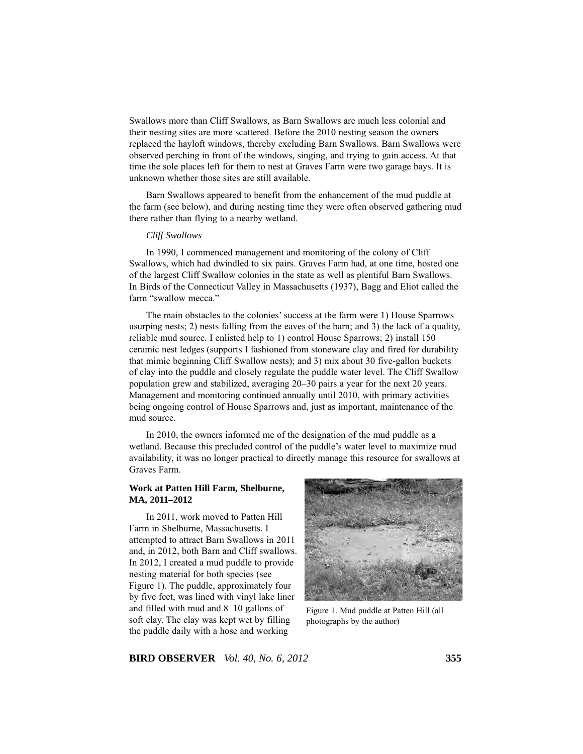Swallows more than Cliff Swallows, as Barn Swallows are much less colonial and their nesting sites are more scattered. Before the 2010 nesting season the owners replaced the hayloft windows, thereby excluding Barn Swallows. Barn Swallows were observed perching in front of the windows, singing, and trying to gain access. At that time the sole places left for them to nest at Graves Farm were two garage bays. It is unknown whether those sites are still available.

Barn Swallows appeared to benefit from the enhancement of the mud puddle at the farm (see below), and during nesting time they were often observed gathering mud there rather than flying to a nearby wetland.

*Cliff Swallows*

In 1990, I commenced management and monitoring of the colony of Cliff Swallows, which had dwindled to six pairs. Graves Farm had, at one time, hosted one of the largest Cliff Swallow colonies in the state as well as plentiful Barn Swallows. In Birds of the Connecticut Valley in Massachusetts (1937), Bagg and Eliot called the farm "swallow mecca."

The main obstacles to the colonies' success at the farm were 1) House Sparrows usurping nests; 2) nests falling from the eaves of the barn; and 3) the lack of a quality, reliable mud source. I enlisted help to 1) control House Sparrows; 2) install 150 ceramic nest ledges (supports I fashioned from stoneware clay and fired for durability that mimic beginning Cliff Swallow nests); and 3) mix about 30 five-gallon buckets of clay into the puddle and closely regulate the puddle water level. The Cliff Swallow population grew and stabilized, averaging 20–30 pairs a year for the next 20 years. Management and monitoring continued annually until 2010, with primary activities being ongoing control of House Sparrows and, just as important, maintenance of the mud source.

In 2010, the owners informed me of the designation of the mud puddle as a wetland. Because this precluded control of the puddle's water level to maximize mud availability, it was no longer practical to directly manage this resource for swallows at Graves Farm.

**Work at Patten Hill Farm, Shelburne, MA, 2011–2012**

In 2011, work moved to Patten Hill Farm in Shelburne, Massachusetts. I attempted to attract Barn Swallows in 2011 and, in 2012, both Barn and Cliff swallows. In 2012, I created a mud puddle to provide nesting material for both species (see Figure 1). The puddle, approximately four by five feet, was lined with vinyl lake liner and filled with mud and 8–10 gallons of soft clay. The clay was kept wet by filling the puddle daily with a hose and working

Figure 1. Mud puddle at Patten Hill (all photographs by the author)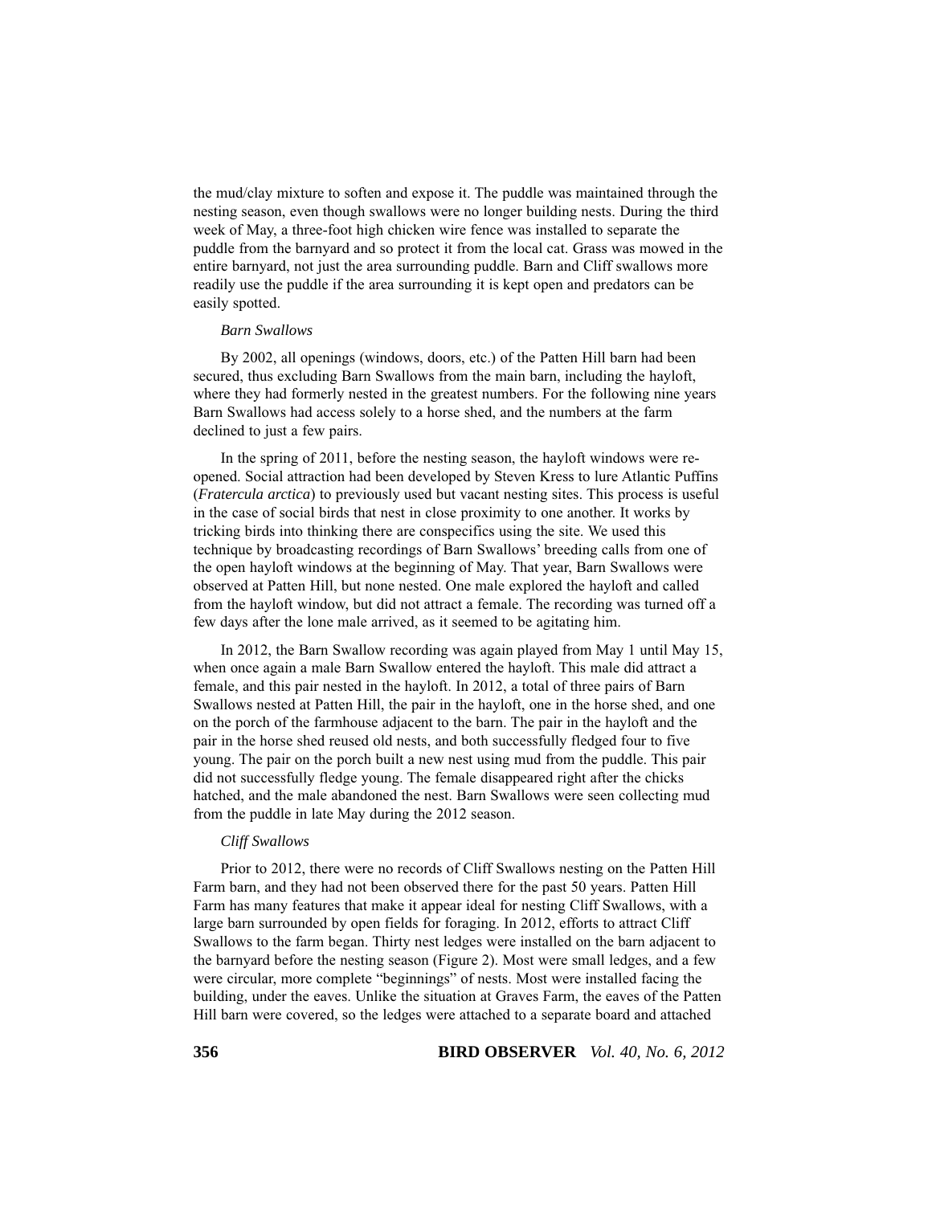the mud/clay mixture to soften and expose it. The puddle was maintained through the nesting season, even though swallows were no longer building nests. During the third week of May, a three-foot high chicken wire fence was installed to separate the puddle from the barnyard and so protect it from the local cat. Grass was mowed in the entire barnyard, not just the area surrounding puddle. Barn and Cliff swallows more readily use the puddle if the area surrounding it is kept open and predators can be easily spotted.

*Barn Swallows*

By 2002, all openings (windows, doors, etc.) of the Patten Hill barn had been secured, thus excluding Barn Swallows from the main barn, including the hayloft, where they had formerly nested in the greatest numbers. For the following nine years Barn Swallows had access solely to a horse shed, and the numbers at the farm declined to just a few pairs.

In the spring of 2011, before the nesting season, the hayloft windows were re-opened. Social attraction had been developed by Steven Kress to lure Atlantic Puffins (*Fratercula arctica*) to previously used but vacant nesting sites. This process is useful in the case of social birds that nest in close proximity to one another. It works by tricking birds into thinking there are conspecifics using the site. We used this technique by broadcasting recordings of Barn Swallows' breeding calls from one of the open hayloft windows at the beginning of May. That year, Barn Swallows were observed at Patten Hill, but none nested. One male explored the hayloft and called from the hayloft window, but did not attract a female. The recording was turned off a few days after the lone male arrived, as it seemed to be agitating him.

In 2012, the Barn Swallow recording was again played from May 1 until May 15, when once again a male Barn Swallow entered the hayloft. This male did attract a female, and this pair nested in the hayloft. In 2012, a total of three pairs of Barn Swallows nested at Patten Hill, the pair in the hayloft, one in the horse shed, and one on the porch of the farmhouse adjacent to the barn. The pair in the hayloft and the pair in the horse shed reused old nests, and both successfully fledged four to five young. The pair on the porch built a new nest using mud from the puddle. This pair did not successfully fledge young. The female disappeared right after the chicks hatched, and the male abandoned the nest. Barn Swallows were seen collecting mud from the puddle in late May during the 2012 season.

*Cliff Swallows*

Prior to 2012, there were no records of Cliff Swallows nesting on the Patten Hill Farm barn, and they had not been observed there for the past 50 years. Patten Hill Farm has many features that make it appear ideal for nesting Cliff Swallows, with a large barn surrounded by open fields for foraging. In 2012, efforts to attract Cliff Swallows to the farm began. Thirty nest ledges were installed on the barn adjacent to the barnyard before the nesting season (Figure 2). Most were small ledges, and a few were circular, more complete "beginnings" of nests. Most were installed facing the building, under the eaves. Unlike the situation at Graves Farm, the eaves of the Patten Hill barn were covered, so the ledges were attached to a separate board and attached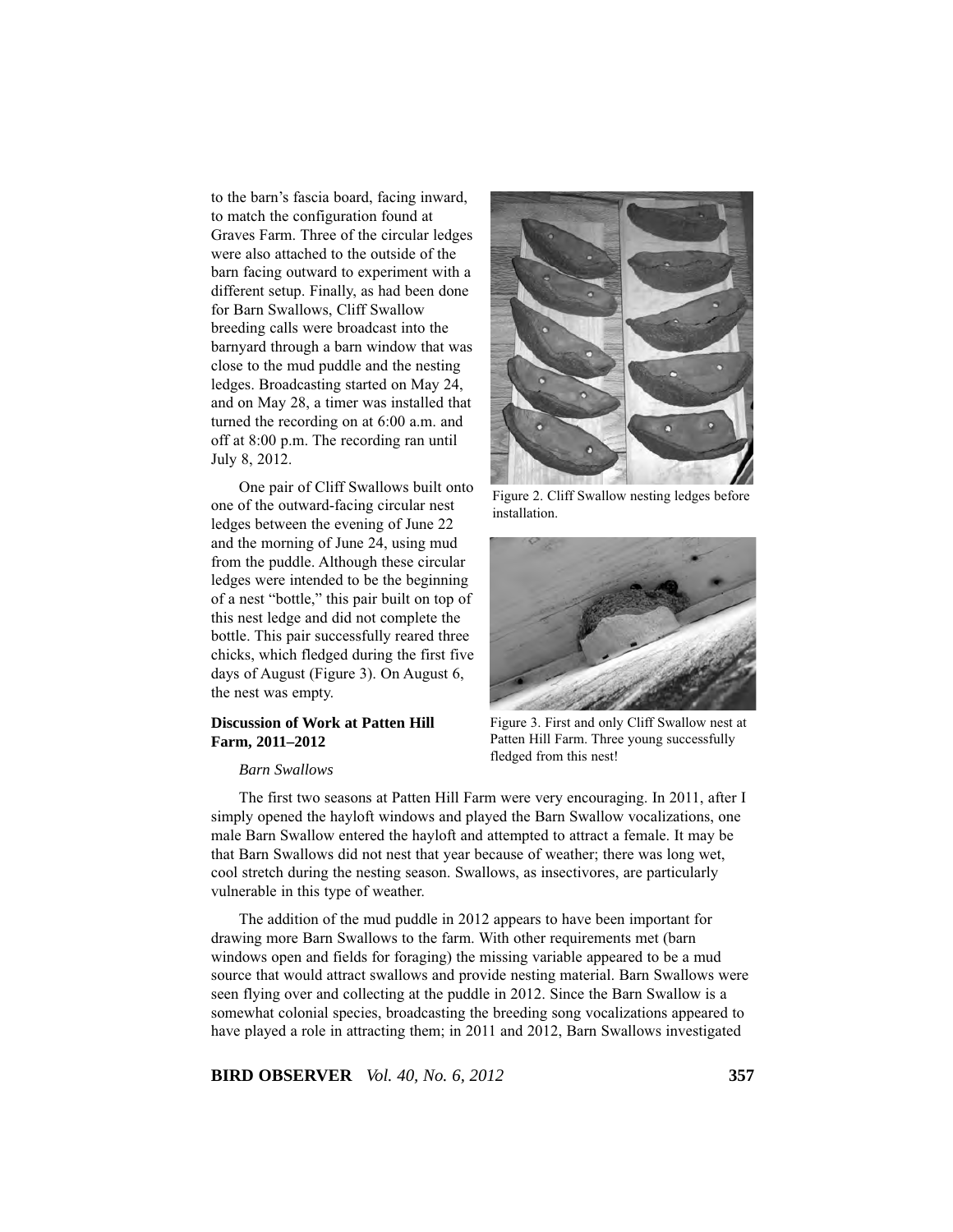to the barn's fascia board, facing inward, to match the configuration found at Graves Farm. Three of the circular ledges were also attached to the outside of the barn facing outward to experiment with a different setup. Finally, as had been done for Barn Swallows, Cliff Swallow breeding calls were broadcast into the barnyard through a barn window that was close to the mud puddle and the nesting ledges. Broadcasting started on May 24, and on May 28, a timer was installed that turned the recording on at 6:00 a.m. and off at 8:00 p.m. The recording ran until July 8, 2012.

One pair of Cliff Swallows built onto one of the outward-facing circular nest ledges between the evening of June 22 and the morning of June 24, using mud from the puddle. Although these circular ledges were intended to be the beginning of a nest "bottle," this pair built on top of this nest ledge and did not complete the bottle. This pair successfully reared three chicks, which fledged during the first five days of August (Figure 3). On August 6, the nest was empty.

Figure 2. Cliff Swallow nesting ledges before installation.

Figure 3. First and only Cliff Swallow nest at Patten Hill Farm. Three young successfully fledged from this nest!

### Discussion of Work at Patten Hill Farm, 2011–2012

*Barn Swallows*

The first two seasons at Patten Hill Farm were very encouraging. In 2011, after I simply opened the hayloft windows and played the Barn Swallow vocalizations, one male Barn Swallow entered the hayloft and attempted to attract a female. It may be that Barn Swallows did not nest that year because of weather; there was long wet, cool stretch during the nesting season. Swallows, as insectivores, are particularly vulnerable in this type of weather.

The addition of the mud puddle in 2012 appears to have been important for drawing more Barn Swallows to the farm. With other requirements met (barn windows open and fields for foraging) the missing variable appeared to be a mud source that would attract swallows and provide nesting material. Barn Swallows were seen flying over and collecting at the puddle in 2012. Since the Barn Swallow is a somewhat colonial species, broadcasting the breeding song vocalizations appeared to have played a role in attracting them; in 2011 and 2012, Barn Swallows investigated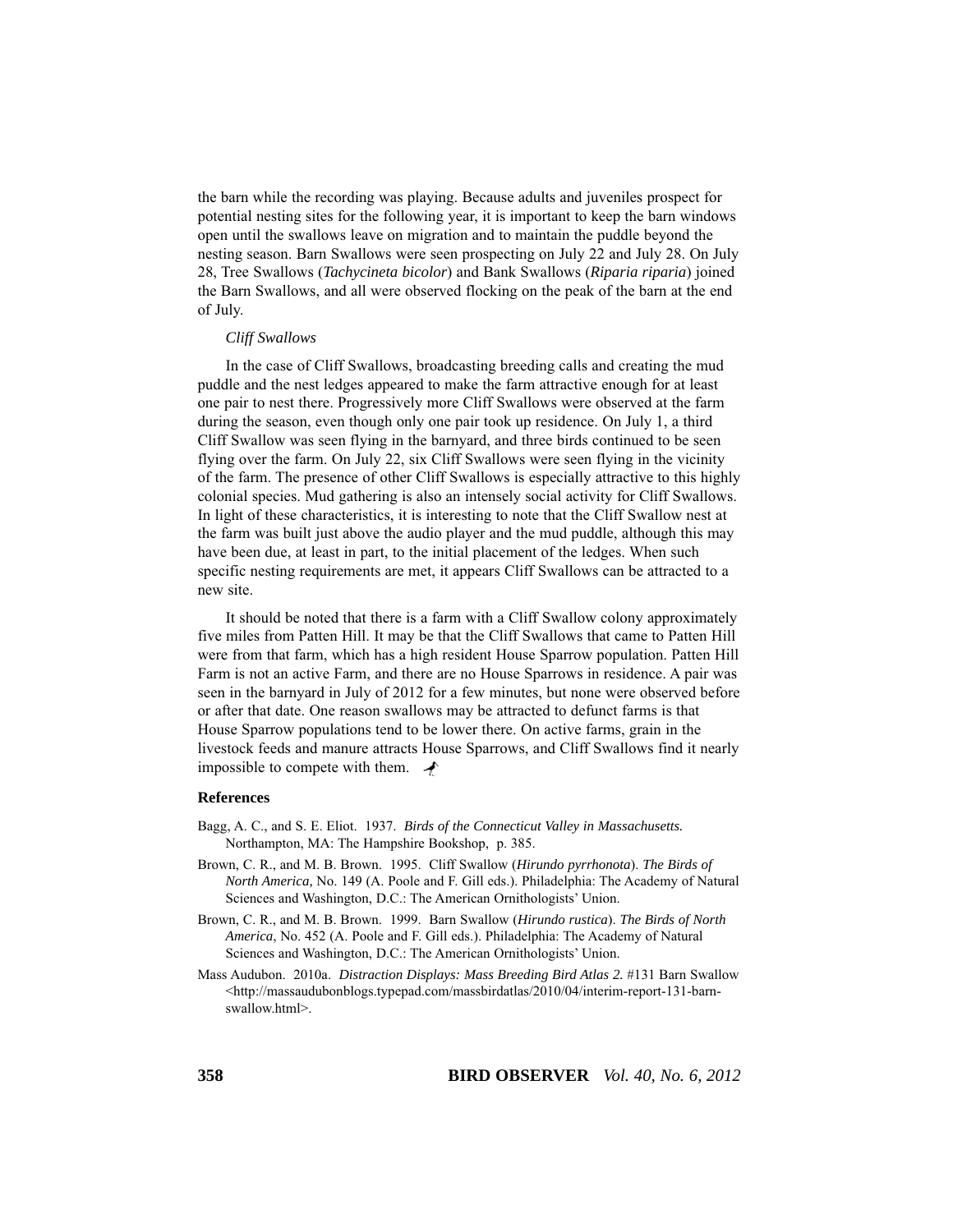the barn while the recording was playing. Because adults and juveniles prospect for potential nesting sites for the following year, it is important to keep the barn windows open until the swallows leave on migration and to maintain the puddle beyond the nesting season. Barn Swallows were seen prospecting on July 22 and July 28. On July 28, Tree Swallows (*Tachycineta bicolor*) and Bank Swallows (*Riparia riparia*) joined the Barn Swallows, and all were observed flocking on the peak of the barn at the end of July.

*Cliff Swallows*

In the case of Cliff Swallows, broadcasting breeding calls and creating the mud puddle and the nest ledges appeared to make the farm attractive enough for at least one pair to nest there. Progressively more Cliff Swallows were observed at the farm during the season, even though only one pair took up residence. On July 1, a third Cliff Swallow was seen flying in the barnyard, and three birds continued to be seen flying over the farm. On July 22, six Cliff Swallows were seen flying in the vicinity of the farm. The presence of other Cliff Swallows is especially attractive to this highly colonial species. Mud gathering is also an intensely social activity for Cliff Swallows. In light of these characteristics, it is interesting to note that the Cliff Swallow nest at the farm was built just above the audio player and the mud puddle, although this may have been due, at least in part, to the initial placement of the ledges. When such specific nesting requirements are met, it appears Cliff Swallows can be attracted to a new site.

It should be noted that there is a farm with a Cliff Swallow colony approximately five miles from Patten Hill. It may be that the Cliff Swallows that came to Patten Hill were from that farm, which has a high resident House Sparrow population. Patten Hill Farm is not an active Farm, and there are no House Sparrows in residence. A pair was seen in the barnyard in July of 2012 for a few minutes, but none were observed before or after that date. One reason swallows may be attracted to defunct farms is that House Sparrow populations tend to be lower there. On active farms, grain in the livestock feeds and manure attracts House Sparrows, and Cliff Swallows find it nearly impossible to compete with them.

**References**

Bagg, A. C., and S. E. Eliot. 1937. *Birds of the Connecticut Valley in Massachusetts.* Northampton, MA: The Hampshire Bookshop, p. 385.

Brown, C. R., and M. B. Brown. 1995. Cliff Swallow (*Hirundo pyrrhonota*). *The Birds of North America,* No. 149 (A. Poole and F. Gill eds.). Philadelphia: The Academy of Natural Sciences and Washington, D.C.: The American Ornithologists' Union.

Brown, C. R., and M. B. Brown. 1999. Barn Swallow (*Hirundo rustica*). *The Birds of North America*, No. 452 (A. Poole and F. Gill eds.). Philadelphia: The Academy of Natural Sciences and Washington, D.C.: The American Ornithologists' Union.

Mass Audubon. 2010a. *Distraction Displays: Mass Breeding Bird Atlas 2.* #131 Barn Swallow <http://massaudubonblogs.typepad.com/massbirdatlas/2010/04/interim-report-131-barn-swallow.html>.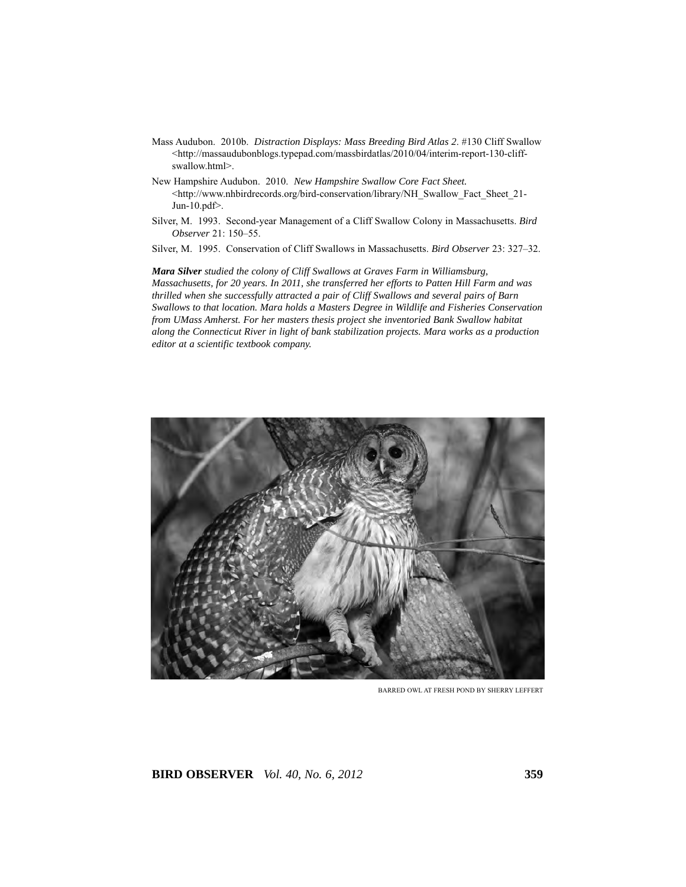Mass Audubon. 2010b. *Distraction Displays: Mass Breeding Bird Atlas 2*. #130 Cliff Swallow <http://massaudubonblogs.typepad.com/massbirdatlas/2010/04/interim-report-130-cliff-swallow.html>.

New Hampshire Audubon. 2010. *New Hampshire Swallow Core Fact Sheet.* <http://www.nhbirdrecords.org/bird-conservation/library/NH_Swallow_Fact_Sheet_21-Jun-10.pdf>.

Silver, M. 1993. Second-year Management of a Cliff Swallow Colony in Massachusetts. *Bird Observer* 21: 150–55.

Silver, M. 1995. Conservation of Cliff Swallows in Massachusetts. *Bird Observer* 23: 327–32.

***Mara Silver*** *studied the colony of Cliff Swallows at Graves Farm in Williamsburg, Massachusetts, for 20 years. In 2011, she transferred her efforts to Patten Hill Farm and was thrilled when she successfully attracted a pair of Cliff Swallows and several pairs of Barn Swallows to that location. Mara holds a Masters Degree in Wildlife and Fisheries Conservation from UMass Amherst. For her masters thesis project she inventoried Bank Swallow habitat along the Connecticut River in light of bank stabilization projects. Mara works as a production editor at a scientific textbook company.*

BARRED OWL AT FRESH POND BY SHERRY LEFFERT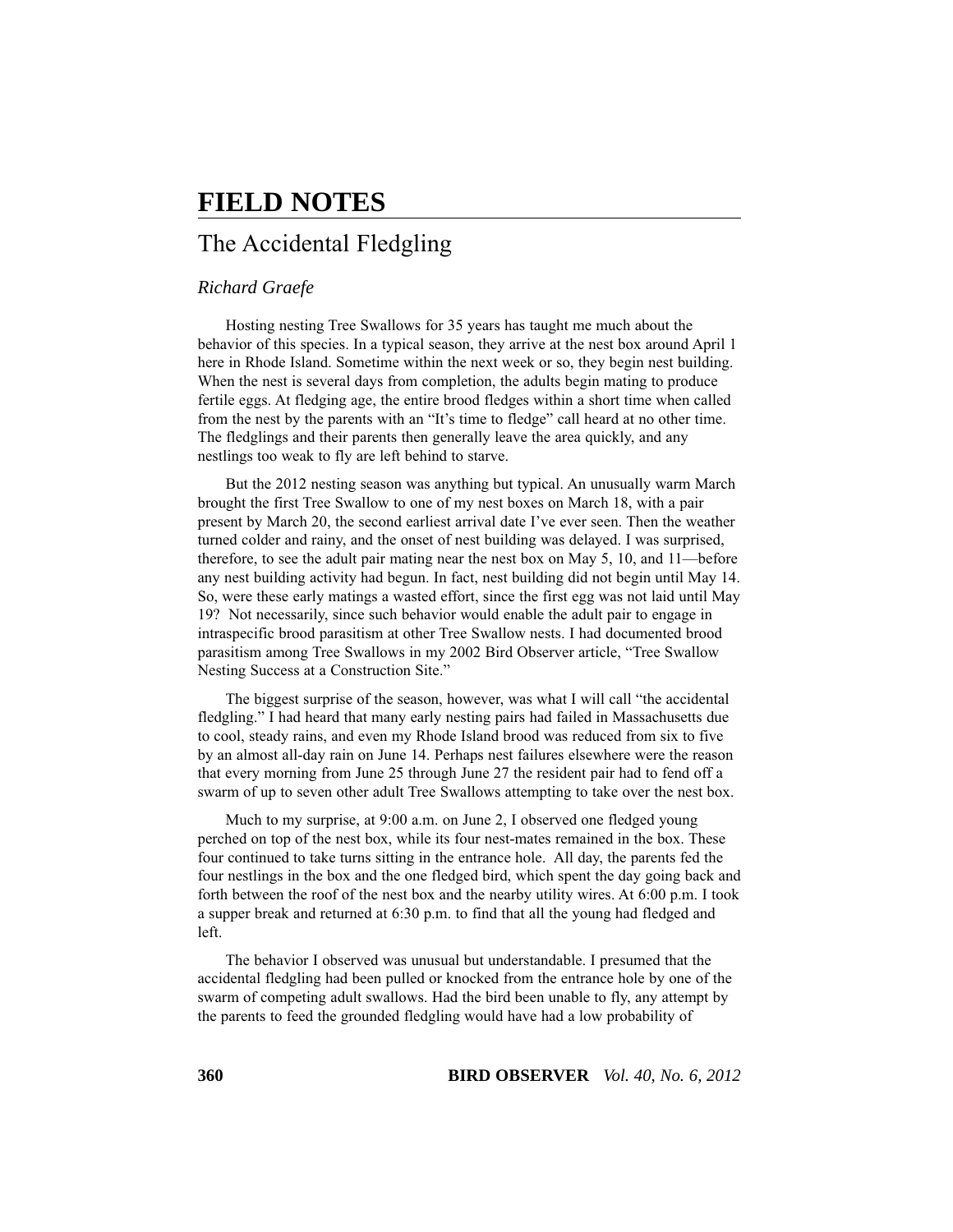# FIELD NOTES

## The Accidental Fledgling

*Richard Graefe*

Hosting nesting Tree Swallows for 35 years has taught me much about the behavior of this species. In a typical season, they arrive at the nest box around April 1 here in Rhode Island. Sometime within the next week or so, they begin nest building. When the nest is several days from completion, the adults begin mating to produce fertile eggs. At fledging age, the entire brood fledges within a short time when called from the nest by the parents with an "It's time to fledge" call heard at no other time. The fledglings and their parents then generally leave the area quickly, and any nestlings too weak to fly are left behind to starve.

But the 2012 nesting season was anything but typical. An unusually warm March brought the first Tree Swallow to one of my nest boxes on March 18, with a pair present by March 20, the second earliest arrival date I've ever seen. Then the weather turned colder and rainy, and the onset of nest building was delayed. I was surprised, therefore, to see the adult pair mating near the nest box on May 5, 10, and 11—before any nest building activity had begun. In fact, nest building did not begin until May 14. So, were these early matings a wasted effort, since the first egg was not laid until May 19? Not necessarily, since such behavior would enable the adult pair to engage in intraspecific brood parasitism at other Tree Swallow nests. I had documented brood parasitism among Tree Swallows in my 2002 Bird Observer article, "Tree Swallow Nesting Success at a Construction Site."

The biggest surprise of the season, however, was what I will call "the accidental fledgling." I had heard that many early nesting pairs had failed in Massachusetts due to cool, steady rains, and even my Rhode Island brood was reduced from six to five by an almost all-day rain on June 14. Perhaps nest failures elsewhere were the reason that every morning from June 25 through June 27 the resident pair had to fend off a swarm of up to seven other adult Tree Swallows attempting to take over the nest box.

Much to my surprise, at 9:00 a.m. on June 2, I observed one fledged young perched on top of the nest box, while its four nest-mates remained in the box. These four continued to take turns sitting in the entrance hole. All day, the parents fed the four nestlings in the box and the one fledged bird, which spent the day going back and forth between the roof of the nest box and the nearby utility wires. At 6:00 p.m. I took a supper break and returned at 6:30 p.m. to find that all the young had fledged and left.

The behavior I observed was unusual but understandable. I presumed that the accidental fledgling had been pulled or knocked from the entrance hole by one of the swarm of competing adult swallows. Had the bird been unable to fly, any attempt by the parents to feed the grounded fledgling would have had a low probability of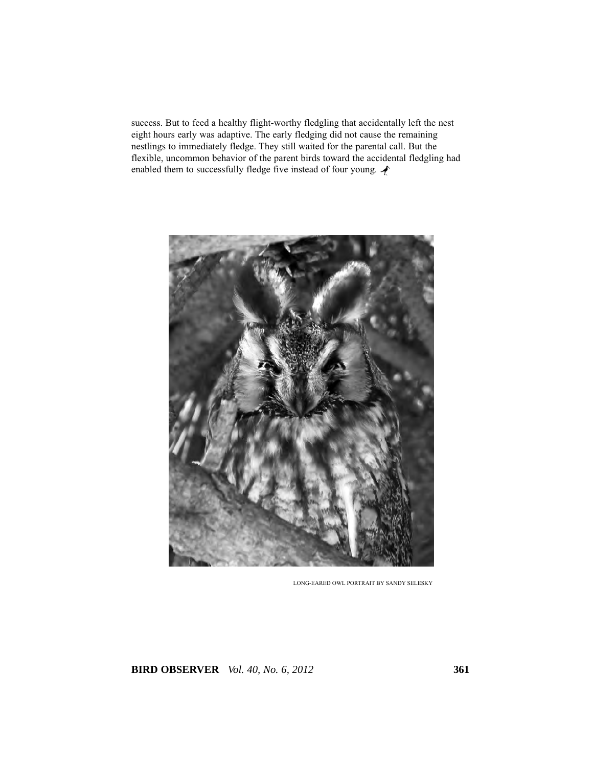success. But to feed a healthy flight-worthy fledgling that accidentally left the nest eight hours early was adaptive. The early fledging did not cause the remaining nestlings to immediately fledge. They still waited for the parental call. But the flexible, uncommon behavior of the parent birds toward the accidental fledgling had enabled them to successfully fledge five instead of four young.

LONG-EARED OWL PORTRAIT BY SANDY SELESKY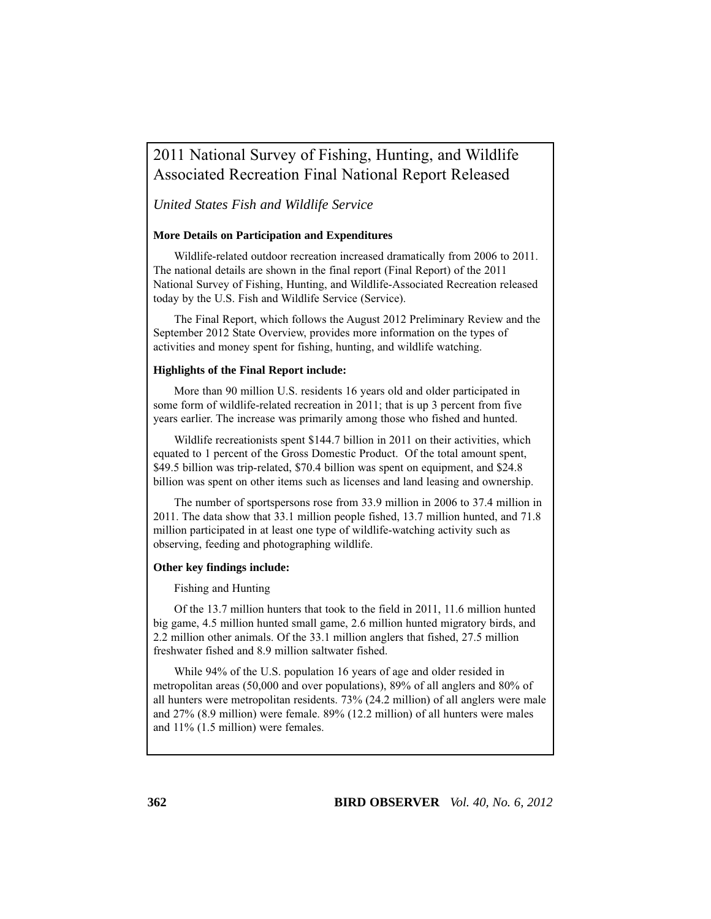# 2011 National Survey of Fishing, Hunting, and Wildlife Associated Recreation Final National Report Released

*United States Fish and Wildlife Service*

**More Details on Participation and Expenditures**

Wildlife-related outdoor recreation increased dramatically from 2006 to 2011. The national details are shown in the final report (Final Report) of the 2011 National Survey of Fishing, Hunting, and Wildlife-Associated Recreation released today by the U.S. Fish and Wildlife Service (Service).

The Final Report, which follows the August 2012 Preliminary Review and the September 2012 State Overview, provides more information on the types of activities and money spent for fishing, hunting, and wildlife watching.

**Highlights of the Final Report include:**

More than 90 million U.S. residents 16 years old and older participated in some form of wildlife-related recreation in 2011; that is up 3 percent from five years earlier. The increase was primarily among those who fished and hunted.

Wildlife recreationists spent $144.7 billion in 2011 on their activities, which equated to 1 percent of the Gross Domestic Product. Of the total amount spent, $49.5 billion was trip-related, $70.4 billion was spent on equipment, and $24.8 billion was spent on other items such as licenses and land leasing and ownership.

The number of sportspersons rose from 33.9 million in 2006 to 37.4 million in 2011. The data show that 33.1 million people fished, 13.7 million hunted, and 71.8 million participated in at least one type of wildlife-watching activity such as observing, feeding and photographing wildlife.

**Other key findings include:**

Fishing and Hunting

Of the 13.7 million hunters that took to the field in 2011, 11.6 million hunted big game, 4.5 million hunted small game, 2.6 million hunted migratory birds, and 2.2 million other animals. Of the 33.1 million anglers that fished, 27.5 million freshwater fished and 8.9 million saltwater fished.

While 94% of the U.S. population 16 years of age and older resided in metropolitan areas (50,000 and over populations), 89% of all anglers and 80% of all hunters were metropolitan residents. 73% (24.2 million) of all anglers were male and 27% (8.9 million) were female. 89% (12.2 million) of all hunters were males and 11% (1.5 million) were females.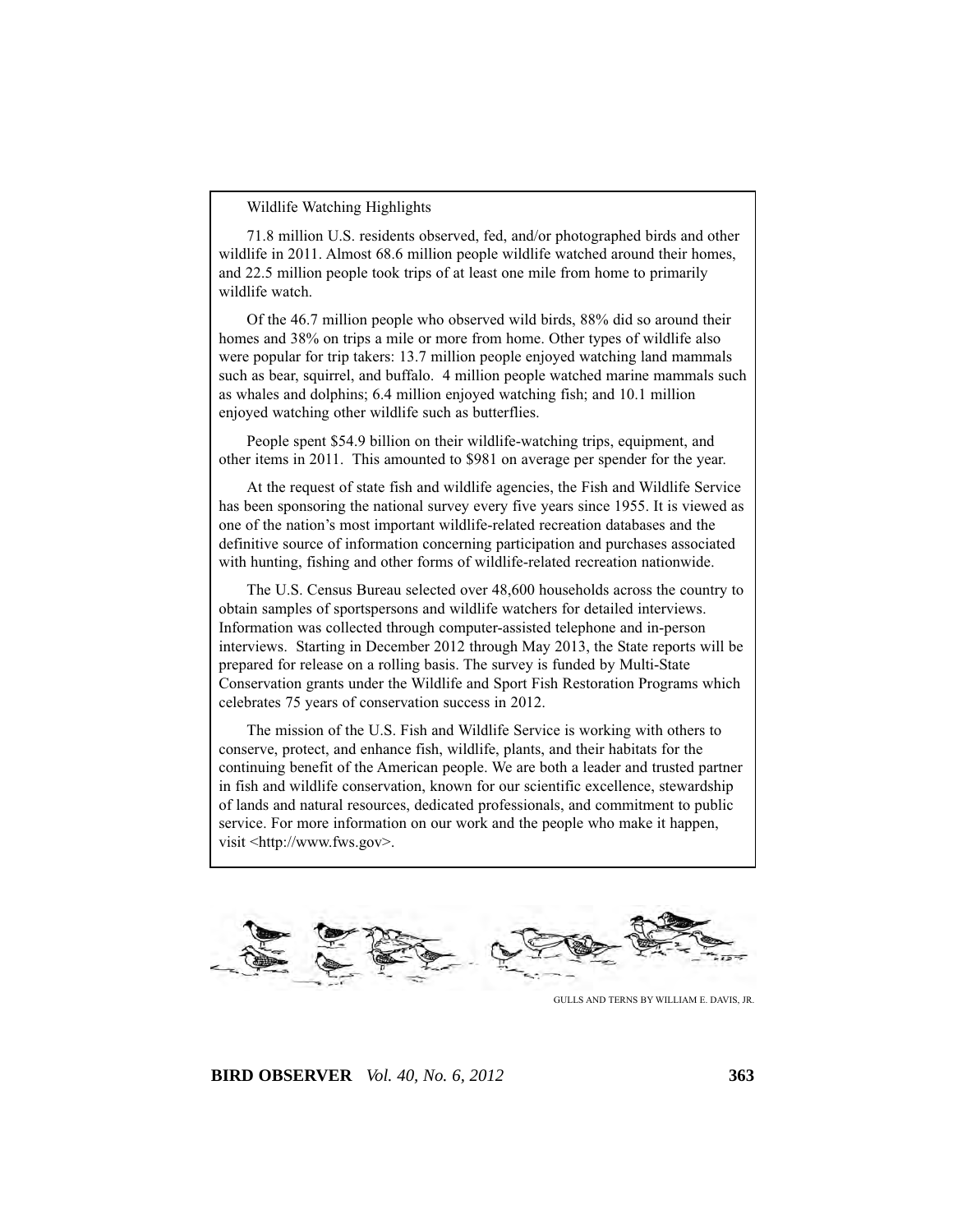Wildlife Watching Highlights

71.8 million U.S. residents observed, fed, and/or photographed birds and other wildlife in 2011. Almost 68.6 million people wildlife watched around their homes, and 22.5 million people took trips of at least one mile from home to primarily wildlife watch.

Of the 46.7 million people who observed wild birds, 88% did so around their homes and 38% on trips a mile or more from home. Other types of wildlife also were popular for trip takers: 13.7 million people enjoyed watching land mammals such as bear, squirrel, and buffalo. 4 million people watched marine mammals such as whales and dolphins; 6.4 million enjoyed watching fish; and 10.1 million enjoyed watching other wildlife such as butterflies.

People spent $54.9 billion on their wildlife-watching trips, equipment, and other items in 2011. This amounted to $981 on average per spender for the year.

At the request of state fish and wildlife agencies, the Fish and Wildlife Service has been sponsoring the national survey every five years since 1955. It is viewed as one of the nation's most important wildlife-related recreation databases and the definitive source of information concerning participation and purchases associated with hunting, fishing and other forms of wildlife-related recreation nationwide.

The U.S. Census Bureau selected over 48,600 households across the country to obtain samples of sportspersons and wildlife watchers for detailed interviews. Information was collected through computer-assisted telephone and in-person interviews. Starting in December 2012 through May 2013, the State reports will be prepared for release on a rolling basis. The survey is funded by Multi-State Conservation grants under the Wildlife and Sport Fish Restoration Programs which celebrates 75 years of conservation success in 2012.

The mission of the U.S. Fish and Wildlife Service is working with others to conserve, protect, and enhance fish, wildlife, plants, and their habitats for the continuing benefit of the American people. We are both a leader and trusted partner in fish and wildlife conservation, known for our scientific excellence, stewardship of lands and natural resources, dedicated professionals, and commitment to public service. For more information on our work and the people who make it happen, visit <http://www.fws.gov>.

GULLS AND TERNS BY WILLIAM E. DAVIS, JR.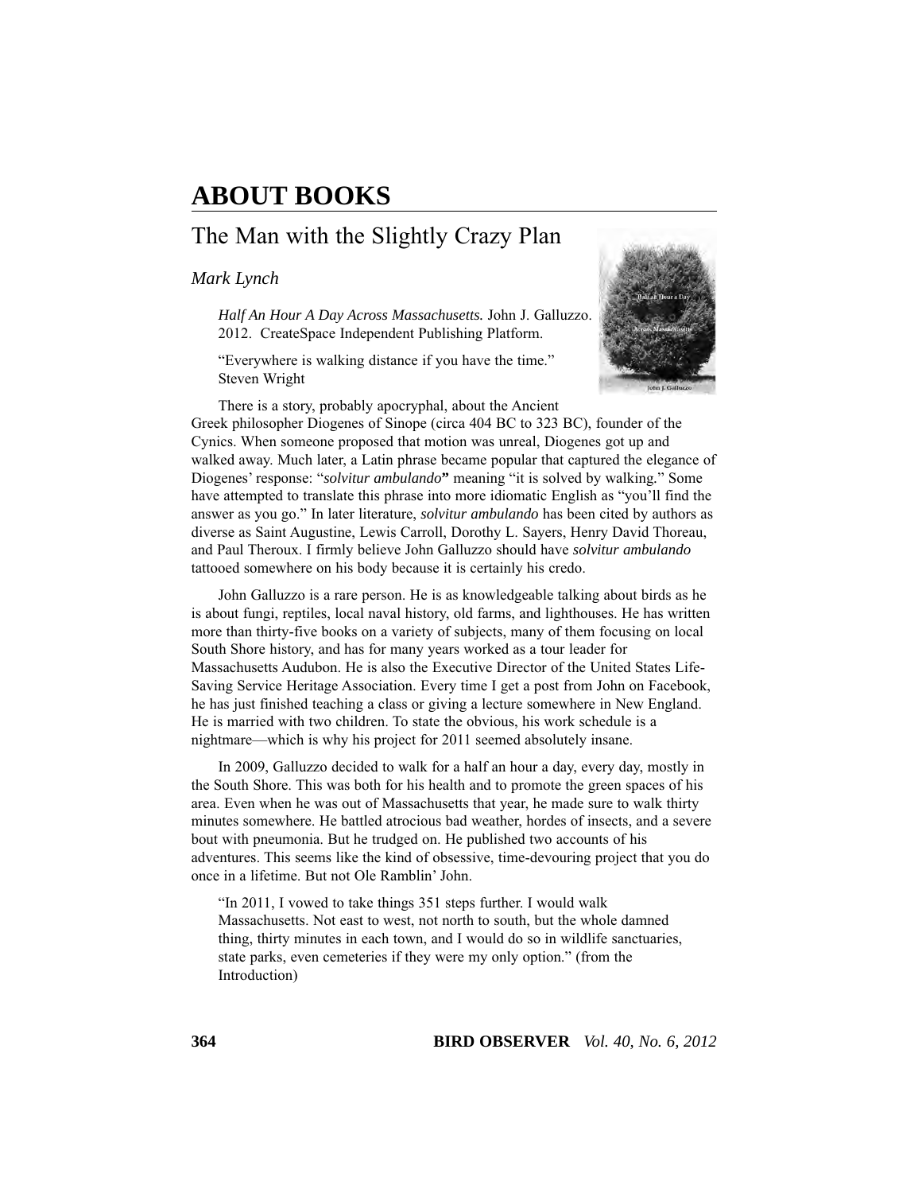# ABOUT BOOKS

## The Man with the Slightly Crazy Plan

*Mark Lynch*

> ***Half An Hour A Day Across Massachusetts.*** John J. Galluzzo. 2012. CreateSpace Independent Publishing Platform.
>
> "Everywhere is walking distance if you have the time."
> Steven Wright

There is a story, probably apocryphal, about the Ancient Greek philosopher Diogenes of Sinope (circa 404 BC to 323 BC), founder of the Cynics. When someone proposed that motion was unreal, Diogenes got up and walked away. Much later, a Latin phrase became popular that captured the elegance of Diogenes' response: "*solvitur ambulando***"** meaning "it is solved by walking." Some have attempted to translate this phrase into more idiomatic English as "you'll find the answer as you go." In later literature, *solvitur ambulando* has been cited by authors as diverse as Saint Augustine, Lewis Carroll, Dorothy L. Sayers, Henry David Thoreau, and Paul Theroux. I firmly believe John Galluzzo should have *solvitur ambulando* tattooed somewhere on his body because it is certainly his credo.

John Galluzzo is a rare person. He is as knowledgeable talking about birds as he is about fungi, reptiles, local naval history, old farms, and lighthouses. He has written more than thirty-five books on a variety of subjects, many of them focusing on local South Shore history, and has for many years worked as a tour leader for Massachusetts Audubon. He is also the Executive Director of the United States Life-Saving Service Heritage Association. Every time I get a post from John on Facebook, he has just finished teaching a class or giving a lecture somewhere in New England. He is married with two children. To state the obvious, his work schedule is a nightmare—which is why his project for 2011 seemed absolutely insane.

In 2009, Galluzzo decided to walk for a half an hour a day, every day, mostly in the South Shore. This was both for his health and to promote the green spaces of his area. Even when he was out of Massachusetts that year, he made sure to walk thirty minutes somewhere. He battled atrocious bad weather, hordes of insects, and a severe bout with pneumonia. But he trudged on. He published two accounts of his adventures. This seems like the kind of obsessive, time-devouring project that you do once in a lifetime. But not Ole Ramblin' John.

> "In 2011, I vowed to take things 351 steps further. I would walk Massachusetts. Not east to west, not north to south, but the whole damned thing, thirty minutes in each town, and I would do so in wildlife sanctuaries, state parks, even cemeteries if they were my only option." (from the Introduction)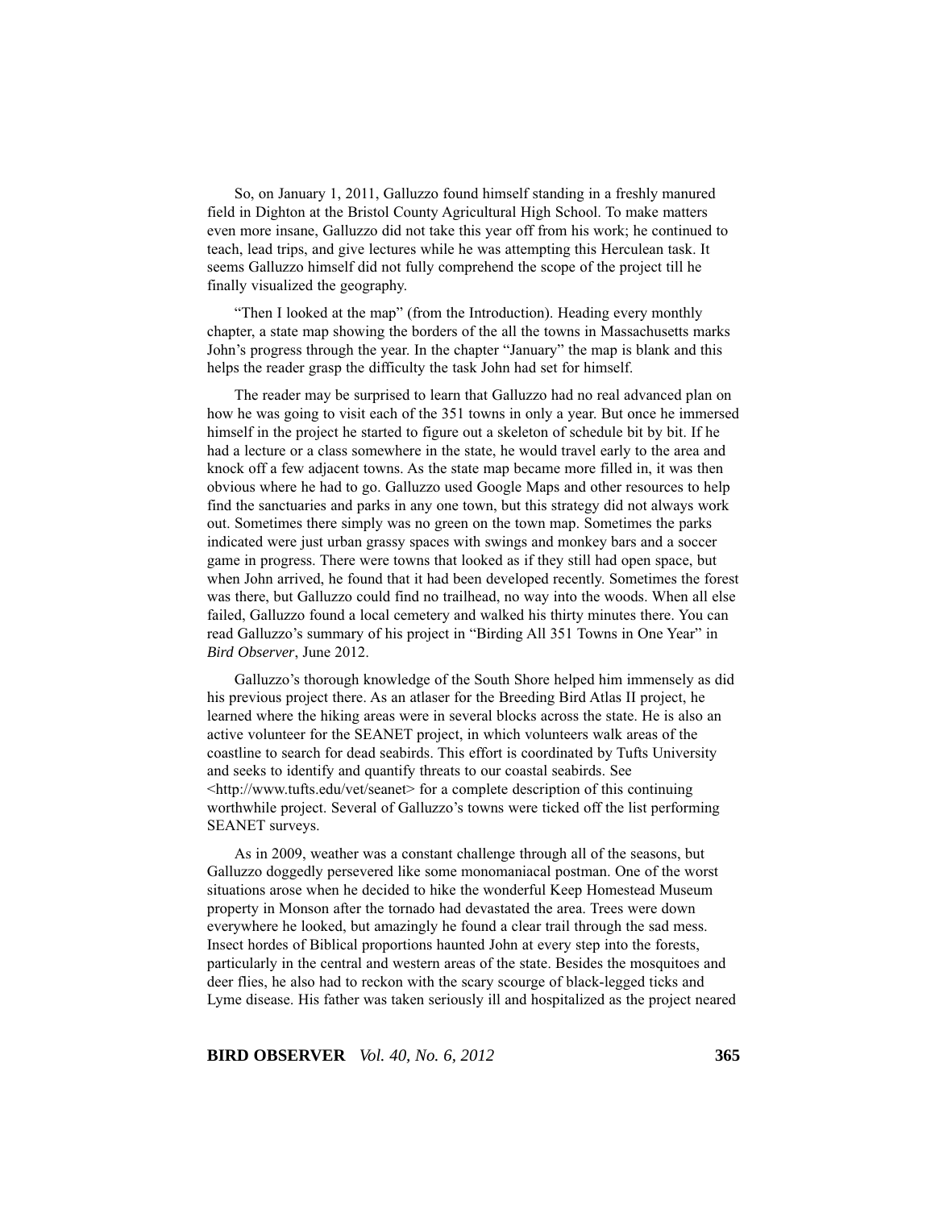So, on January 1, 2011, Galluzzo found himself standing in a freshly manured field in Dighton at the Bristol County Agricultural High School. To make matters even more insane, Galluzzo did not take this year off from his work; he continued to teach, lead trips, and give lectures while he was attempting this Herculean task. It seems Galluzzo himself did not fully comprehend the scope of the project till he finally visualized the geography.

"Then I looked at the map" (from the Introduction). Heading every monthly chapter, a state map showing the borders of the all the towns in Massachusetts marks John's progress through the year. In the chapter "January" the map is blank and this helps the reader grasp the difficulty the task John had set for himself.

The reader may be surprised to learn that Galluzzo had no real advanced plan on how he was going to visit each of the 351 towns in only a year. But once he immersed himself in the project he started to figure out a skeleton of schedule bit by bit. If he had a lecture or a class somewhere in the state, he would travel early to the area and knock off a few adjacent towns. As the state map became more filled in, it was then obvious where he had to go. Galluzzo used Google Maps and other resources to help find the sanctuaries and parks in any one town, but this strategy did not always work out. Sometimes there simply was no green on the town map. Sometimes the parks indicated were just urban grassy spaces with swings and monkey bars and a soccer game in progress. There were towns that looked as if they still had open space, but when John arrived, he found that it had been developed recently. Sometimes the forest was there, but Galluzzo could find no trailhead, no way into the woods. When all else failed, Galluzzo found a local cemetery and walked his thirty minutes there. You can read Galluzzo's summary of his project in "Birding All 351 Towns in One Year" in *Bird Observer*, June 2012.

Galluzzo's thorough knowledge of the South Shore helped him immensely as did his previous project there. As an atlaser for the Breeding Bird Atlas II project, he learned where the hiking areas were in several blocks across the state. He is also an active volunteer for the SEANET project, in which volunteers walk areas of the coastline to search for dead seabirds. This effort is coordinated by Tufts University and seeks to identify and quantify threats to our coastal seabirds. See <http://www.tufts.edu/vet/seanet> for a complete description of this continuing worthwhile project. Several of Galluzzo's towns were ticked off the list performing SEANET surveys.

As in 2009, weather was a constant challenge through all of the seasons, but Galluzzo doggedly persevered like some monomaniacal postman. One of the worst situations arose when he decided to hike the wonderful Keep Homestead Museum property in Monson after the tornado had devastated the area. Trees were down everywhere he looked, but amazingly he found a clear trail through the sad mess. Insect hordes of Biblical proportions haunted John at every step into the forests, particularly in the central and western areas of the state. Besides the mosquitoes and deer flies, he also had to reckon with the scary scourge of black-legged ticks and Lyme disease. His father was taken seriously ill and hospitalized as the project neared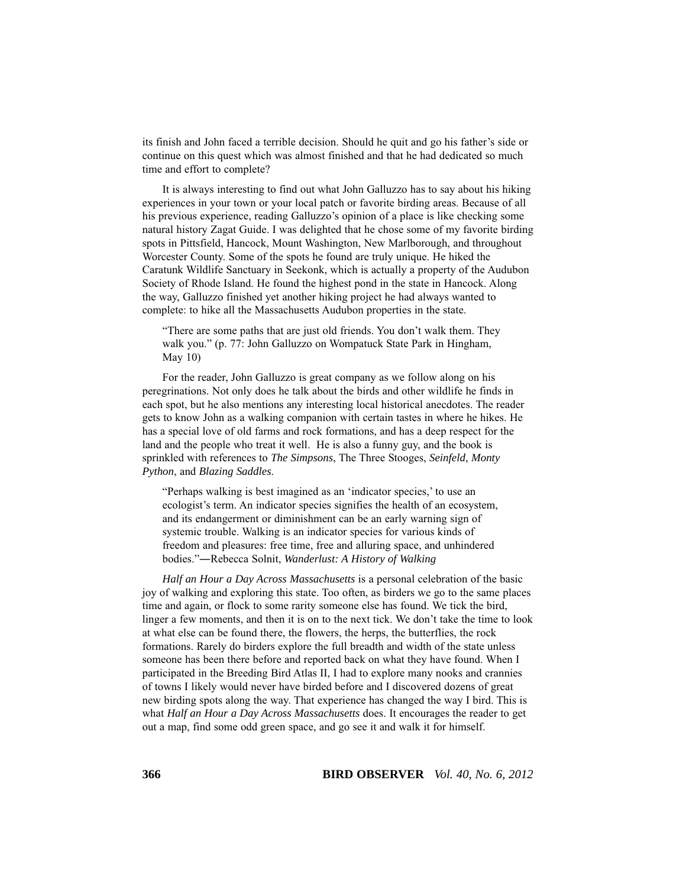its finish and John faced a terrible decision. Should he quit and go his father's side or continue on this quest which was almost finished and that he had dedicated so much time and effort to complete?

It is always interesting to find out what John Galluzzo has to say about his hiking experiences in your town or your local patch or favorite birding areas. Because of all his previous experience, reading Galluzzo's opinion of a place is like checking some natural history Zagat Guide. I was delighted that he chose some of my favorite birding spots in Pittsfield, Hancock, Mount Washington, New Marlborough, and throughout Worcester County. Some of the spots he found are truly unique. He hiked the Caratunk Wildlife Sanctuary in Seekonk, which is actually a property of the Audubon Society of Rhode Island. He found the highest pond in the state in Hancock. Along the way, Galluzzo finished yet another hiking project he had always wanted to complete: to hike all the Massachusetts Audubon properties in the state.

> "There are some paths that are just old friends. You don't walk them. They walk you." (p. 77: John Galluzzo on Wompatuck State Park in Hingham, May 10)

For the reader, John Galluzzo is great company as we follow along on his peregrinations. Not only does he talk about the birds and other wildlife he finds in each spot, but he also mentions any interesting local historical anecdotes. The reader gets to know John as a walking companion with certain tastes in where he hikes. He has a special love of old farms and rock formations, and has a deep respect for the land and the people who treat it well. He is also a funny guy, and the book is sprinkled with references to *The Simpsons*, The Three Stooges, *Seinfeld*, *Monty Python*, and *Blazing Saddles*.

> "Perhaps walking is best imagined as an 'indicator species,' to use an ecologist's term. An indicator species signifies the health of an ecosystem, and its endangerment or diminishment can be an early warning sign of systemic trouble. Walking is an indicator species for various kinds of freedom and pleasures: free time, free and alluring space, and unhindered bodies."―Rebecca Solnit, *Wanderlust: A History of Walking*

*Half an Hour a Day Across Massachusetts* is a personal celebration of the basic joy of walking and exploring this state. Too often, as birders we go to the same places time and again, or flock to some rarity someone else has found. We tick the bird, linger a few moments, and then it is on to the next tick. We don't take the time to look at what else can be found there, the flowers, the herps, the butterflies, the rock formations. Rarely do birders explore the full breadth and width of the state unless someone has been there before and reported back on what they have found. When I participated in the Breeding Bird Atlas II, I had to explore many nooks and crannies of towns I likely would never have birded before and I discovered dozens of great new birding spots along the way. That experience has changed the way I bird. This is what *Half an Hour a Day Across Massachusetts* does. It encourages the reader to get out a map, find some odd green space, and go see it and walk it for himself.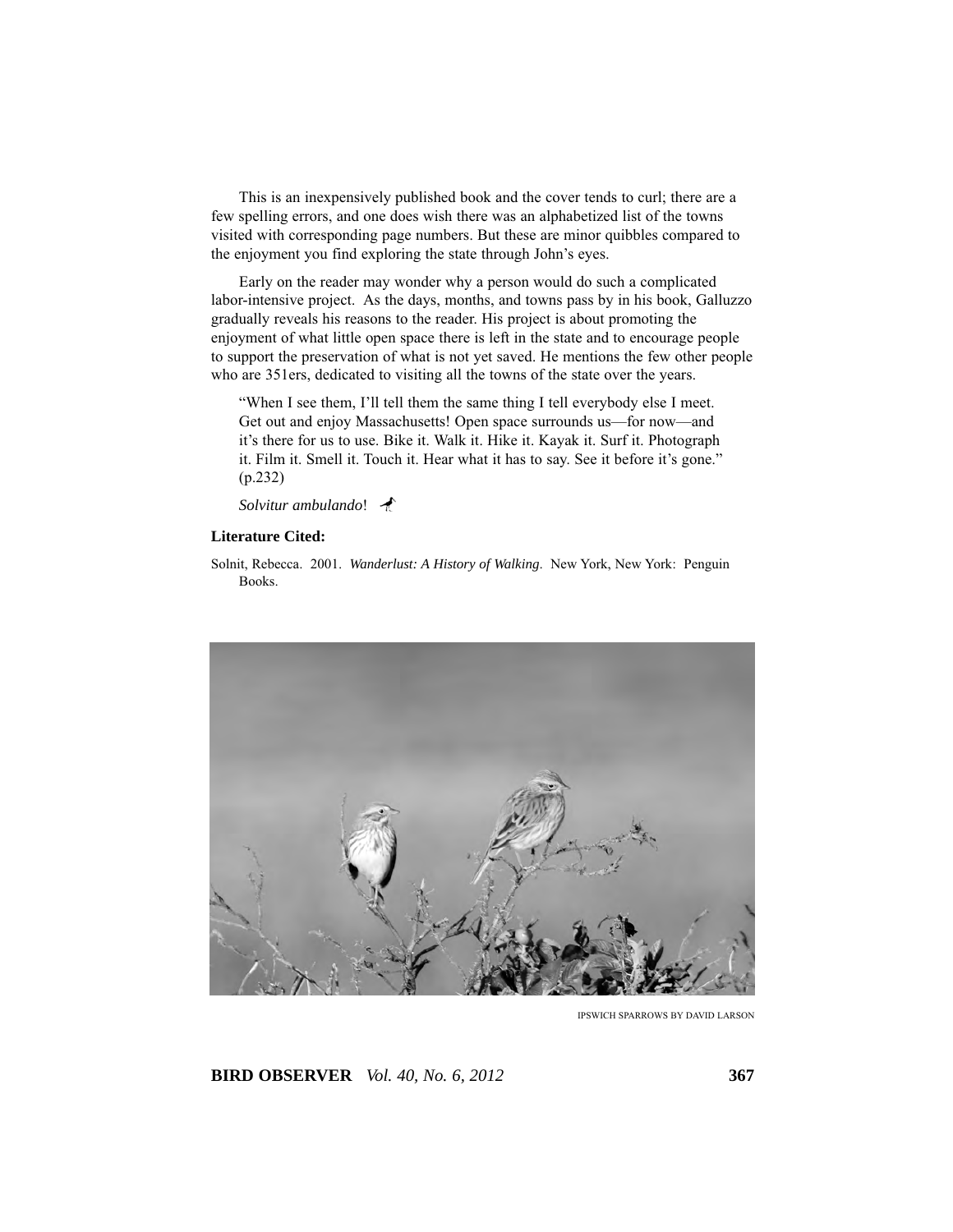This is an inexpensively published book and the cover tends to curl; there are a few spelling errors, and one does wish there was an alphabetized list of the towns visited with corresponding page numbers. But these are minor quibbles compared to the enjoyment you find exploring the state through John's eyes.

Early on the reader may wonder why a person would do such a complicated labor-intensive project. As the days, months, and towns pass by in his book, Galluzzo gradually reveals his reasons to the reader. His project is about promoting the enjoyment of what little open space there is left in the state and to encourage people to support the preservation of what is not yet saved. He mentions the few other people who are 351ers, dedicated to visiting all the towns of the state over the years.

> "When I see them, I'll tell them the same thing I tell everybody else I meet. Get out and enjoy Massachusetts! Open space surrounds us—for now—and it's there for us to use. Bike it. Walk it. Hike it. Kayak it. Surf it. Photograph it. Film it. Smell it. Touch it. Hear what it has to say. See it before it's gone." (p.232)

*Solvitur ambulando*!

**Literature Cited:**

Solnit, Rebecca. 2001. *Wanderlust: A History of Walking*. New York, New York: Penguin Books.

IPSWICH SPARROWS BY DAVID LARSON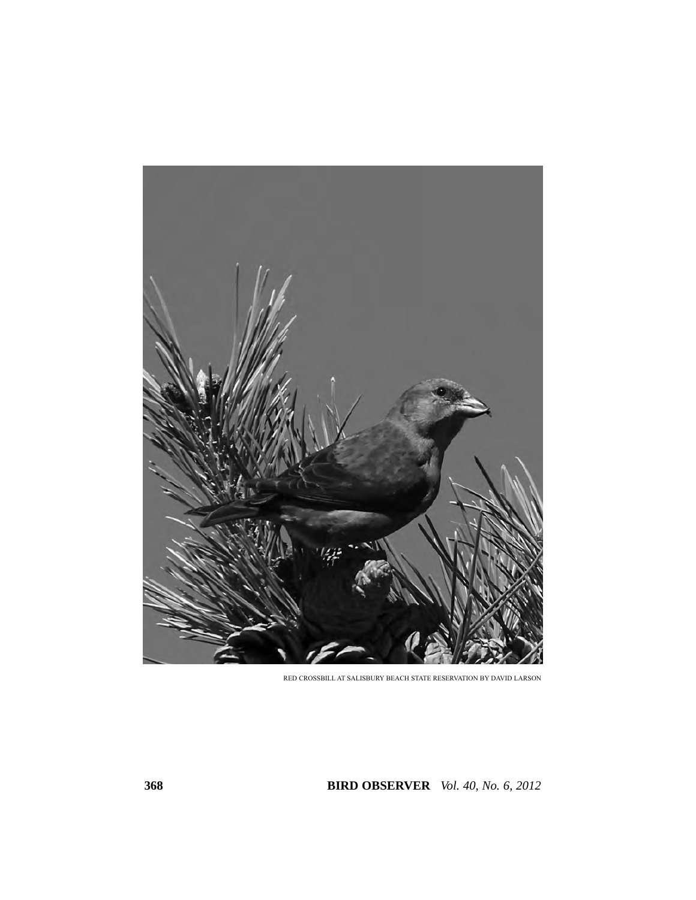RED CROSSBILL AT SALISBURY BEACH STATE RESERVATION BY DAVID LARSON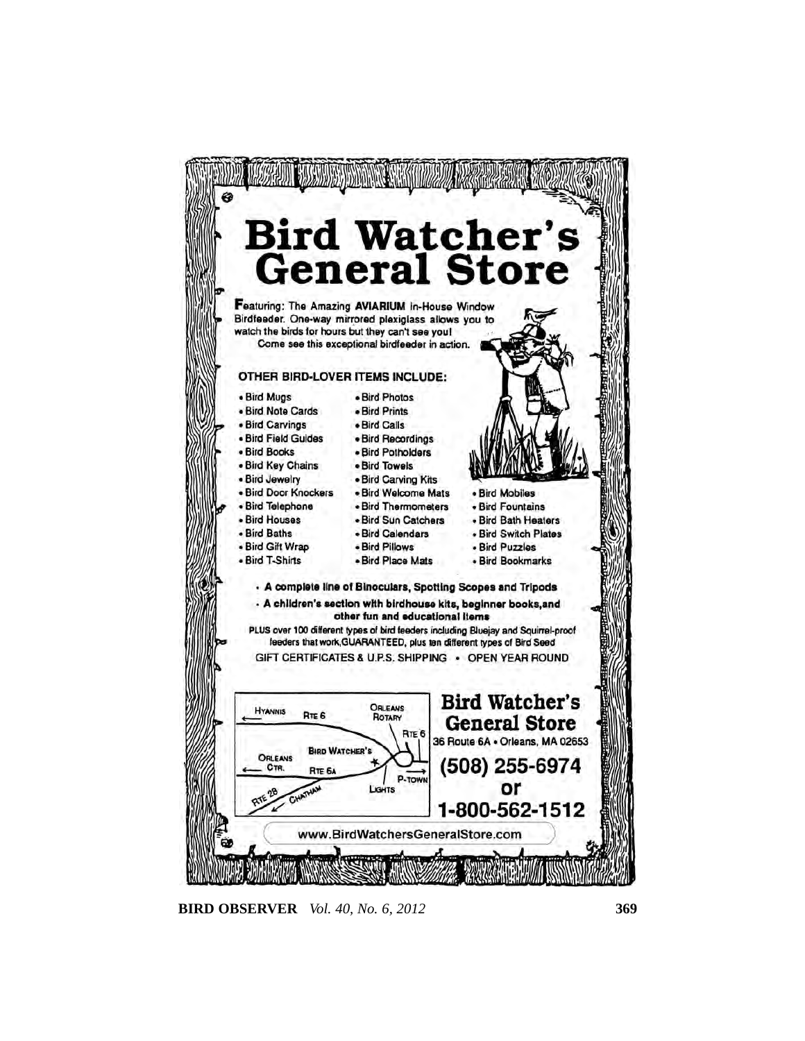# Bird Watcher's General Store

**F**eaturing: The Amazing **AVIARIUM** In-House Window Birdfeeder. One-way mirrored plexiglass allows you to watch the birds for hours but they can't see you!
Come see this exceptional birdfeeder in action.

## OTHER BIRD-LOVER ITEMS INCLUDE:

- Bird Mugs
- Bird Note Cards
- Bird Carvings
- Bird Field Guides
- Bird Books
- Bird Key Chains
- Bird Jewelry
- Bird Door Knockers
- Bird Telephone
- Bird Houses
- Bird Baths
- Bird Gift Wrap
- Bird T-Shirts
- Bird Photos
- Bird Prints
- Bird Calls
- Bird Recordings
- Bird Potholders
- Bird Towels
- Bird Carving Kits
- Bird Welcome Mats
- Bird Thermometers
- Bird Sun Catchers
- Bird Calendars
- Bird Pillows
- Bird Place Mats
- Bird Mobiles
- Bird Fountains
- Bird Bath Heaters
- Bird Switch Plates
- Bird Puzzles
- Bird Bookmarks

- **A complete line of Binoculars, Spotting Scopes and Tripods**
- **A children's section with birdhouse kits, beginner books, and other fun and educational items**

PLUS over 100 different types of bird feeders including Bluejay and Squirrel-proof feeders that work, GUARANTEED, plus ten different types of Bird Seed

GIFT CERTIFICATES & U.P.S. SHIPPING • OPEN YEAR ROUND

HYANNIS · RTE 6 · ORLEANS ROTARY · RTE 6 · BIRD WATCHER'S · ORLEANS CTR. · RTE 6A · P-TOWN · LIGHTS · RTE 28 · CHATHAM

## Bird Watcher's General Store

36 Route 6A • Orleans, MA 02653

**(508) 255-6974**
**or**
**1-800-562-1512**

www.BirdWatchersGeneralStore.com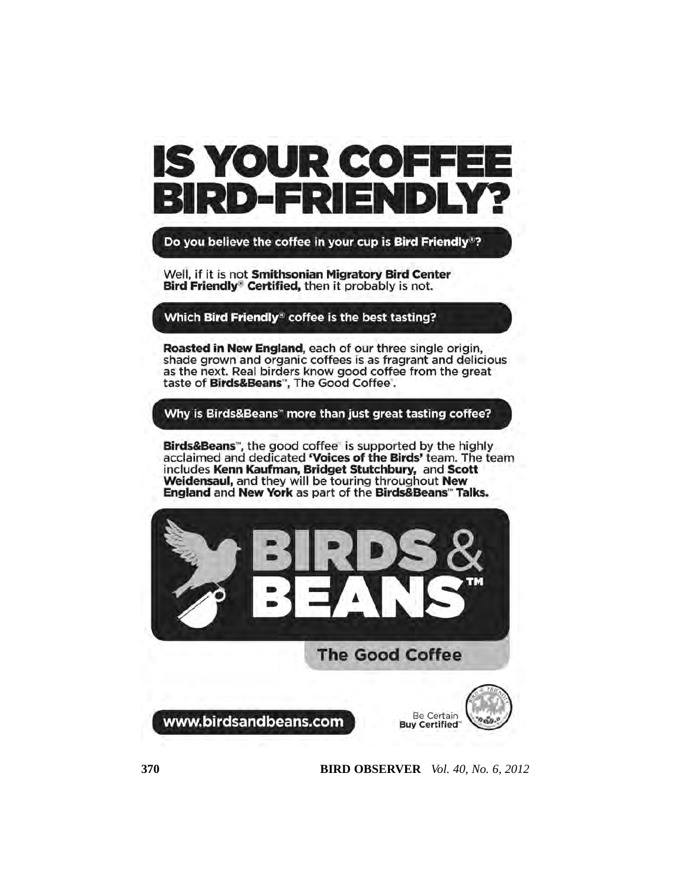# IS YOUR COFFEE BIRD-FRIENDLY?

**Do you believe the coffee in your cup is Bird Friendly®?**

Well, if it is not **Smithsonian Migratory Bird Center Bird Friendly® Certified,** then it probably is not.

**Which Bird Friendly® coffee is the best tasting?**

**Roasted in New England**, each of our three single origin, shade grown and organic coffees is as fragrant and delicious as the next. Real birders know good coffee from the great taste of **Birds&Beans™**, The Good Coffee®.

**Why is Birds&Beans™ more than just great tasting coffee?**

**Birds&Beans™**, the good coffee® is supported by the highly acclaimed and dedicated **'Voices of the Birds'** team. The team includes **Kenn Kaufman, Bridget Stutchbury,** and **Scott Weidensaul,** and they will be touring throughout **New England** and **New York** as part of the **Birds&Beans™ Talks.**

**BIRDS & BEANS™**

**The Good Coffee**

**www.birdsandbeans.com**

Be Certain
**Buy Certified™**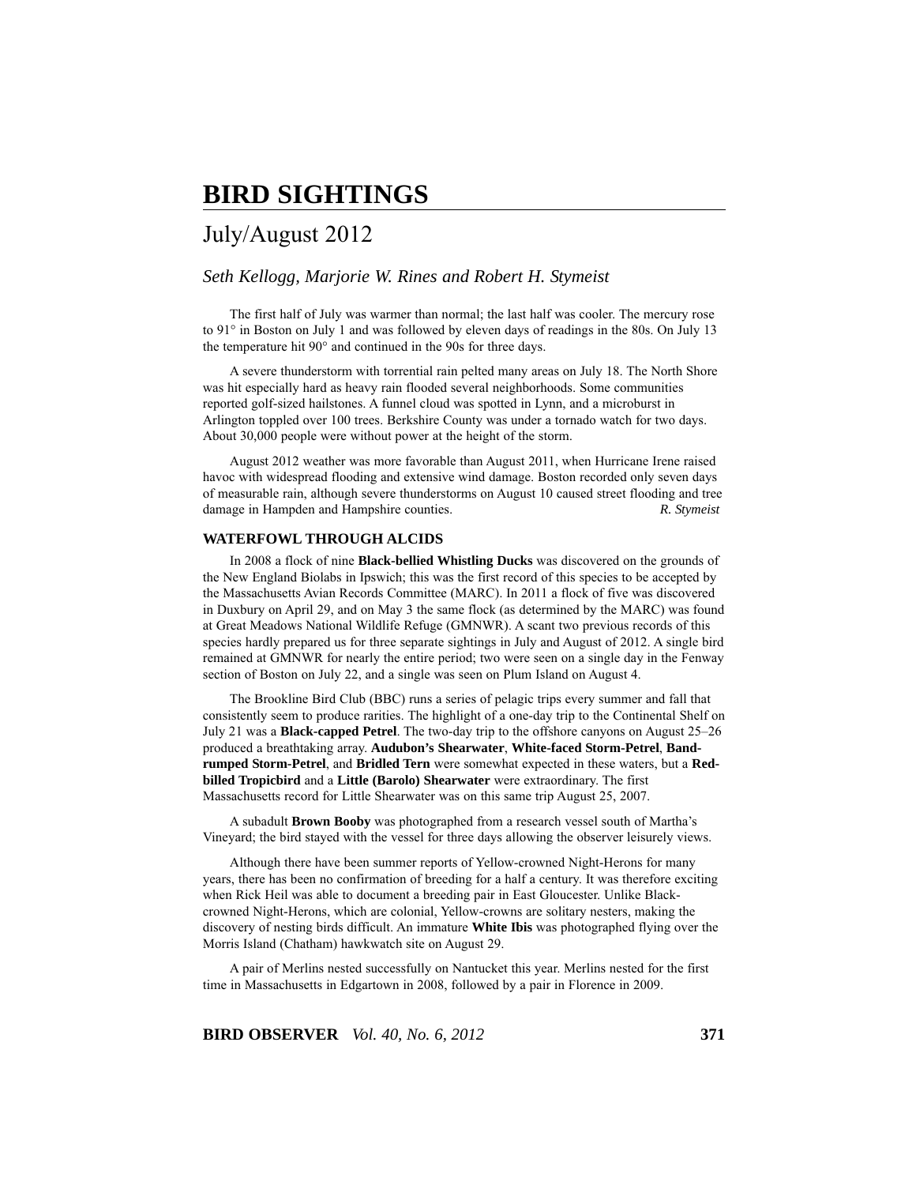# BIRD SIGHTINGS

## July/August 2012

*Seth Kellogg, Marjorie W. Rines and Robert H. Stymeist*

The first half of July was warmer than normal; the last half was cooler. The mercury rose to 91° in Boston on July 1 and was followed by eleven days of readings in the 80s. On July 13 the temperature hit 90° and continued in the 90s for three days.

A severe thunderstorm with torrential rain pelted many areas on July 18. The North Shore was hit especially hard as heavy rain flooded several neighborhoods. Some communities reported golf-sized hailstones. A funnel cloud was spotted in Lynn, and a microburst in Arlington toppled over 100 trees. Berkshire County was under a tornado watch for two days. About 30,000 people were without power at the height of the storm.

August 2012 weather was more favorable than August 2011, when Hurricane Irene raised havoc with widespread flooding and extensive wind damage. Boston recorded only seven days of measurable rain, although severe thunderstorms on August 10 caused street flooding and tree damage in Hampden and Hampshire counties. *R. Stymeist*

### WATERFOWL THROUGH ALCIDS

In 2008 a flock of nine **Black-bellied Whistling Ducks** was discovered on the grounds of the New England Biolabs in Ipswich; this was the first record of this species to be accepted by the Massachusetts Avian Records Committee (MARC). In 2011 a flock of five was discovered in Duxbury on April 29, and on May 3 the same flock (as determined by the MARC) was found at Great Meadows National Wildlife Refuge (GMNWR). A scant two previous records of this species hardly prepared us for three separate sightings in July and August of 2012. A single bird remained at GMNWR for nearly the entire period; two were seen on a single day in the Fenway section of Boston on July 22, and a single was seen on Plum Island on August 4.

The Brookline Bird Club (BBC) runs a series of pelagic trips every summer and fall that consistently seem to produce rarities. The highlight of a one-day trip to the Continental Shelf on July 21 was a **Black-capped Petrel**. The two-day trip to the offshore canyons on August 25–26 produced a breathtaking array. **Audubon's Shearwater**, **White-faced Storm-Petrel**, **Band-rumped Storm-Petrel**, and **Bridled Tern** were somewhat expected in these waters, but a **Red-billed Tropicbird** and a **Little (Barolo) Shearwater** were extraordinary. The first Massachusetts record for Little Shearwater was on this same trip August 25, 2007.

A subadult **Brown Booby** was photographed from a research vessel south of Martha's Vineyard; the bird stayed with the vessel for three days allowing the observer leisurely views.

Although there have been summer reports of Yellow-crowned Night-Herons for many years, there has been no confirmation of breeding for a half a century. It was therefore exciting when Rick Heil was able to document a breeding pair in East Gloucester. Unlike Black-crowned Night-Herons, which are colonial, Yellow-crowns are solitary nesters, making the discovery of nesting birds difficult. An immature **White Ibis** was photographed flying over the Morris Island (Chatham) hawkwatch site on August 29.

A pair of Merlins nested successfully on Nantucket this year. Merlins nested for the first time in Massachusetts in Edgartown in 2008, followed by a pair in Florence in 2009.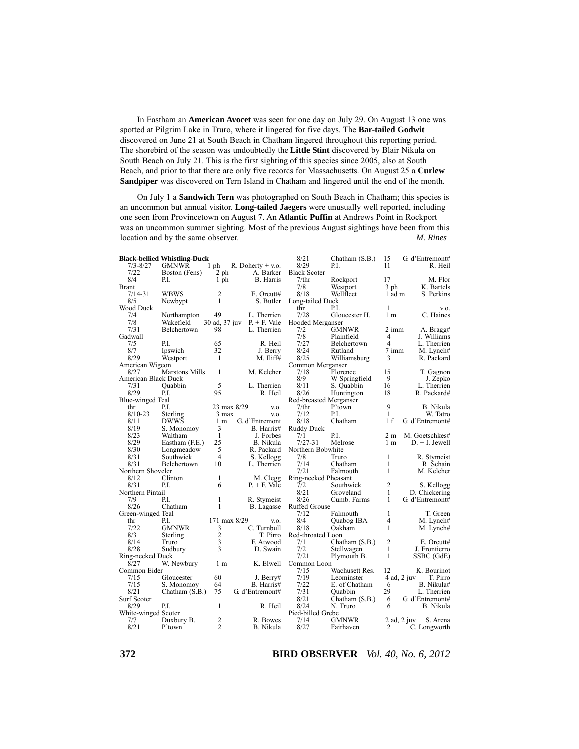In Eastham an **American Avocet** was seen for one day on July 29. On August 13 one was spotted at Pilgrim Lake in Truro, where it lingered for five days. The **Bar-tailed Godwit** discovered on June 21 at South Beach in Chatham lingered throughout this reporting period. The shorebird of the season was undoubtedly the **Little Stint** discovered by Blair Nikula on South Beach on July 21. This is the first sighting of this species since 2005, also at South Beach, and prior to that there are only five records for Massachusetts. On August 25 a **Curlew Sandpiper** was discovered on Tern Island in Chatham and lingered until the end of the month.

On July 1 a **Sandwich Tern** was photographed on South Beach in Chatham; this species is an uncommon but annual visitor. **Long-tailed Jaegers** were unusually well reported, including one seen from Provincetown on August 7. An **Atlantic Puffin** at Andrews Point in Rockport was an uncommon summer sighting. Most of the previous August sightings have been from this location and by the same observer. *M. Rines*

| Date | Location | Number | Observer |
|---|---|---|---|
| **Black-bellied Whistling-Duck** | | | |
| 7/3-8/27 | GMNWR | 1 ph | R. Doherty + v.o. |
| 7/22 | Boston (Fens) | 2 ph | A. Barker |
| 8/4 | P.I. | 1 ph | B. Harris |
| Brant | | | |
| 7/14-31 | WBWS | 2 | E. Orcutt# |
| 8/5 | Newbypt | 1 | S. Butler |
| Wood Duck | | | |
| 7/4 | Northampton | 49 | L. Therrien |
| 7/8 | Wakefield | 30 ad, 37 juv | P. + F. Vale |
| 7/31 | Belchertown | 98 | L. Therrien |
| Gadwall | | | |
| 7/5 | P.I. | 65 | R. Heil |
| 8/7 | Ipswich | 32 | J. Berry |
| 8/29 | Westport | 1 | M. Iliff# |
| American Wigeon | | | |
| 8/27 | Marstons Mills | 1 | M. Keleher |
| American Black Duck | | | |
| 7/31 | Quabbin | 5 | L. Therrien |
| 8/29 | P.I. | 95 | R. Heil |
| Blue-winged Teal | | | |
| thr | P.I. | 23 max 8/29 | v.o. |
| 8/10-23 | Sterling | 3 max | v.o. |
| 8/11 | DWWS | 1 m | G. d'Entremont |
| 8/19 | S. Monomoy | 3 | B. Harris# |
| 8/23 | Waltham | 1 | J. Forbes |
| 8/29 | Eastham (F.E.) | 25 | B. Nikula |
| 8/30 | Longmeadow | 5 | R. Packard |
| 8/31 | Southwick | 4 | S. Kellogg |
| 8/31 | Belchertown | 10 | L. Therrien |
| Northern Shoveler | | | |
| 8/12 | Clinton | 1 | M. Clegg |
| 8/31 | P.I. | 6 | P. + F. Vale |
| Northern Pintail | | | |
| 7/9 | P.I. | 1 | R. Stymeist |
| 8/26 | Chatham | 1 | B. Lagasse |
| Green-winged Teal | | | |
| thr | P.I. | 171 max 8/29 | v.o. |
| 7/22 | GMNWR | 3 | C. Turnbull |
| 8/3 | Sterling | 2 | T. Pirro |
| 8/14 | Truro | 3 | F. Atwood |
| 8/28 | Sudbury | 3 | D. Swain |
| Ring-necked Duck | | | |
| 8/27 | W. Newbury | 1 m | K. Elwell |
| Common Eider | | | |
| 7/15 | Gloucester | 60 | J. Berry# |
| 7/15 | S. Monomoy | 64 | B. Harris# |
| 8/21 | Chatham (S.B.) | 75 | G. d'Entremont# |
| Surf Scoter | | | |
| 8/29 | P.I. | 1 | R. Heil |
| White-winged Scoter | | | |
| 7/7 | Duxbury B. | 2 | R. Bowes |
| 8/21 | P'town | 2 | B. Nikula |
| 8/21 | Chatham (S.B.) | 15 | G. d'Entremont# |
| 8/29 | P.I. | 11 | R. Heil |
| Black Scoter | | | |
| 7/thr | Rockport | 17 | M. Flor |
| 7/8 | Westport | 3 ph | K. Bartels |
| 8/18 | Wellfleet | 1 ad m | S. Perkins |
| Long-tailed Duck | | | |
| thr | P.I. | 1 | v.o. |
| 7/28 | Gloucester H. | 1 m | C. Haines |
| Hooded Merganser | | | |
| 7/2 | GMNWR | 2 imm | A. Bragg# |
| 7/8 | Plainfield | 4 | J. Williams |
| 7/27 | Belchertown | 4 | L. Therrien |
| 8/24 | Rutland | 7 imm | M. Lynch# |
| 8/25 | Williamsburg | 3 | R. Packard |
| Common Merganser | | | |
| 7/18 | Florence | 15 | T. Gagnon |
| 8/9 | W Springfield | 9 | J. Zepko |
| 8/11 | S. Quabbin | 16 | L. Therrien |
| 8/26 | Huntington | 18 | R. Packard# |
| Red-breasted Merganser | | | |
| 7/thr | P'town | 9 | B. Nikula |
| 7/12 | P.I. | 1 | W. Tatro |
| 8/18 | Chatham | 1 f | G. d'Entremont# |
| Ruddy Duck | | | |
| 7/1 | P.I. | 2 m | M. Goetschkes# |
| 7/27-31 | Melrose | 1 m | D. + I. Jewell |
| Northern Bobwhite | | | |
| 7/8 | Truro | 1 | R. Stymeist |
| 7/14 | Chatham | 1 | R. Schain |
| 7/21 | Falmouth | 1 | M. Keleher |
| Ring-necked Pheasant | | | |
| 7/2 | Southwick | 2 | S. Kellogg |
| 8/21 | Groveland | 1 | D. Chickering |
| 8/26 | Cumb. Farms | 1 | G. d'Entremont# |
| Ruffed Grouse | | | |
| 7/12 | Falmouth | 1 | T. Green |
| 8/4 | Quabog IBA | 4 | M. Lynch# |
| 8/18 | Oakham | 1 | M. Lynch# |
| Red-throated Loon | | | |
| 7/1 | Chatham (S.B.) | 2 | E. Orcutt# |
| 7/2 | Stellwagen | 1 | J. Frontierro |
| 7/21 | Plymouth B. | 1 | SSBC (GdE) |
| Common Loon | | | |
| 7/15 | Wachusett Res. | 12 | K. Bourinot |
| 7/19 | Leominster | 4 ad, 2 juv | T. Pirro |
| 7/22 | E. of Chatham | 6 | B. Nikula# |
| 7/31 | Quabbin | 29 | L. Therrien |
| 8/21 | Chatham (S.B.) | 6 | G. d'Entremont# |
| 8/24 | N. Truro | 6 | B. Nikula |
| Pied-billed Grebe | | | |
| 7/14 | GMNWR | 2 ad, 2 juv | S. Arena |
| 8/27 | Fairhaven | 2 | C. Longworth |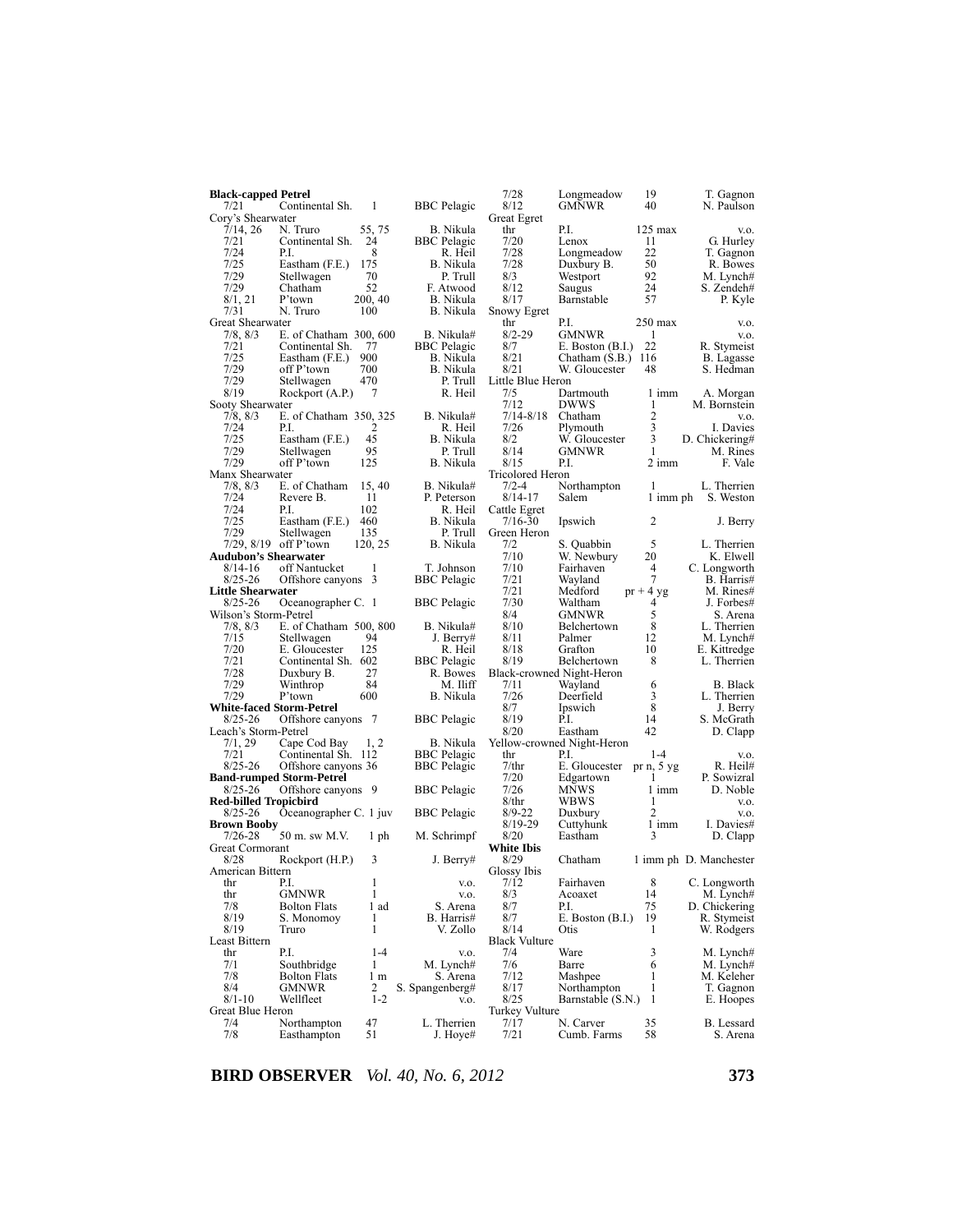| Date | Location | Number | Observer |
|---|---|---|---|
| **Black-capped Petrel** | | | |
| 7/21 | Continental Sh. | 1 | BBC Pelagic |
| Cory's Shearwater | | | |
| 7/14, 26 | N. Truro | 55, 75 | B. Nikula |
| 7/21 | Continental Sh. | 24 | BBC Pelagic |
| 7/24 | P.I. | 8 | R. Heil |
| 7/25 | Eastham (F.E.) | 175 | B. Nikula |
| 7/29 | Stellwagen | 70 | P. Trull |
| 7/29 | Chatham | 52 | F. Atwood |
| 8/1, 21 | P'town | 200, 40 | B. Nikula |
| 7/31 | N. Truro | 100 | B. Nikula |
| Great Shearwater | | | |
| 7/8, 8/3 | E. of Chatham | 300, 600 | B. Nikula# |
| 7/21 | Continental Sh. | 77 | BBC Pelagic |
| 7/25 | Eastham (F.E.) | 900 | B. Nikula |
| 7/29 | off P'town | 700 | B. Nikula |
| 7/29 | Stellwagen | 470 | P. Trull |
| 8/19 | Rockport (A.P.) | 7 | R. Heil |
| Sooty Shearwater | | | |
| 7/8, 8/3 | E. of Chatham | 350, 325 | B. Nikula# |
| 7/24 | P.I. | 2 | R. Heil |
| 7/25 | Eastham (F.E.) | 45 | B. Nikula |
| 7/29 | Stellwagen | 95 | P. Trull |
| 7/29 | off P'town | 125 | B. Nikula |
| Manx Shearwater | | | |
| 7/8, 8/3 | E. of Chatham | 15, 40 | B. Nikula# |
| 7/24 | Revere B. | 11 | P. Peterson |
| 7/24 | P.I. | 102 | R. Heil |
| 7/25 | Eastham (F.E.) | 460 | B. Nikula |
| 7/29 | Stellwagen | 135 | P. Trull |
| 7/29, 8/19 | off P'town | 120, 25 | B. Nikula |
| **Audubon's Shearwater** | | | |
| 8/14-16 | off Nantucket | 1 | T. Johnson |
| 8/25-26 | Offshore canyons | 3 | BBC Pelagic |
| **Little Shearwater** | | | |
| 8/25-26 | Oceanographer C. | 1 | BBC Pelagic |
| Wilson's Storm-Petrel | | | |
| 7/8, 8/3 | E. of Chatham | 500, 800 | B. Nikula# |
| 7/15 | Stellwagen | 94 | J. Berry# |
| 7/20 | E. Gloucester | 125 | R. Heil |
| 7/21 | Continental Sh. | 602 | BBC Pelagic |
| 7/28 | Duxbury B. | 27 | R. Bowes |
| 7/29 | Winthrop | 84 | M. Iliff |
| 7/29 | P'town | 600 | B. Nikula |
| **White-faced Storm-Petrel** | | | |
| 8/25-26 | Offshore canyons | 7 | BBC Pelagic |
| Leach's Storm-Petrel | | | |
| 7/1, 29 | Cape Cod Bay | 1, 2 | B. Nikula |
| 7/21 | Continental Sh. | 112 | BBC Pelagic |
| 8/25-26 | Offshore canyons | 36 | BBC Pelagic |
| **Band-rumped Storm-Petrel** | | | |
| 8/25-26 | Offshore canyons | 9 | BBC Pelagic |
| **Red-billed Tropicbird** | | | |
| 8/25-26 | Oceanographer C. | 1 juv | BBC Pelagic |
| **Brown Booby** | | | |
| 7/26-28 | 50 m. sw M.V. | 1 ph | M. Schrimpf |
| Great Cormorant | | | |
| 8/28 | Rockport (H.P.) | 3 | J. Berry# |
| American Bittern | | | |
| thr | P.I. | 1 | v.o. |
| thr | GMNWR | 1 | v.o. |
| 7/8 | Bolton Flats | 1 ad | S. Arena |
| 8/19 | S. Monomoy | 1 | B. Harris# |
| 8/19 | Truro | 1 | V. Zollo |
| Least Bittern | | | |
| thr | P.I. | 1-4 | v.o. |
| 7/1 | Southbridge | 1 | M. Lynch# |
| 7/8 | Bolton Flats | 1 m | S. Arena |
| 8/4 | GMNWR | 2 | S. Spangenberg# |
| 8/1-10 | Wellfleet | 1-2 | v.o. |
| Great Blue Heron | | | |
| 7/4 | Northampton | 47 | L. Therrien |
| 7/8 | Easthampton | 51 | J. Hoye# |
| 7/28 | Longmeadow | 19 | T. Gagnon |
| 8/12 | GMNWR | 40 | N. Paulson |
| Great Egret | | | |
| thr | P.I. | 125 max | v.o. |
| 7/20 | Lenox | 11 | G. Hurley |
| 7/28 | Longmeadow | 22 | T. Gagnon |
| 7/28 | Duxbury B. | 50 | R. Bowes |
| 8/3 | Westport | 92 | M. Lynch# |
| 8/12 | Saugus | 24 | S. Zendeh# |
| 8/17 | Barnstable | 57 | P. Kyle |
| Snowy Egret | | | |
| thr | P.I. | 250 max | v.o. |
| 8/2-29 | GMNWR | 1 | v.o. |
| 8/7 | E. Boston (B.I.) | 22 | R. Stymeist |
| 8/21 | Chatham (S.B.) | 116 | B. Lagasse |
| 8/21 | W. Gloucester | 48 | S. Hedman |
| Little Blue Heron | | | |
| 7/5 | Dartmouth | 1 imm | A. Morgan |
| 7/12 | DWWS | 1 | M. Bornstein |
| 7/14-8/18 | Chatham | 2 | v.o. |
| 7/26 | Plymouth | 3 | I. Davies |
| 8/2 | W. Gloucester | 3 | D. Chickering# |
| 8/14 | GMNWR | 1 | M. Rines |
| 8/15 | P.I. | 2 imm | F. Vale |
| Tricolored Heron | | | |
| 7/2-4 | Northampton | 1 | L. Therrien |
| 8/14-17 | Salem | 1 imm ph | S. Weston |
| Cattle Egret | | | |
| 7/16-30 | Ipswich | 2 | J. Berry |
| Green Heron | | | |
| 7/2 | S. Quabbin | 5 | L. Therrien |
| 7/10 | W. Newbury | 20 | K. Elwell |
| 7/10 | Fairhaven | 4 | C. Longworth |
| 7/21 | Wayland | 7 | B. Harris# |
| 7/21 | Medford | pr + 4 yg | M. Rines# |
| 7/30 | Waltham | 4 | J. Forbes# |
| 8/4 | GMNWR | 5 | S. Arena |
| 8/10 | Belchertown | 8 | L. Therrien |
| 8/11 | Palmer | 12 | M. Lynch# |
| 8/18 | Grafton | 10 | E. Kittredge |
| 8/19 | Belchertown | 8 | L. Therrien |
| Black-crowned Night-Heron | | | |
| 7/11 | Wayland | 6 | B. Black |
| 7/26 | Deerfield | 3 | L. Therrien |
| 8/7 | Ipswich | 8 | J. Berry |
| 8/19 | P.I. | 14 | S. McGrath |
| 8/20 | Eastham | 42 | D. Clapp |
| Yellow-crowned Night-Heron | | | |
| thr | P.I. | 1-4 | v.o. |
| 7/thr | E. Gloucester | pr n, 5 yg | R. Heil# |
| 7/20 | Edgartown | 1 | P. Sowizral |
| 7/26 | MNWS | 1 imm | D. Noble |
| 8/thr | WBWS | 1 | v.o. |
| 8/9-22 | Duxbury | 2 | v.o. |
| 8/19-29 | Cuttyhunk | 1 imm | I. Davies# |
| 8/20 | Eastham | 3 | D. Clapp |
| **White Ibis** | | | |
| 8/29 | Chatham | 1 imm ph | D. Manchester |
| Glossy Ibis | | | |
| 7/12 | Fairhaven | 8 | C. Longworth |
| 8/3 | Acoaxet | 14 | M. Lynch# |
| 8/7 | P.I. | 75 | D. Chickering |
| 8/7 | E. Boston (B.I.) | 19 | R. Stymeist |
| 8/14 | Otis | 1 | W. Rodgers |
| Black Vulture | | | |
| 7/4 | Ware | 3 | M. Lynch# |
| 7/6 | Barre | 6 | M. Lynch# |
| 7/12 | Mashpee | 1 | M. Keleher |
| 8/17 | Northampton | 1 | T. Gagnon |
| 8/25 | Barnstable (S.N.) | 1 | E. Hoopes |
| Turkey Vulture | | | |
| 7/17 | N. Carver | 35 | B. Lessard |
| 7/21 | Cumb. Farms | 58 | S. Arena |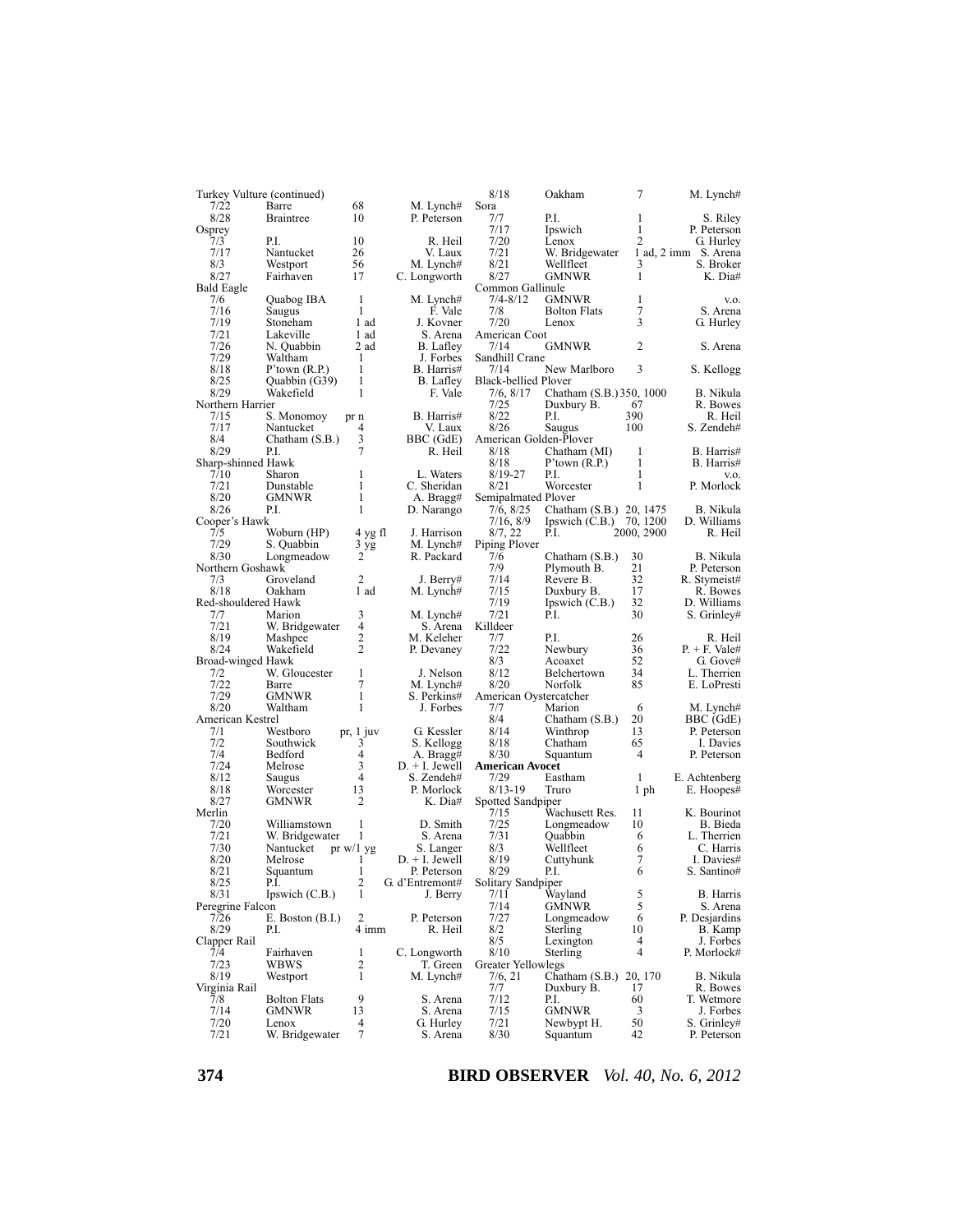| Date | Location | Number | Observer |
|---|---|---|---|
| **Turkey Vulture (continued)** | | | |
| 7/22 | Barre | 68 | M. Lynch# |
| 8/28 | Braintree | 10 | P. Peterson |
| **Osprey** | | | |
| 7/3 | P.I. | 10 | R. Heil |
| 7/17 | Nantucket | 26 | V. Laux |
| 8/3 | Westport | 56 | M. Lynch# |
| 8/27 | Fairhaven | 17 | C. Longworth |
| **Bald Eagle** | | | |
| 7/6 | Quabog IBA | 1 | M. Lynch# |
| 7/16 | Saugus | 1 | F. Vale |
| 7/19 | Stoneham | 1 ad | J. Kovner |
| 7/21 | Lakeville | 1 ad | S. Arena |
| 7/26 | N. Quabbin | 2 ad | B. Lafley |
| 7/29 | Waltham | 1 | J. Forbes |
| 8/18 | P'town (R.P.) | 1 | B. Harris# |
| 8/25 | Quabbin (G39) | 1 | B. Lafley |
| 8/29 | Wakefield | 1 | F. Vale |
| **Northern Harrier** | | | |
| 7/15 | S. Monomoy | pr n | B. Harris# |
| 7/17 | Nantucket | 4 | V. Laux |
| 8/4 | Chatham (S.B.) | 3 | BBC (GdE) |
| 8/29 | P.I. | 7 | R. Heil |
| **Sharp-shinned Hawk** | | | |
| 7/10 | Sharon | 1 | L. Waters |
| 7/21 | Dunstable | 1 | C. Sheridan |
| 8/20 | GMNWR | 1 | A. Bragg# |
| 8/26 | P.I. | 1 | D. Narango |
| **Cooper's Hawk** | | | |
| 7/5 | Woburn (HP) | 4 yg fl | J. Harrison |
| 7/29 | S. Quabbin | 3 yg | M. Lynch# |
| 8/30 | Longmeadow | 2 | R. Packard |
| **Northern Goshawk** | | | |
| 7/3 | Groveland | 2 | J. Berry# |
| 8/18 | Oakham | 1 ad | M. Lynch# |
| **Red-shouldered Hawk** | | | |
| 7/7 | Marion | 3 | M. Lynch# |
| 7/21 | W. Bridgewater | 4 | S. Arena |
| 8/19 | Mashpee | 2 | M. Keleher |
| 8/24 | Wakefield | 2 | P. Devaney |
| **Broad-winged Hawk** | | | |
| 7/2 | W. Gloucester | 1 | J. Nelson |
| 7/22 | Barre | 7 | M. Lynch# |
| 7/29 | GMNWR | 1 | S. Perkins# |
| 8/20 | Waltham | 1 | J. Forbes |
| **American Kestrel** | | | |
| 7/1 | Westboro | pr, 1 juv | G. Kessler |
| 7/2 | Southwick | 3 | S. Kellogg |
| 7/4 | Bedford | 4 | A. Bragg# |
| 7/24 | Melrose | 3 | D. + I. Jewell |
| 8/12 | Saugus | 4 | S. Zendeh# |
| 8/18 | Worcester | 13 | P. Morlock |
| 8/27 | GMNWR | 2 | K. Dia# |
| **Merlin** | | | |
| 7/20 | Williamstown | 1 | D. Smith |
| 7/21 | W. Bridgewater | 1 | S. Arena |
| 7/30 | Nantucket | pr w/1 yg | S. Langer |
| 8/20 | Melrose | 1 | D. + I. Jewell |
| 8/21 | Squantum | 1 | P. Peterson |
| 8/25 | P.I. | 2 | G. d'Entremont# |
| 8/31 | Ipswich (C.B.) | 1 | J. Berry |
| **Peregrine Falcon** | | | |
| 7/26 | E. Boston (B.I.) | 2 | P. Peterson |
| 8/29 | P.I. | 4 imm | R. Heil |
| **Clapper Rail** | | | |
| 7/4 | Fairhaven | 1 | C. Longworth |
| 7/23 | WBWS | 2 | T. Green |
| 8/19 | Westport | 1 | M. Lynch# |
| **Virginia Rail** | | | |
| 7/8 | Bolton Flats | 9 | S. Arena |
| 7/14 | GMNWR | 13 | S. Arena |
| 7/20 | Lenox | 4 | G. Hurley |
| 7/21 | W. Bridgewater | 7 | S. Arena |
| 8/18 | Oakham | 7 | M. Lynch# |
| **Sora** | | | |
| 7/7 | P.I. | 1 | S. Riley |
| 7/17 | Ipswich | 1 | P. Peterson |
| 7/20 | Lenox | 2 | G. Hurley |
| 7/21 | W. Bridgewater | 1 ad, 2 imm | S. Arena |
| 8/21 | Wellfleet | 3 | S. Broker |
| 8/27 | GMNWR | 1 | K. Dia# |
| **Common Gallinule** | | | |
| 7/4-8/12 | GMNWR | 1 | v.o. |
| 7/8 | Bolton Flats | 7 | S. Arena |
| 7/20 | Lenox | 3 | G. Hurley |
| **American Coot** | | | |
| 7/14 | GMNWR | 2 | S. Arena |
| **Sandhill Crane** | | | |
| 7/14 | New Marlboro | 3 | S. Kellogg |
| **Black-bellied Plover** | | | |
| 7/6, 8/17 | Chatham (S.B.) | 350, 1000 | B. Nikula |
| 7/25 | Duxbury B. | 67 | R. Bowes |
| 8/22 | P.I. | 390 | R. Heil |
| 8/26 | Saugus | 100 | S. Zendeh# |
| **American Golden-Plover** | | | |
| 8/18 | Chatham (MI) | 1 | B. Harris# |
| 8/18 | P'town (R.P.) | 1 | B. Harris# |
| 8/19-27 | P.I. | 1 | v.o. |
| 8/21 | Worcester | 1 | P. Morlock |
| **Semipalmated Plover** | | | |
| 7/6, 8/25 | Chatham (S.B.) | 20, 1475 | B. Nikula |
| 7/16, 8/9 | Ipswich (C.B.) | 70, 1200 | D. Williams |
| 8/7, 22 | P.I. | 2000, 2900 | R. Heil |
| **Piping Plover** | | | |
| 7/6 | Chatham (S.B.) | 30 | B. Nikula |
| 7/9 | Plymouth B. | 21 | P. Peterson |
| 7/14 | Revere B. | 32 | R. Stymeist# |
| 7/15 | Duxbury B. | 17 | R. Bowes |
| 7/19 | Ipswich (C.B.) | 32 | D. Williams |
| 7/21 | P.I. | 30 | S. Grinley# |
| **Killdeer** | | | |
| 7/7 | P.I. | 26 | R. Heil |
| 7/22 | Newbury | 36 | P. + F. Vale# |
| 8/3 | Acoaxet | 52 | G. Gove# |
| 8/12 | Belchertown | 34 | L. Therrien |
| 8/20 | Norfolk | 85 | E. LoPresti |
| **American Oystercatcher** | | | |
| 7/7 | Marion | 6 | M. Lynch# |
| 8/4 | Chatham (S.B.) | 20 | BBC (GdE) |
| 8/14 | Winthrop | 13 | P. Peterson |
| 8/18 | Chatham | 65 | I. Davies |
| 8/30 | Squantum | 4 | P. Peterson |
| **American Avocet** | | | |
| 7/29 | Eastham | 1 | E. Achtenberg |
| 8/13-19 | Truro | 1 ph | E. Hoopes# |
| **Spotted Sandpiper** | | | |
| 7/15 | Wachusett Res. | 11 | K. Bourinot |
| 7/25 | Longmeadow | 10 | B. Bieda |
| 7/31 | Quabbin | 6 | L. Therrien |
| 8/3 | Wellfleet | 6 | C. Harris |
| 8/19 | Cuttyhunk | 7 | I. Davies# |
| 8/29 | P.I. | 6 | S. Santino# |
| **Solitary Sandpiper** | | | |
| 7/11 | Wayland | 5 | B. Harris |
| 7/14 | GMNWR | 5 | S. Arena |
| 7/27 | Longmeadow | 6 | P. Desjardins |
| 8/2 | Sterling | 10 | B. Kamp |
| 8/5 | Lexington | 4 | J. Forbes |
| 8/10 | Sterling | 4 | P. Morlock# |
| **Greater Yellowlegs** | | | |
| 7/6, 21 | Chatham (S.B.) | 20, 170 | B. Nikula |
| 7/7 | Duxbury B. | 17 | R. Bowes |
| 7/12 | P.I. | 60 | T. Wetmore |
| 7/15 | GMNWR | 3 | J. Forbes |
| 7/21 | Newbypt H. | 50 | S. Grinley# |
| 8/30 | Squantum | 42 | P. Peterson |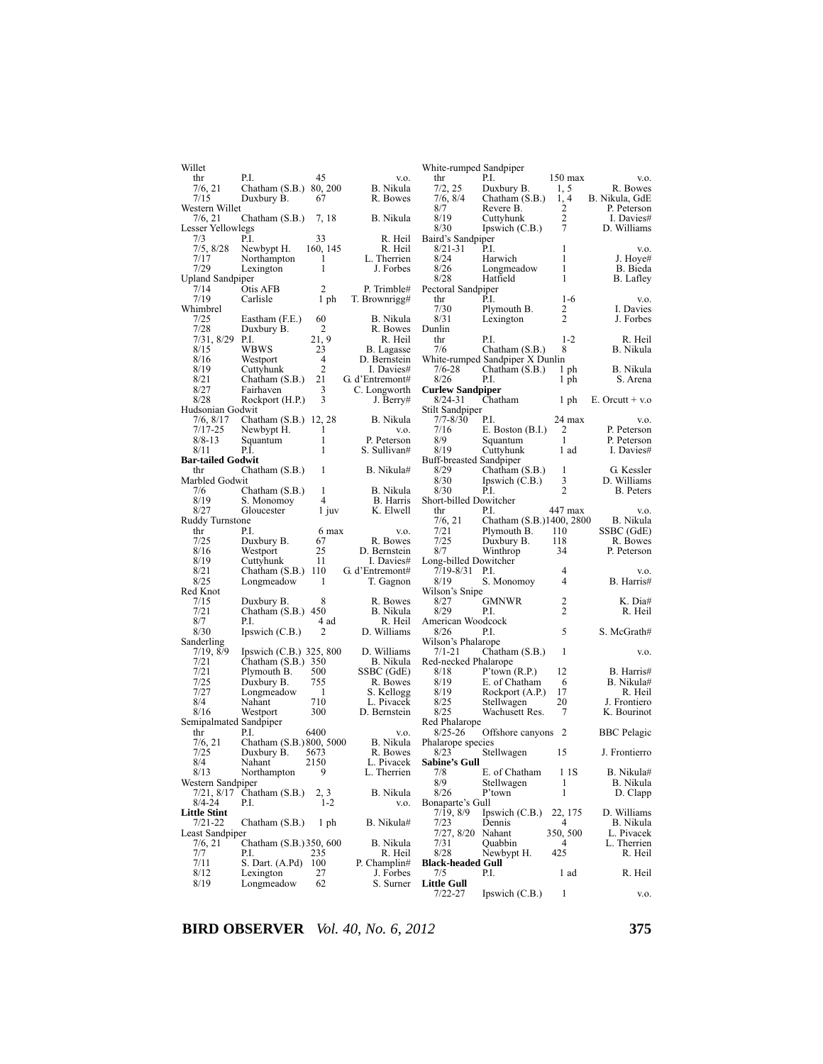| Species / Date | Location | Number | Observer |
|---|---|---|---|
| Willet | | | |
| thr | P.I. | 45 | v.o. |
| 7/6, 21 | Chatham (S.B.) | 80, 200 | B. Nikula |
| 7/15 | Duxbury B. | 67 | R. Bowes |
| Western Willet | | | |
| 7/6, 21 | Chatham (S.B.) | 7, 18 | B. Nikula |
| Lesser Yellowlegs | | | |
| 7/3 | P.I. | 33 | R. Heil |
| 7/5, 8/28 | Newbypt H. | 160, 145 | R. Heil |
| 7/17 | Northampton | 1 | L. Therrien |
| 7/29 | Lexington | 1 | J. Forbes |
| Upland Sandpiper | | | |
| 7/14 | Otis AFB | 2 | P. Trimble# |
| 7/19 | Carlisle | 1 ph | T. Brownrigg# |
| Whimbrel | | | |
| 7/25 | Eastham (F.E.) | 60 | B. Nikula |
| 7/28 | Duxbury B. | 2 | R. Bowes |
| 7/31, 8/29 | P.I. | 21, 9 | R. Heil |
| 8/15 | WBWS | 23 | B. Lagasse |
| 8/16 | Westport | 4 | D. Bernstein |
| 8/19 | Cuttyhunk | 2 | I. Davies# |
| 8/21 | Chatham (S.B.) | 21 | G. d'Entremont# |
| 8/27 | Fairhaven | 3 | C. Longworth |
| 8/28 | Rockport (H.P.) | 3 | J. Berry# |
| Hudsonian Godwit | | | |
| 7/6, 8/17 | Chatham (S.B.) | 12, 28 | B. Nikula |
| 7/17-25 | Newbypt H. | 1 | v.o. |
| 8/8-13 | Squantum | 1 | P. Peterson |
| 8/11 | P.I. | 1 | S. Sullivan# |
| **Bar-tailed Godwit** | | | |
| thr | Chatham (S.B.) | 1 | B. Nikula# |
| Marbled Godwit | | | |
| 7/6 | Chatham (S.B.) | 1 | B. Nikula |
| 8/19 | S. Monomoy | 4 | B. Harris |
| 8/27 | Gloucester | 1 juv | K. Elwell |
| Ruddy Turnstone | | | |
| thr | P.I. | 6 max | v.o. |
| 7/25 | Duxbury B. | 67 | R. Bowes |
| 8/16 | Westport | 25 | D. Bernstein |
| 8/19 | Cuttyhunk | 11 | I. Davies# |
| 8/21 | Chatham (S.B.) | 110 | G. d'Entremont# |
| 8/25 | Longmeadow | 1 | T. Gagnon |
| Red Knot | | | |
| 7/15 | Duxbury B. | 8 | R. Bowes |
| 7/21 | Chatham (S.B.) | 450 | B. Nikula |
| 8/7 | P.I. | 4 ad | R. Heil |
| 8/30 | Ipswich (C.B.) | 2 | D. Williams |
| Sanderling | | | |
| 7/19, 8/9 | Ipswich (C.B.) | 325, 800 | D. Williams |
| 7/21 | Chatham (S.B.) | 350 | B. Nikula |
| 7/21 | Plymouth B. | 500 | SSBC (GdE) |
| 7/25 | Duxbury B. | 755 | R. Bowes |
| 7/27 | Longmeadow | 1 | S. Kellogg |
| 8/4 | Nahant | 710 | L. Pivacek |
| 8/16 | Westport | 300 | D. Bernstein |
| Semipalmated Sandpiper | | | |
| thr | P.I. | 6400 | v.o. |
| 7/6, 21 | Chatham (S.B.) | 800, 5000 | B. Nikula |
| 7/25 | Duxbury B. | 5673 | R. Bowes |
| 8/4 | Nahant | 2150 | L. Pivacek |
| 8/13 | Northampton | 9 | L. Therrien |
| Western Sandpiper | | | |
| 7/21, 8/17 | Chatham (S.B.) | 2, 3 | B. Nikula |
| 8/4-24 | P.I. | 1-2 | v.o. |
| **Little Stint** | | | |
| 7/21-22 | Chatham (S.B.) | 1 ph | B. Nikula# |
| Least Sandpiper | | | |
| 7/6, 21 | Chatham (S.B.) | 350, 600 | B. Nikula |
| 7/7 | P.I. | 235 | R. Heil |
| 7/11 | S. Dart. (A.Pd) | 100 | P. Champlin# |
| 8/12 | Lexington | 27 | J. Forbes |
| 8/19 | Longmeadow | 62 | S. Surner |
| White-rumped Sandpiper | | | |
| thr | P.I. | 150 max | v.o. |
| 7/2, 25 | Duxbury B. | 1, 5 | R. Bowes |
| 7/6, 8/4 | Chatham (S.B.) | 1, 4 | B. Nikula, GdE |
| 8/7 | Revere B. | 2 | P. Peterson |
| 8/19 | Cuttyhunk | 2 | I. Davies# |
| 8/30 | Ipswich (C.B.) | 7 | D. Williams |
| Baird's Sandpiper | | | |
| 8/21-31 | P.I. | 1 | v.o. |
| 8/24 | Harwich | 1 | J. Hoye# |
| 8/26 | Longmeadow | 1 | B. Bieda |
| 8/28 | Hatfield | 1 | B. Lafley |
| Pectoral Sandpiper | | | |
| thr | P.I. | 1-6 | v.o. |
| 7/30 | Plymouth B. | 2 | I. Davies |
| 8/31 | Lexington | 2 | J. Forbes |
| Dunlin | | | |
| thr | P.I. | 1-2 | R. Heil |
| 7/6 | Chatham (S.B.) | 8 | B. Nikula |
| White-rumped Sandpiper X Dunlin | | | |
| 7/6-28 | Chatham (S.B.) | 1 ph | B. Nikula |
| 8/26 | P.I. | 1 ph | S. Arena |
| **Curlew Sandpiper** | | | |
| 8/24-31 | Chatham | 1 ph | E. Orcutt + v.o |
| Stilt Sandpiper | | | |
| 7/7-8/30 | P.I. | 24 max | v.o. |
| 7/16 | E. Boston (B.I.) | 2 | P. Peterson |
| 8/9 | Squantum | 1 | P. Peterson |
| 8/19 | Cuttyhunk | 1 ad | I. Davies# |
| Buff-breasted Sandpiper | | | |
| 8/29 | Chatham (S.B.) | 1 | G. Kessler |
| 8/30 | Ipswich (C.B.) | 3 | D. Williams |
| 8/30 | P.I. | 2 | B. Peters |
| Short-billed Dowitcher | | | |
| thr | P.I. | 447 max | v.o. |
| 7/6, 21 | Chatham (S.B.) | 1400, 2800 | B. Nikula |
| 7/21 | Plymouth B. | 110 | SSBC (GdE) |
| 7/25 | Duxbury B. | 118 | R. Bowes |
| 8/7 | Winthrop | 34 | P. Peterson |
| Long-billed Dowitcher | | | |
| 7/19-8/31 | P.I. | 4 | v.o. |
| 8/19 | S. Monomoy | 4 | B. Harris# |
| Wilson's Snipe | | | |
| 8/27 | GMNWR | 2 | K. Dia# |
| 8/29 | P.I. | 2 | R. Heil |
| American Woodcock | | | |
| 8/26 | P.I. | 5 | S. McGrath# |
| Wilson's Phalarope | | | |
| 7/1-21 | Chatham (S.B.) | 1 | v.o. |
| Red-necked Phalarope | | | |
| 8/18 | P'town (R.P.) | 12 | B. Harris# |
| 8/19 | E. of Chatham | 6 | B. Nikula# |
| 8/19 | Rockport (A.P.) | 17 | R. Heil |
| 8/25 | Stellwagen | 20 | J. Frontiero |
| 8/25 | Wachusett Res. | 7 | K. Bourinot |
| Red Phalarope | | | |
| 8/25-26 | Offshore canyons | 2 | BBC Pelagic |
| Phalarope species | | | |
| 8/23 | Stellwagen | 15 | J. Frontierro |
| **Sabine's Gull** | | | |
| 7/8 | E. of Chatham | 1 1S | B. Nikula# |
| 8/9 | Stellwagen | 1 | B. Nikula |
| 8/26 | P'town | 1 | D. Clapp |
| Bonaparte's Gull | | | |
| 7/19, 8/9 | Ipswich (C.B.) | 22, 175 | D. Williams |
| 7/23 | Dennis | 4 | B. Nikula |
| 7/27, 8/20 | Nahant | 350, 500 | L. Pivacek |
| 7/31 | Quabbin | 4 | L. Therrien |
| 8/28 | Newbypt H. | 425 | R. Heil |
| **Black-headed Gull** | | | |
| 7/5 | P.I. | 1 ad | R. Heil |
| **Little Gull** | | | |
| 7/22-27 | Ipswich (C.B.) | 1 | v.o. |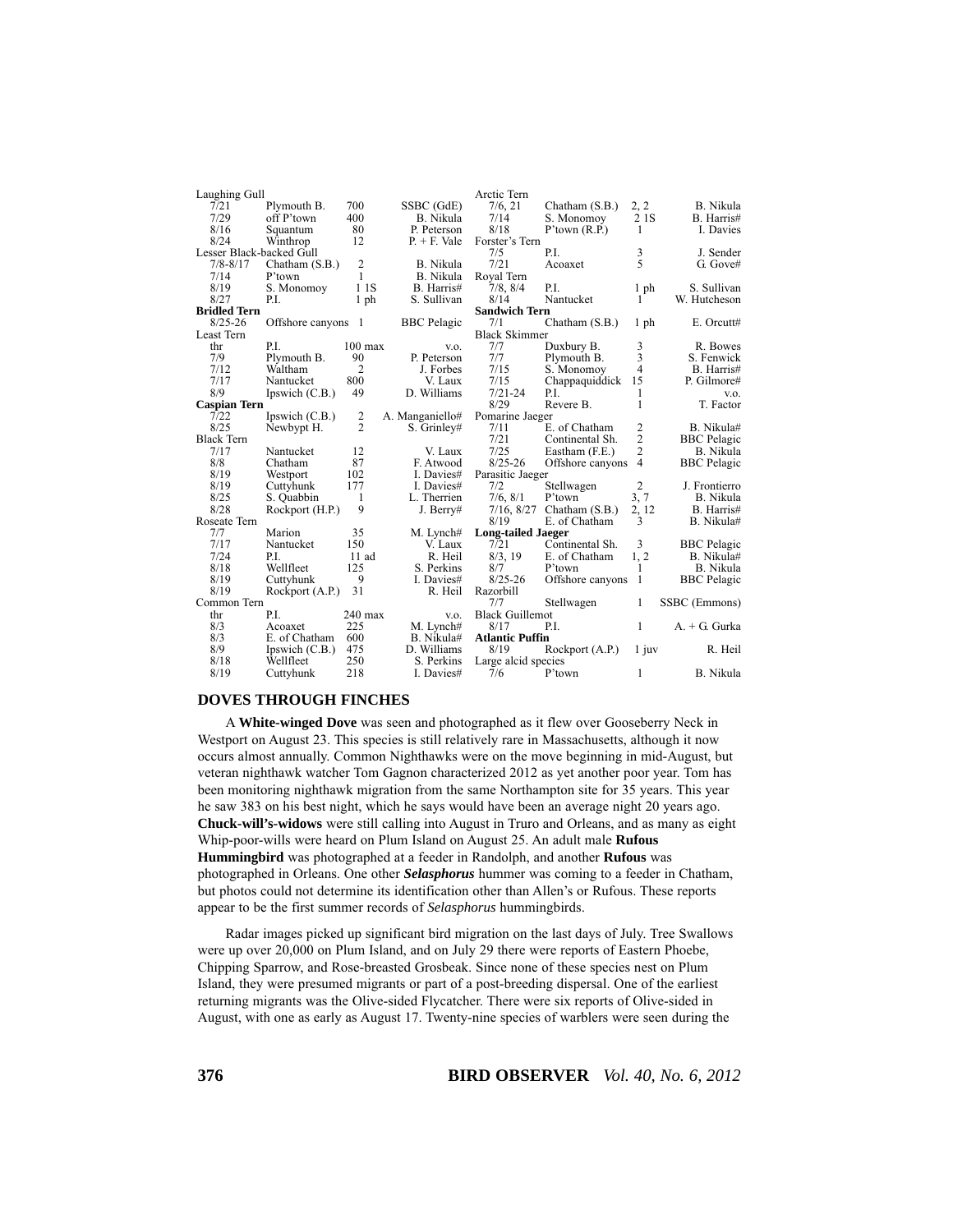| | | | |
|---|---|---|---|
| Laughing Gull | | | |
| 7/21 | Plymouth B. | 700 | SSBC (GdE) |
| 7/29 | off P'town | 400 | B. Nikula |
| 8/16 | Squantum | 80 | P. Peterson |
| 8/24 | Winthrop | 12 | P. + F. Vale |
| Lesser Black-backed Gull | | | |
| 7/8-8/17 | Chatham (S.B.) | 2 | B. Nikula |
| 7/14 | P'town | 1 | B. Nikula |
| 8/19 | S. Monomoy | 1 1S | B. Harris# |
| 8/27 | P.I. | 1 ph | S. Sullivan |
| **Bridled Tern** | | | |
| 8/25-26 | Offshore canyons | 1 | BBC Pelagic |
| Least Tern | | | |
| thr | P.I. | 100 max | v.o. |
| 7/9 | Plymouth B. | 90 | P. Peterson |
| 7/12 | Waltham | 2 | J. Forbes |
| 7/17 | Nantucket | 800 | V. Laux |
| 8/9 | Ipswich (C.B.) | 49 | D. Williams |
| **Caspian Tern** | | | |
| 7/22 | Ipswich (C.B.) | 2 | A. Manganiello# |
| 8/25 | Newbypt H. | 2 | S. Grinley# |
| Black Tern | | | |
| 7/17 | Nantucket | 12 | V. Laux |
| 8/8 | Chatham | 87 | F. Atwood |
| 8/19 | Westport | 102 | I. Davies# |
| 8/19 | Cuttyhunk | 177 | I. Davies# |
| 8/25 | S. Quabbin | 1 | L. Therrien |
| 8/28 | Rockport (H.P.) | 9 | J. Berry# |
| Roseate Tern | | | |
| 7/7 | Marion | 35 | M. Lynch# |
| 7/17 | Nantucket | 150 | V. Laux |
| 7/24 | P.I. | 11 ad | R. Heil |
| 8/18 | Wellfleet | 125 | S. Perkins |
| 8/19 | Cuttyhunk | 9 | I. Davies# |
| 8/19 | Rockport (A.P.) | 31 | R. Heil |
| Common Tern | | | |
| thr | P.I. | 240 max | v.o. |
| 8/3 | Acoaxet | 225 | M. Lynch# |
| 8/3 | E. of Chatham | 600 | B. Nikula# |
| 8/9 | Ipswich (C.B.) | 475 | D. Williams |
| 8/18 | Wellfleet | 250 | S. Perkins |
| 8/19 | Cuttyhunk | 218 | I. Davies# |
| Arctic Tern | | | |
| 7/6, 21 | Chatham (S.B.) | 2, 2 | B. Nikula |
| 7/14 | S. Monomoy | 2 1S | B. Harris# |
| 8/18 | P'town (R.P.) | 1 | I. Davies |
| Forster's Tern | | | |
| 7/5 | P.I. | 3 | J. Sender |
| 7/21 | Acoaxet | 5 | G. Gove# |
| Royal Tern | | | |
| 7/8, 8/4 | P.I. | 1 ph | S. Sullivan |
| 8/14 | Nantucket | 1 | W. Hutcheson |
| **Sandwich Tern** | | | |
| 7/1 | Chatham (S.B.) | 1 ph | E. Orcutt# |
| Black Skimmer | | | |
| 7/7 | Duxbury B. | 3 | R. Bowes |
| 7/7 | Plymouth B. | 3 | S. Fenwick |
| 7/15 | S. Monomoy | 4 | B. Harris# |
| 7/15 | Chappaquiddick | 15 | P. Gilmore# |
| 7/21-24 | P.I. | 1 | v.o. |
| 8/29 | Revere B. | 1 | T. Factor |
| Pomarine Jaeger | | | |
| 7/11 | E. of Chatham | 2 | B. Nikula# |
| 7/21 | Continental Sh. | 2 | BBC Pelagic |
| 7/25 | Eastham (F.E.) | 2 | B. Nikula |
| 8/25-26 | Offshore canyons | 4 | BBC Pelagic |
| Parasitic Jaeger | | | |
| 7/2 | Stellwagen | 2 | J. Frontierro |
| 7/6, 8/1 | P'town | 3, 7 | B. Nikula |
| 7/16, 8/27 | Chatham (S.B.) | 2, 12 | B. Harris# |
| 8/19 | E. of Chatham | 3 | B. Nikula# |
| **Long-tailed Jaeger** | | | |
| 7/21 | Continental Sh. | 3 | BBC Pelagic |
| 8/3, 19 | E. of Chatham | 1, 2 | B. Nikula# |
| 8/7 | P'town | 1 | B. Nikula |
| 8/25-26 | Offshore canyons | 1 | BBC Pelagic |
| Razorbill | | | |
| 7/7 | Stellwagen | 1 | SSBC (Emmons) |
| Black Guillemot | | | |
| 8/17 | P.I. | 1 | A. + G. Gurka |
| **Atlantic Puffin** | | | |
| 8/19 | Rockport (A.P.) | 1 juv | R. Heil |
| Large alcid species | | | |
| 7/6 | P'town | 1 | B. Nikula |

## DOVES THROUGH FINCHES

A **White-winged Dove** was seen and photographed as it flew over Gooseberry Neck in Westport on August 23. This species is still relatively rare in Massachusetts, although it now occurs almost annually. Common Nighthawks were on the move beginning in mid-August, but veteran nighthawk watcher Tom Gagnon characterized 2012 as yet another poor year. Tom has been monitoring nighthawk migration from the same Northampton site for 35 years. This year he saw 383 on his best night, which he says would have been an average night 20 years ago. **Chuck-will's-widows** were still calling into August in Truro and Orleans, and as many as eight Whip-poor-wills were heard on Plum Island on August 25. An adult male **Rufous Hummingbird** was photographed at a feeder in Randolph, and another **Rufous** was photographed in Orleans. One other ***Selasphorus*** hummer was coming to a feeder in Chatham, but photos could not determine its identification other than Allen's or Rufous. These reports appear to be the first summer records of *Selasphorus* hummingbirds.

Radar images picked up significant bird migration on the last days of July. Tree Swallows were up over 20,000 on Plum Island, and on July 29 there were reports of Eastern Phoebe, Chipping Sparrow, and Rose-breasted Grosbeak. Since none of these species nest on Plum Island, they were presumed migrants or part of a post-breeding dispersal. One of the earliest returning migrants was the Olive-sided Flycatcher. There were six reports of Olive-sided in August, with one as early as August 17. Twenty-nine species of warblers were seen during the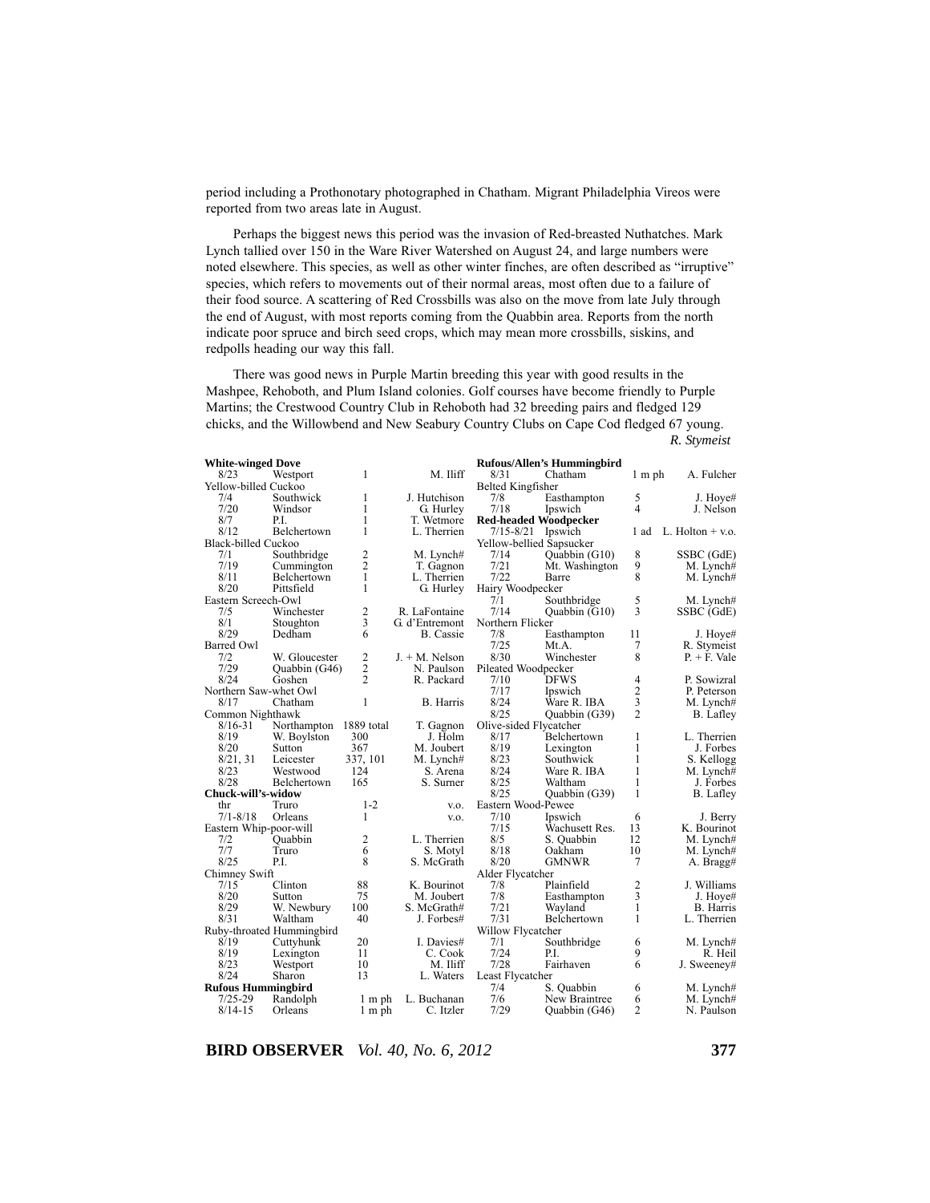period including a Prothonotary photographed in Chatham. Migrant Philadelphia Vireos were reported from two areas late in August.

Perhaps the biggest news this period was the invasion of Red-breasted Nuthatches. Mark Lynch tallied over 150 in the Ware River Watershed on August 24, and large numbers were noted elsewhere. This species, as well as other winter finches, are often described as "irruptive" species, which refers to movements out of their normal areas, most often due to a failure of their food source. A scattering of Red Crossbills was also on the move from late July through the end of August, with most reports coming from the Quabbin area. Reports from the north indicate poor spruce and birch seed crops, which may mean more crossbills, siskins, and redpolls heading our way this fall.

There was good news in Purple Martin breeding this year with good results in the Mashpee, Rehoboth, and Plum Island colonies. Golf courses have become friendly to Purple Martins; the Crestwood Country Club in Rehoboth had 32 breeding pairs and fledged 129 chicks, and the Willowbend and New Seabury Country Clubs on Cape Cod fledged 67 young.

*R. Stymeist*

| | | | |
|---|---|---|---|
| **White-winged Dove** | | | |
| 8/23 | Westport | 1 | M. Iliff |
| Yellow-billed Cuckoo | | | |
| 7/4 | Southwick | 1 | J. Hutchison |
| 7/20 | Windsor | 1 | G. Hurley |
| 8/7 | P.I. | 1 | T. Wetmore |
| 8/12 | Belchertown | 1 | L. Therrien |
| Black-billed Cuckoo | | | |
| 7/1 | Southbridge | 2 | M. Lynch# |
| 7/19 | Cummington | 2 | T. Gagnon |
| 8/11 | Belchertown | 1 | L. Therrien |
| 8/20 | Pittsfield | 1 | G. Hurley |
| Eastern Screech-Owl | | | |
| 7/5 | Winchester | 2 | R. LaFontaine |
| 8/1 | Stoughton | 3 | G. d'Entremont |
| 8/29 | Dedham | 6 | B. Cassie |
| Barred Owl | | | |
| 7/2 | W. Gloucester | 2 | J. + M. Nelson |
| 7/29 | Quabbin (G46) | 2 | N. Paulson |
| 8/24 | Goshen | 2 | R. Packard |
| Northern Saw-whet Owl | | | |
| 8/17 | Chatham | 1 | B. Harris |
| Common Nighthawk | | | |
| 8/16-31 | Northampton | 1889 total | T. Gagnon |
| 8/19 | W. Boylston | 300 | J. Holm |
| 8/20 | Sutton | 367 | M. Joubert |
| 8/21, 31 | Leicester | 337, 101 | M. Lynch# |
| 8/23 | Westwood | 124 | S. Arena |
| 8/28 | Belchertown | 165 | S. Surner |
| **Chuck-will's-widow** | | | |
| thr | Truro | 1-2 | v.o. |
| 7/1-8/18 | Orleans | 1 | v.o. |
| Eastern Whip-poor-will | | | |
| 7/2 | Quabbin | 2 | L. Therrien |
| 7/7 | Truro | 6 | S. Motyl |
| 8/25 | P.I. | 8 | S. McGrath |
| Chimney Swift | | | |
| 7/15 | Clinton | 88 | K. Bourinot |
| 8/20 | Sutton | 75 | M. Joubert |
| 8/29 | W. Newbury | 100 | S. McGrath# |
| 8/31 | Waltham | 40 | J. Forbes# |
| Ruby-throated Hummingbird | | | |
| 8/19 | Cuttyhunk | 20 | I. Davies# |
| 8/19 | Lexington | 11 | C. Cook |
| 8/23 | Westport | 10 | M. Iliff |
| 8/24 | Sharon | 13 | L. Waters |
| **Rufous Hummingbird** | | | |
| 7/25-29 | Randolph | 1 m ph | L. Buchanan |
| 8/14-15 | Orleans | 1 m ph | C. Itzler |
| **Rufous/Allen's Hummingbird** | | | |
| 8/31 | Chatham | 1 m ph | A. Fulcher |
| Belted Kingfisher | | | |
| 7/8 | Easthampton | 5 | J. Hoye# |
| 7/18 | Ipswich | 4 | J. Nelson |
| **Red-headed Woodpecker** | | | |
| 7/15-8/21 | Ipswich | 1 ad | L. Holton + v.o. |
| Yellow-bellied Sapsucker | | | |
| 7/14 | Quabbin (G10) | 8 | SSBC (GdE) |
| 7/21 | Mt. Washington | 9 | M. Lynch# |
| 7/22 | Barre | 8 | M. Lynch# |
| Hairy Woodpecker | | | |
| 7/1 | Southbridge | 5 | M. Lynch# |
| 7/14 | Quabbin (G10) | 3 | SSBC (GdE) |
| Northern Flicker | | | |
| 7/8 | Easthampton | 11 | J. Hoye# |
| 7/25 | Mt.A. | 7 | R. Stymeist |
| 8/30 | Winchester | 8 | P. + F. Vale |
| Pileated Woodpecker | | | |
| 7/10 | DFWS | 4 | P. Sowizral |
| 7/17 | Ipswich | 2 | P. Peterson |
| 8/24 | Ware R. IBA | 3 | M. Lynch# |
| 8/25 | Quabbin (G39) | 2 | B. Lafley |
| Olive-sided Flycatcher | | | |
| 8/17 | Belchertown | 1 | L. Therrien |
| 8/19 | Lexington | 1 | J. Forbes |
| 8/23 | Southwick | 1 | S. Kellogg |
| 8/24 | Ware R. IBA | 1 | M. Lynch# |
| 8/25 | Waltham | 1 | J. Forbes |
| 8/25 | Quabbin (G39) | 1 | B. Lafley |
| Eastern Wood-Pewee | | | |
| 7/10 | Ipswich | 6 | J. Berry |
| 7/15 | Wachusett Res. | 13 | K. Bourinot |
| 8/5 | S. Quabbin | 12 | M. Lynch# |
| 8/18 | Oakham | 10 | M. Lynch# |
| 8/20 | GMNWR | 7 | A. Bragg# |
| Alder Flycatcher | | | |
| 7/8 | Plainfield | 2 | J. Williams |
| 7/8 | Easthampton | 3 | J. Hoye# |
| 7/21 | Wayland | 1 | B. Harris |
| 7/31 | Belchertown | 1 | L. Therrien |
| Willow Flycatcher | | | |
| 7/1 | Southbridge | 6 | M. Lynch# |
| 7/24 | P.I. | 9 | R. Heil |
| 7/28 | Fairhaven | 6 | J. Sweeney# |
| Least Flycatcher | | | |
| 7/4 | S. Quabbin | 6 | M. Lynch# |
| 7/6 | New Braintree | 6 | M. Lynch# |
| 7/29 | Quabbin (G46) | 2 | N. Paulson |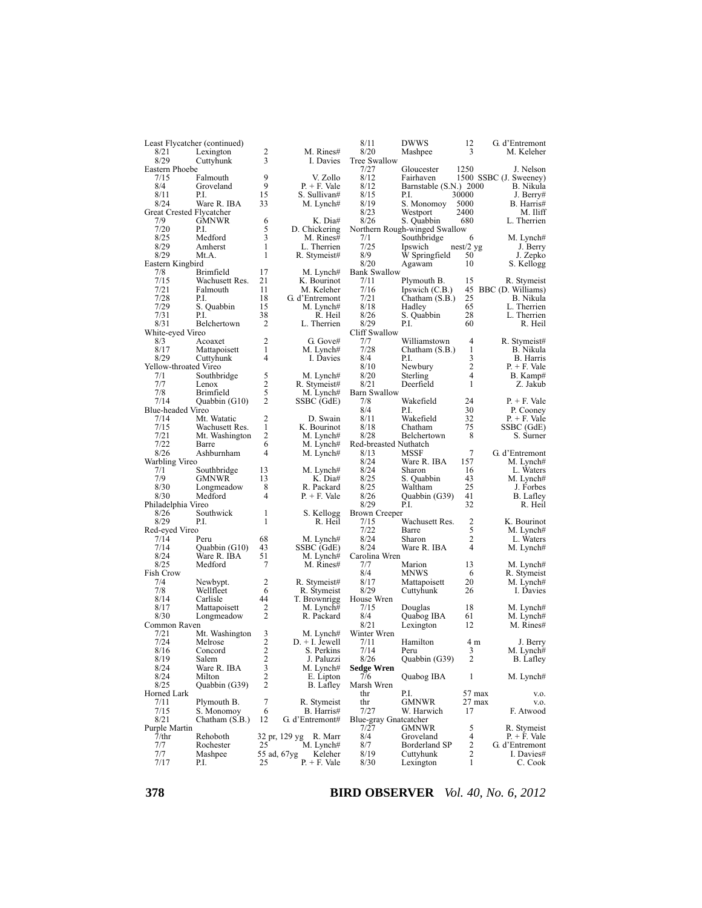| Date | Location | Number | Observer |
|---|---|---|---|
| Least Flycatcher (continued) | | | |
| 8/21 | Lexington | 2 | M. Rines# |
| 8/29 | Cuttyhunk | 3 | I. Davies |
| Eastern Phoebe | | | |
| 7/15 | Falmouth | 9 | V. Zollo |
| 8/4 | Groveland | 9 | P. + F. Vale |
| 8/11 | P.I. | 15 | S. Sullivan# |
| 8/24 | Ware R. IBA | 33 | M. Lynch# |
| Great Crested Flycatcher | | | |
| 7/9 | GMNWR | 6 | K. Dia# |
| 7/20 | P.I. | 5 | D. Chickering |
| 8/25 | Medford | 3 | M. Rines# |
| 8/29 | Amherst | 1 | L. Therrien |
| 8/29 | Mt.A. | 1 | R. Stymeist# |
| Eastern Kingbird | | | |
| 7/8 | Brimfield | 17 | M. Lynch# |
| 7/15 | Wachusett Res. | 21 | K. Bourinot |
| 7/21 | Falmouth | 11 | M. Keleher |
| 7/28 | P.I. | 18 | G. d'Entremont |
| 7/29 | S. Quabbin | 15 | M. Lynch# |
| 7/31 | P.I. | 38 | R. Heil |
| 8/31 | Belchertown | 2 | L. Therrien |
| White-eyed Vireo | | | |
| 8/3 | Acoaxet | 2 | G. Gove# |
| 8/17 | Mattapoisett | 1 | M. Lynch# |
| 8/29 | Cuttyhunk | 4 | I. Davies |
| Yellow-throated Vireo | | | |
| 7/1 | Southbridge | 5 | M. Lynch# |
| 7/7 | Lenox | 2 | R. Stymeist# |
| 7/8 | Brimfield | 5 | M. Lynch# |
| 7/14 | Quabbin (G10) | 2 | SSBC (GdE) |
| Blue-headed Vireo | | | |
| 7/14 | Mt. Watatic | 2 | D. Swain |
| 7/15 | Wachusett Res. | 1 | K. Bourinot |
| 7/21 | Mt. Washington | 2 | M. Lynch# |
| 7/22 | Barre | 6 | M. Lynch# |
| 8/26 | Ashburnham | 4 | M. Lynch# |
| Warbling Vireo | | | |
| 7/1 | Southbridge | 13 | M. Lynch# |
| 7/9 | GMNWR | 13 | K. Dia# |
| 8/30 | Longmeadow | 8 | R. Packard |
| 8/30 | Medford | 4 | P. + F. Vale |
| Philadelphia Vireo | | | |
| 8/26 | Southwick | 1 | S. Kellogg |
| 8/29 | P.I. | 1 | R. Heil |
| Red-eyed Vireo | | | |
| 7/14 | Peru | 68 | M. Lynch# |
| 7/14 | Quabbin (G10) | 43 | SSBC (GdE) |
| 8/24 | Ware R. IBA | 51 | M. Lynch# |
| 8/25 | Medford | 7 | M. Rines# |
| Fish Crow | | | |
| 7/4 | Newbypt. | 2 | R. Stymeist# |
| 7/8 | Wellfleet | 6 | R. Stymeist |
| 8/14 | Carlisle | 44 | T. Brownrigg |
| 8/17 | Mattapoisett | 2 | M. Lynch# |
| 8/30 | Longmeadow | 2 | R. Packard |
| Common Raven | | | |
| 7/21 | Mt. Washington | 3 | M. Lynch# |
| 7/24 | Melrose | 2 | D. + I. Jewell |
| 8/16 | Concord | 2 | S. Perkins |
| 8/19 | Salem | 2 | J. Paluzzi |
| 8/24 | Ware R. IBA | 3 | M. Lynch# |
| 8/24 | Milton | 2 | E. Lipton |
| 8/25 | Quabbin (G39) | 2 | B. Lafley |
| Horned Lark | | | |
| 7/11 | Plymouth B. | 7 | R. Stymeist |
| 7/15 | S. Monomoy | 6 | B. Harris# |
| 8/21 | Chatham (S.B.) | 12 | G. d'Entremont# |
| Purple Martin | | | |
| 7/thr | Rehoboth | 32 pr, 129 yg | R. Marr |
| 7/7 | Rochester | 25 | M. Lynch# |
| 7/7 | Mashpee | 55 ad, 67yg | Keleher |
| 7/17 | P.I. | 25 | P. + F. Vale |
| 8/11 | DWWS | 12 | G. d'Entremont |
| 8/20 | Mashpee | 3 | M. Keleher |
| Tree Swallow | | | |
| 7/27 | Gloucester | 1250 | J. Nelson |
| 8/12 | Fairhaven | 1500 | SSBC (J. Sweeney) |
| 8/12 | Barnstable (S.N.) | 2000 | B. Nikula |
| 8/15 | P.I. | 30000 | J. Berry# |
| 8/19 | S. Monomoy | 5000 | B. Harris# |
| 8/23 | Westport | 2400 | M. Iliff |
| 8/26 | S. Quabbin | 680 | L. Therrien |
| Northern Rough-winged Swallow | | | |
| 7/1 | Southbridge | 6 | M. Lynch# |
| 7/25 | Ipswich | nest/2 yg | J. Berry |
| 8/9 | W Springfield | 50 | J. Zepko |
| 8/20 | Agawam | 10 | S. Kellogg |
| Bank Swallow | | | |
| 7/11 | Plymouth B. | 15 | R. Stymeist |
| 7/16 | Ipswich (C.B.) | 45 | BBC (D. Williams) |
| 7/21 | Chatham (S.B.) | 25 | B. Nikula |
| 8/18 | Hadley | 65 | L. Therrien |
| 8/26 | S. Quabbin | 28 | L. Therrien |
| 8/29 | P.I. | 60 | R. Heil |
| Cliff Swallow | | | |
| 7/7 | Williamstown | 4 | R. Stymeist# |
| 7/28 | Chatham (S.B.) | 1 | B. Nikula |
| 8/4 | P.I. | 3 | B. Harris |
| 8/10 | Newbury | 2 | P. + F. Vale |
| 8/20 | Sterling | 4 | B. Kamp# |
| 8/21 | Deerfield | 1 | Z. Jakub |
| Barn Swallow | | | |
| 7/8 | Wakefield | 24 | P. + F. Vale |
| 8/4 | P.I. | 30 | P. Cooney |
| 8/11 | Wakefield | 32 | P. + F. Vale |
| 8/18 | Chatham | 75 | SSBC (GdE) |
| 8/28 | Belchertown | 8 | S. Surner |
| Red-breasted Nuthatch | | | |
| 8/13 | MSSF | 7 | G. d'Entremont |
| 8/24 | Ware R. IBA | 157 | M. Lynch# |
| 8/24 | Sharon | 16 | L. Waters |
| 8/25 | S. Quabbin | 43 | M. Lynch# |
| 8/25 | Waltham | 25 | J. Forbes |
| 8/26 | Quabbin (G39) | 41 | B. Lafley |
| 8/29 | P.I. | 32 | R. Heil |
| Brown Creeper | | | |
| 7/15 | Wachusett Res. | 2 | K. Bourinot |
| 7/22 | Barre | 5 | M. Lynch# |
| 8/24 | Sharon | 2 | L. Waters |
| 8/24 | Ware R. IBA | 4 | M. Lynch# |
| Carolina Wren | | | |
| 7/7 | Marion | 13 | M. Lynch# |
| 8/4 | MNWS | 6 | R. Stymeist |
| 8/17 | Mattapoisett | 20 | M. Lynch# |
| 8/29 | Cuttyhunk | 26 | I. Davies |
| House Wren | | | |
| 7/15 | Douglas | 18 | M. Lynch# |
| 8/4 | Quabog IBA | 61 | M. Lynch# |
| 8/21 | Lexington | 12 | M. Rines# |
| Winter Wren | | | |
| 7/11 | Hamilton | 4 m | J. Berry |
| 7/14 | Peru | 3 | M. Lynch# |
| 8/26 | Quabbin (G39) | 2 | B. Lafley |
| **Sedge Wren** | | | |
| 7/6 | Quabog IBA | 1 | M. Lynch# |
| Marsh Wren | | | |
| thr | P.I. | 57 max | v.o. |
| thr | GMNWR | 27 max | v.o. |
| 7/27 | W. Harwich | 17 | F. Atwood |
| Blue-gray Gnatcatcher | | | |
| 7/27 | GMNWR | 5 | R. Stymeist |
| 8/4 | Groveland | 4 | P. + F. Vale |
| 8/7 | Borderland SP | 2 | G. d'Entremont |
| 8/19 | Cuttyhunk | 2 | I. Davies# |
| 8/30 | Lexington | 1 | C. Cook |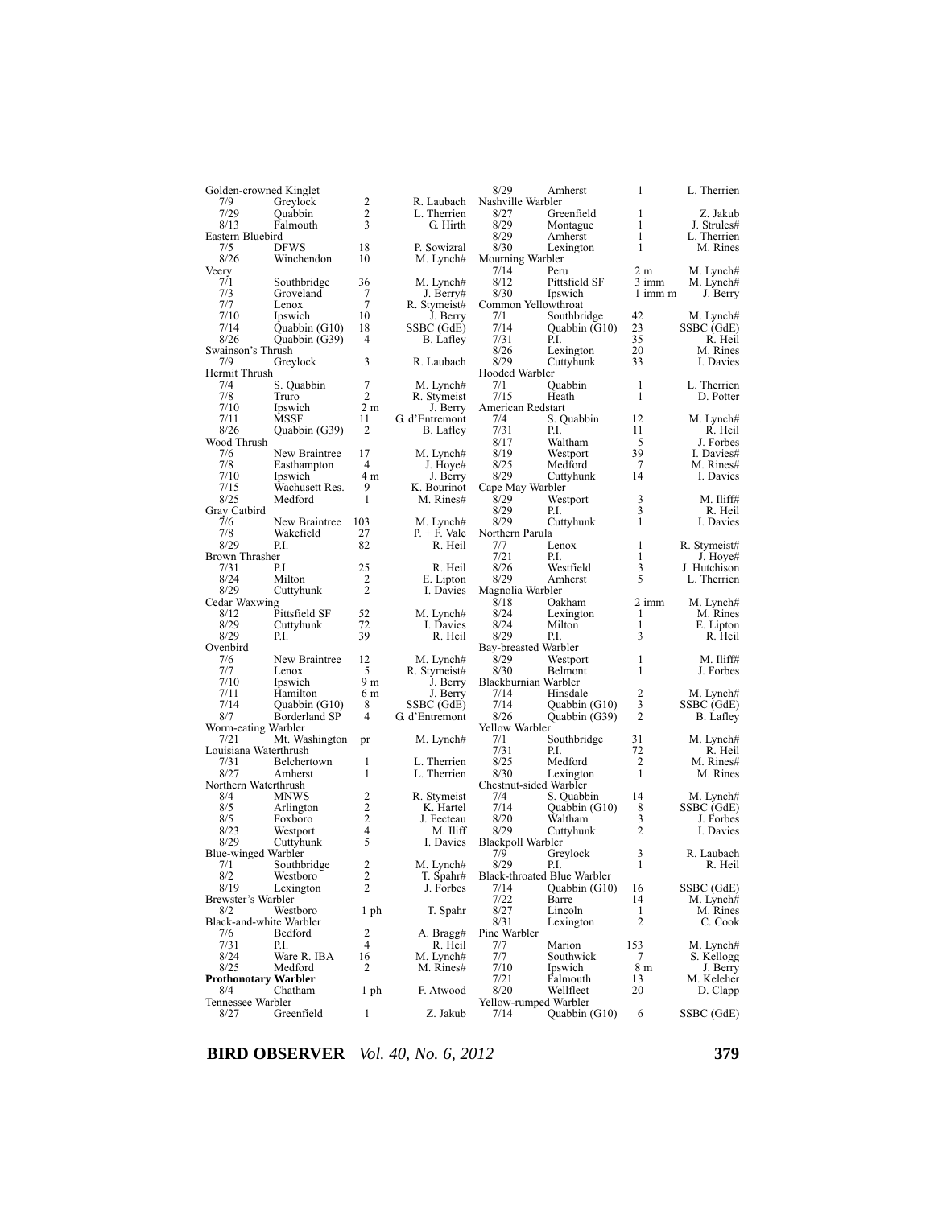| Species / Date | Location | Number | Observer |
|---|---|---|---|
| **Golden-crowned Kinglet** | | | |
| 7/9 | Greylock | 2 | R. Laubach |
| 7/29 | Quabbin | 2 | L. Therrien |
| 8/13 | Falmouth | 3 | G. Hirth |
| **Eastern Bluebird** | | | |
| 7/5 | DFWS | 18 | P. Sowizral |
| 8/26 | Winchendon | 10 | M. Lynch# |
| **Veery** | | | |
| 7/1 | Southbridge | 36 | M. Lynch# |
| 7/3 | Groveland | 7 | J. Berry# |
| 7/7 | Lenox | 7 | R. Stymeist# |
| 7/10 | Ipswich | 10 | J. Berry |
| 7/14 | Quabbin (G10) | 18 | SSBC (GdE) |
| 8/26 | Quabbin (G39) | 4 | B. Lafley |
| **Swainson's Thrush** | | | |
| 7/9 | Greylock | 3 | R. Laubach |
| **Hermit Thrush** | | | |
| 7/4 | S. Quabbin | 7 | M. Lynch# |
| 7/8 | Truro | 2 | R. Stymeist |
| 7/10 | Ipswich | 2 m | J. Berry |
| 7/11 | MSSF | 11 | G. d'Entremont |
| 8/26 | Quabbin (G39) | 2 | B. Lafley |
| **Wood Thrush** | | | |
| 7/6 | New Braintree | 17 | M. Lynch# |
| 7/8 | Easthampton | 4 | J. Hoye# |
| 7/10 | Ipswich | 4 m | J. Berry |
| 7/15 | Wachusett Res. | 9 | K. Bourinot |
| 8/25 | Medford | 1 | M. Rines# |
| **Gray Catbird** | | | |
| 7/6 | New Braintree | 103 | M. Lynch# |
| 7/8 | Wakefield | 27 | P. + F. Vale |
| 8/29 | P.I. | 82 | R. Heil |
| **Brown Thrasher** | | | |
| 7/31 | P.I. | 25 | R. Heil |
| 8/24 | Milton | 2 | E. Lipton |
| 8/29 | Cuttyhunk | 2 | I. Davies |
| **Cedar Waxwing** | | | |
| 8/12 | Pittsfield SF | 52 | M. Lynch# |
| 8/29 | Cuttyhunk | 72 | I. Davies |
| 8/29 | P.I. | 39 | R. Heil |
| **Ovenbird** | | | |
| 7/6 | New Braintree | 12 | M. Lynch# |
| 7/7 | Lenox | 5 | R. Stymeist# |
| 7/10 | Ipswich | 9 m | J. Berry |
| 7/11 | Hamilton | 6 m | J. Berry |
| 7/14 | Quabbin (G10) | 8 | SSBC (GdE) |
| 8/7 | Borderland SP | 4 | G. d'Entremont |
| **Worm-eating Warbler** | | | |
| 7/21 | Mt. Washington | pr | M. Lynch# |
| **Louisiana Waterthrush** | | | |
| 7/31 | Belchertown | 1 | L. Therrien |
| 8/27 | Amherst | 1 | L. Therrien |
| **Northern Waterthrush** | | | |
| 8/4 | MNWS | 2 | R. Stymeist |
| 8/5 | Arlington | 2 | K. Hartel |
| 8/5 | Foxboro | 2 | J. Fecteau |
| 8/23 | Westport | 4 | M. Iliff |
| 8/29 | Cuttyhunk | 5 | I. Davies |
| **Blue-winged Warbler** | | | |
| 7/1 | Southbridge | 2 | M. Lynch# |
| 8/2 | Westboro | 2 | T. Spahr# |
| 8/19 | Lexington | 2 | J. Forbes |
| **Brewster's Warbler** | | | |
| 8/2 | Westboro | 1 ph | T. Spahr |
| **Black-and-white Warbler** | | | |
| 7/6 | Bedford | 2 | A. Bragg# |
| 7/31 | P.I. | 4 | R. Heil |
| 8/24 | Ware R. IBA | 16 | M. Lynch# |
| 8/25 | Medford | 2 | M. Rines# |
| **Prothonotary Warbler** | | | |
| 8/4 | Chatham | 1 ph | F. Atwood |
| **Tennessee Warbler** | | | |
| 8/27 | Greenfield | 1 | Z. Jakub |
| 8/29 | Amherst | 1 | L. Therrien |
| **Nashville Warbler** | | | |
| 8/27 | Greenfield | 1 | Z. Jakub |
| 8/29 | Montague | 1 | J. Strules# |
| 8/29 | Amherst | 1 | L. Therrien |
| 8/30 | Lexington | 1 | M. Rines |
| **Mourning Warbler** | | | |
| 7/14 | Peru | 2 m | M. Lynch# |
| 8/12 | Pittsfield SF | 3 imm | M. Lynch# |
| 8/30 | Ipswich | 1 imm m | J. Berry |
| **Common Yellowthroat** | | | |
| 7/1 | Southbridge | 42 | M. Lynch# |
| 7/14 | Quabbin (G10) | 23 | SSBC (GdE) |
| 7/31 | P.I. | 35 | R. Heil |
| 8/26 | Lexington | 20 | M. Rines |
| 8/29 | Cuttyhunk | 33 | I. Davies |
| **Hooded Warbler** | | | |
| 7/1 | Quabbin | 1 | L. Therrien |
| 7/15 | Heath | 1 | D. Potter |
| **American Redstart** | | | |
| 7/4 | S. Quabbin | 12 | M. Lynch# |
| 7/31 | P.I. | 11 | R. Heil |
| 8/17 | Waltham | 5 | J. Forbes |
| 8/19 | Westport | 39 | I. Davies# |
| 8/25 | Medford | 7 | M. Rines# |
| 8/29 | Cuttyhunk | 14 | I. Davies |
| **Cape May Warbler** | | | |
| 8/29 | Westport | 3 | M. Iliff# |
| 8/29 | P.I. | 3 | R. Heil |
| 8/29 | Cuttyhunk | 1 | I. Davies |
| **Northern Parula** | | | |
| 7/7 | Lenox | 1 | R. Stymeist# |
| 7/21 | P.I. | 1 | J. Hoye# |
| 8/26 | Westfield | 3 | J. Hutchison |
| 8/29 | Amherst | 5 | L. Therrien |
| **Magnolia Warbler** | | | |
| 8/18 | Oakham | 2 imm | M. Lynch# |
| 8/24 | Lexington | 1 | M. Rines |
| 8/24 | Milton | 1 | E. Lipton |
| 8/29 | P.I. | 3 | R. Heil |
| **Bay-breasted Warbler** | | | |
| 8/29 | Westport | 1 | M. Iliff# |
| 8/30 | Belmont | 1 | J. Forbes |
| **Blackburnian Warbler** | | | |
| 7/14 | Hinsdale | 2 | M. Lynch# |
| 7/14 | Quabbin (G10) | 3 | SSBC (GdE) |
| 8/26 | Quabbin (G39) | 2 | B. Lafley |
| **Yellow Warbler** | | | |
| 7/1 | Southbridge | 31 | M. Lynch# |
| 7/31 | P.I. | 72 | R. Heil |
| 8/25 | Medford | 2 | M. Rines# |
| 8/30 | Lexington | 1 | M. Rines |
| **Chestnut-sided Warbler** | | | |
| 7/4 | S. Quabbin | 14 | M. Lynch# |
| 7/14 | Quabbin (G10) | 8 | SSBC (GdE) |
| 8/20 | Waltham | 3 | J. Forbes |
| 8/29 | Cuttyhunk | 2 | I. Davies |
| **Blackpoll Warbler** | | | |
| 7/9 | Greylock | 3 | R. Laubach |
| 8/29 | P.I. | 1 | R. Heil |
| **Black-throated Blue Warbler** | | | |
| 7/14 | Quabbin (G10) | 16 | SSBC (GdE) |
| 7/22 | Barre | 14 | M. Lynch# |
| 8/27 | Lincoln | 1 | M. Rines |
| 8/31 | Lexington | 2 | C. Cook |
| **Pine Warbler** | | | |
| 7/7 | Marion | 153 | M. Lynch# |
| 7/7 | Southwick | 7 | S. Kellogg |
| 7/10 | Ipswich | 8 m | J. Berry |
| 7/21 | Falmouth | 13 | M. Keleher |
| 8/20 | Wellfleet | 20 | D. Clapp |
| **Yellow-rumped Warbler** | | | |
| 7/14 | Quabbin (G10) | 6 | SSBC (GdE) |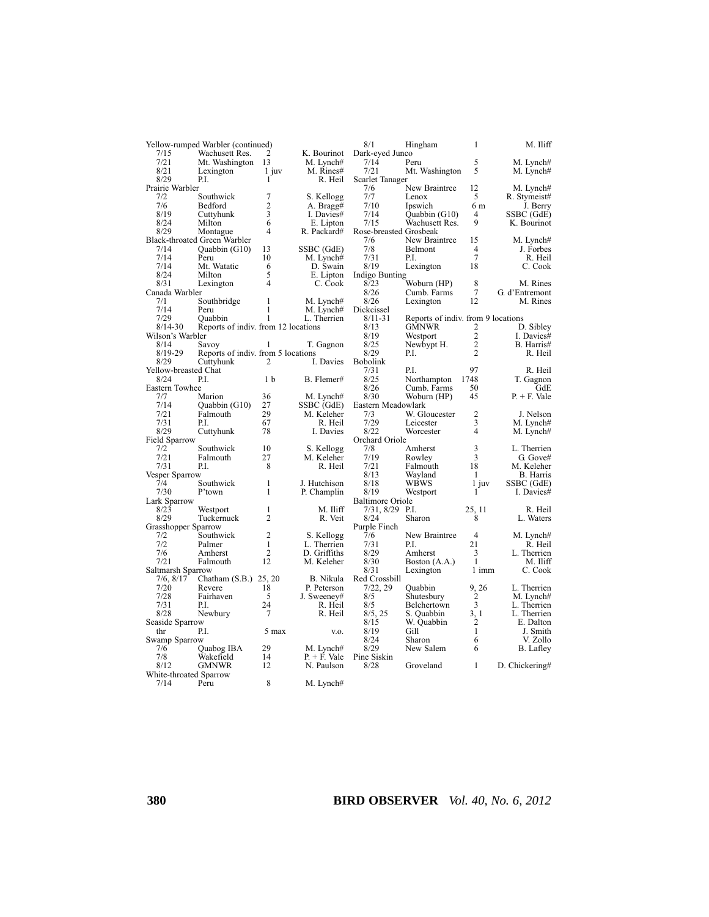| Date | Location | Number | Observer |
|---|---|---|---|
| **Yellow-rumped Warbler (continued)** | | | |
| 7/15 | Wachusett Res. | 2 | K. Bourinot |
| 7/21 | Mt. Washington | 13 | M. Lynch# |
| 8/21 | Lexington | 1 juv | M. Rines# |
| 8/29 | P.I. | 1 | R. Heil |
| **Prairie Warbler** | | | |
| 7/2 | Southwick | 7 | S. Kellogg |
| 7/6 | Bedford | 2 | A. Bragg# |
| 8/19 | Cuttyhunk | 3 | I. Davies# |
| 8/24 | Milton | 6 | E. Lipton |
| 8/29 | Montague | 4 | R. Packard# |
| **Black-throated Green Warbler** | | | |
| 7/14 | Quabbin (G10) | 13 | SSBC (GdE) |
| 7/14 | Peru | 10 | M. Lynch# |
| 7/14 | Mt. Watatic | 6 | D. Swain |
| 8/24 | Milton | 5 | E. Lipton |
| 8/31 | Lexington | 4 | C. Cook |
| **Canada Warbler** | | | |
| 7/1 | Southbridge | 1 | M. Lynch# |
| 7/14 | Peru | 1 | M. Lynch# |
| 7/29 | Quabbin | 1 | L. Therrien |
| 8/14-30 | Reports of indiv. from 12 locations | | |
| **Wilson's Warbler** | | | |
| 8/14 | Savoy | 1 | T. Gagnon |
| 8/19-29 | Reports of indiv. from 5 locations | | |
| 8/29 | Cuttyhunk | 2 | I. Davies |
| **Yellow-breasted Chat** | | | |
| 8/24 | P.I. | 1 b | B. Flemer# |
| **Eastern Towhee** | | | |
| 7/7 | Marion | 36 | M. Lynch# |
| 7/14 | Quabbin (G10) | 27 | SSBC (GdE) |
| 7/21 | Falmouth | 29 | M. Keleher |
| 7/31 | P.I. | 67 | R. Heil |
| 8/29 | Cuttyhunk | 78 | I. Davies |
| **Field Sparrow** | | | |
| 7/2 | Southwick | 10 | S. Kellogg |
| 7/21 | Falmouth | 27 | M. Keleher |
| 7/31 | P.I. | 8 | R. Heil |
| **Vesper Sparrow** | | | |
| 7/4 | Southwick | 1 | J. Hutchison |
| 7/30 | P'town | 1 | P. Champlin |
| **Lark Sparrow** | | | |
| 8/23 | Westport | 1 | M. Iliff |
| 8/29 | Tuckernuck | 2 | R. Veit |
| **Grasshopper Sparrow** | | | |
| 7/2 | Southwick | 2 | S. Kellogg |
| 7/2 | Palmer | 1 | L. Therrien |
| 7/6 | Amherst | 2 | D. Griffiths |
| 7/21 | Falmouth | 12 | M. Keleher |
| **Saltmarsh Sparrow** | | | |
| 7/6, 8/17 | Chatham (S.B.) | 25, 20 | B. Nikula |
| 7/20 | Revere | 18 | P. Peterson |
| 7/28 | Fairhaven | 5 | J. Sweeney# |
| 7/31 | P.I. | 24 | R. Heil |
| 8/28 | Newbury | 7 | R. Heil |
| **Seaside Sparrow** | | | |
| thr | P.I. | 5 max | v.o. |
| **Swamp Sparrow** | | | |
| 7/6 | Quabog IBA | 29 | M. Lynch# |
| 7/8 | Wakefield | 14 | P. + F. Vale |
| 8/12 | GMNWR | 12 | N. Paulson |
| **White-throated Sparrow** | | | |
| 7/14 | Peru | 8 | M. Lynch# |
| 8/1 | Hingham | 1 | M. Iliff |
| **Dark-eyed Junco** | | | |
| 7/14 | Peru | 5 | M. Lynch# |
| 7/21 | Mt. Washington | 5 | M. Lynch# |
| **Scarlet Tanager** | | | |
| 7/6 | New Braintree | 12 | M. Lynch# |
| 7/7 | Lenox | 5 | R. Stymeist# |
| 7/10 | Ipswich | 6 m | J. Berry |
| 7/14 | Quabbin (G10) | 4 | SSBC (GdE) |
| 7/15 | Wachusett Res. | 9 | K. Bourinot |
| **Rose-breasted Grosbeak** | | | |
| 7/6 | New Braintree | 15 | M. Lynch# |
| 7/8 | Belmont | 4 | J. Forbes |
| 7/31 | P.I. | 7 | R. Heil |
| 8/19 | Lexington | 18 | C. Cook |
| **Indigo Bunting** | | | |
| 8/23 | Woburn (HP) | 8 | M. Rines |
| 8/26 | Cumb. Farms | 7 | G. d'Entremont |
| 8/26 | Lexington | 12 | M. Rines |
| **Dickcissel** | | | |
| 8/11-31 | Reports of indiv. from 9 locations | | |
| 8/13 | GMNWR | 2 | D. Sibley |
| 8/19 | Westport | 2 | I. Davies# |
| 8/25 | Newbypt H. | 2 | B. Harris# |
| 8/29 | P.I. | 2 | R. Heil |
| **Bobolink** | | | |
| 7/31 | P.I. | 97 | R. Heil |
| 8/25 | Northampton | 1748 | T. Gagnon |
| 8/26 | Cumb. Farms | 50 | GdE |
| 8/30 | Woburn (HP) | 45 | P. + F. Vale |
| **Eastern Meadowlark** | | | |
| 7/3 | W. Gloucester | 2 | J. Nelson |
| 7/29 | Leicester | 3 | M. Lynch# |
| 8/22 | Worcester | 4 | M. Lynch# |
| **Orchard Oriole** | | | |
| 7/8 | Amherst | 3 | L. Therrien |
| 7/19 | Rowley | 3 | G. Gove# |
| 7/21 | Falmouth | 18 | M. Keleher |
| 8/13 | Wayland | 1 | B. Harris |
| 8/18 | WBWS | 1 juv | SSBC (GdE) |
| 8/19 | Westport | 1 | I. Davies# |
| **Baltimore Oriole** | | | |
| 7/31, 8/29 | P.I. | 25, 11 | R. Heil |
| 8/24 | Sharon | 8 | L. Waters |
| **Purple Finch** | | | |
| 7/6 | New Braintree | 4 | M. Lynch# |
| 7/31 | P.I. | 21 | R. Heil |
| 8/29 | Amherst | 3 | L. Therrien |
| 8/30 | Boston (A.A.) | 1 | M. Iliff |
| 8/31 | Lexington | 1 imm | C. Cook |
| **Red Crossbill** | | | |
| 7/22, 29 | Quabbin | 9, 26 | L. Therrien |
| 8/5 | Shutesbury | 2 | M. Lynch# |
| 8/5 | Belchertown | 3 | L. Therrien |
| 8/5, 25 | S. Quabbin | 3, 1 | L. Therrien |
| 8/15 | W. Quabbin | 2 | E. Dalton |
| 8/19 | Gill | 1 | J. Smith |
| 8/24 | Sharon | 6 | V. Zollo |
| 8/29 | New Salem | 6 | B. Lafley |
| **Pine Siskin** | | | |
| 8/28 | Groveland | 1 | D. Chickering# |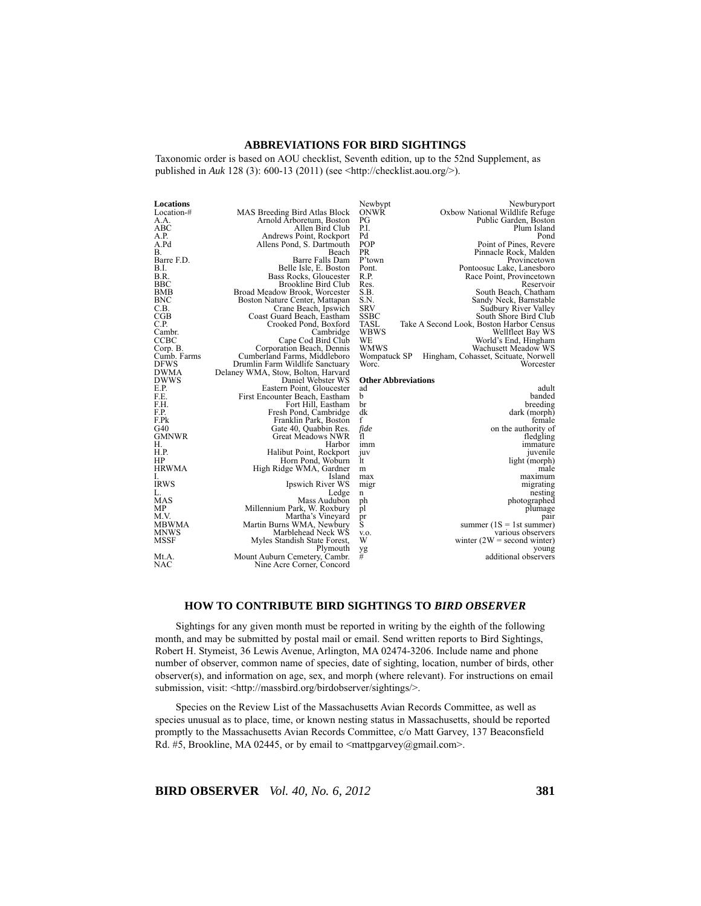## ABBREVIATIONS FOR BIRD SIGHTINGS

Taxonomic order is based on AOU checklist, Seventh edition, up to the 52nd Supplement, as published in *Auk* 128 (3): 600-13 (2011) (see <http://checklist.aou.org/>).

**Locations**

| | |
|---|---|
| Location-# | MAS Breeding Bird Atlas Block |
| A.A. | Arnold Arboretum, Boston |
| ABC | Allen Bird Club |
| A.P. | Andrews Point, Rockport |
| A.Pd | Allens Pond, S. Dartmouth |
| B. | Beach |
| Barre F.D. | Barre Falls Dam |
| B.I. | Belle Isle, E. Boston |
| B.R. | Bass Rocks, Gloucester |
| BBC | Brookline Bird Club |
| BMB | Broad Meadow Brook, Worcester |
| BNC | Boston Nature Center, Mattapan |
| C.B. | Crane Beach, Ipswich |
| CGB | Coast Guard Beach, Eastham |
| C.P. | Crooked Pond, Boxford |
| Cambr. | Cambridge |
| CCBC | Cape Cod Bird Club |
| Corp. B. | Corporation Beach, Dennis |
| Cumb. Farms | Cumberland Farms, Middleboro |
| DFWS | Drumlin Farm Wildlife Sanctuary |
| DWMA | Delaney WMA, Stow, Bolton, Harvard |
| DWWS | Daniel Webster WS |
| E.P. | Eastern Point, Gloucester |
| F.E. | First Encounter Beach, Eastham |
| F.H. | Fort Hill, Eastham |
| F.P. | Fresh Pond, Cambridge |
| F.Pk | Franklin Park, Boston |
| G40 | Gate 40, Quabbin Res. |
| GMNWR | Great Meadows NWR |
| H. | Harbor |
| H.P. | Halibut Point, Rockport |
| HP | Horn Pond, Woburn |
| HRWMA | High Ridge WMA, Gardner |
| I. | Island |
| IRWS | Ipswich River WS |
| L. | Ledge |
| MAS | Mass Audubon |
| MP | Millennium Park, W. Roxbury |
| M.V. | Martha's Vineyard |
| MBWMA | Martin Burns WMA, Newbury |
| MNWS | Marblehead Neck WS |
| MSSF | Myles Standish State Forest, Plymouth |
| Mt.A. | Mount Auburn Cemetery, Cambr. |
| NAC | Nine Acre Corner, Concord |
| Newbypt | Newburyport |
| ONWR | Oxbow National Wildlife Refuge |
| PG | Public Garden, Boston |
| P.I. | Plum Island |
| Pd | Pond |
| POP | Point of Pines, Revere |
| PR | Pinnacle Rock, Malden |
| P'town | Provincetown |
| Pont. | Pontoosuc Lake, Lanesboro |
| R.P. | Race Point, Provincetown |
| Res. | Reservoir |
| S.B. | South Beach, Chatham |
| S.N. | Sandy Neck, Barnstable |
| SRV | Sudbury River Valley |
| SSBC | South Shore Bird Club |
| TASL | Take A Second Look, Boston Harbor Census |
| WBWS | Wellfleet Bay WS |
| WE | World's End, Hingham |
| WMWS | Wachusett Meadow WS |
| Wompatuck SP | Hingham, Cohasset, Scituate, Norwell |
| Worc. | Worcester |

**Other Abbreviations**

| | |
|---|---|
| ad | adult |
| b | banded |
| br | breeding |
| dk | dark (morph) |
| f | female |
| *fide* | on the authority of |
| fl | fledgling |
| imm | immature |
| juv | juvenile |
| lt | light (morph) |
| m | male |
| max | maximum |
| migr | migrating |
| n | nesting |
| ph | photographed |
| pl | plumage |
| pr | pair |
| S | summer (1S = 1st summer) |
| v.o. | various observers |
| W | winter (2W = second winter) |
| yg | young |
| # | additional observers |

## HOW TO CONTRIBUTE BIRD SIGHTINGS TO *BIRD OBSERVER*

Sightings for any given month must be reported in writing by the eighth of the following month, and may be submitted by postal mail or email. Send written reports to Bird Sightings, Robert H. Stymeist, 36 Lewis Avenue, Arlington, MA 02474-3206. Include name and phone number of observer, common name of species, date of sighting, location, number of birds, other observer(s), and information on age, sex, and morph (where relevant). For instructions on email submission, visit: <http://massbird.org/birdobserver/sightings/>.

Species on the Review List of the Massachusetts Avian Records Committee, as well as species unusual as to place, time, or known nesting status in Massachusetts, should be reported promptly to the Massachusetts Avian Records Committee, c/o Matt Garvey, 137 Beaconsfield Rd. #5, Brookline, MA 02445, or by email to <mattpgarvey@gmail.com>.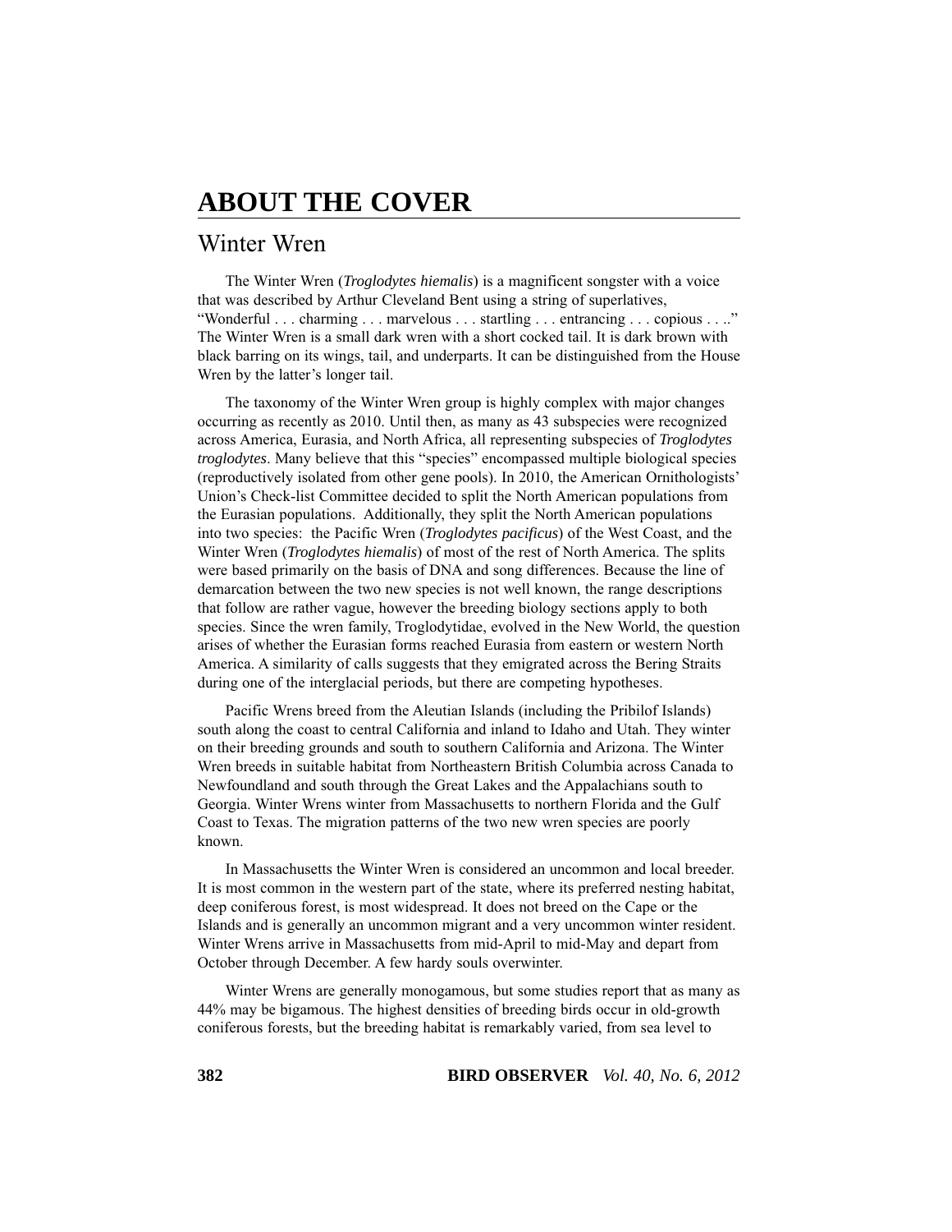# ABOUT THE COVER

## Winter Wren

The Winter Wren (*Troglodytes hiemalis*) is a magnificent songster with a voice that was described by Arthur Cleveland Bent using a string of superlatives, "Wonderful . . . charming . . . marvelous . . . startling . . . entrancing . . . copious . . .." The Winter Wren is a small dark wren with a short cocked tail. It is dark brown with black barring on its wings, tail, and underparts. It can be distinguished from the House Wren by the latter's longer tail.

The taxonomy of the Winter Wren group is highly complex with major changes occurring as recently as 2010. Until then, as many as 43 subspecies were recognized across America, Eurasia, and North Africa, all representing subspecies of *Troglodytes troglodytes*. Many believe that this "species" encompassed multiple biological species (reproductively isolated from other gene pools). In 2010, the American Ornithologists' Union's Check-list Committee decided to split the North American populations from the Eurasian populations. Additionally, they split the North American populations into two species: the Pacific Wren (*Troglodytes pacificus*) of the West Coast, and the Winter Wren (*Troglodytes hiemalis*) of most of the rest of North America. The splits were based primarily on the basis of DNA and song differences. Because the line of demarcation between the two new species is not well known, the range descriptions that follow are rather vague, however the breeding biology sections apply to both species. Since the wren family, Troglodytidae, evolved in the New World, the question arises of whether the Eurasian forms reached Eurasia from eastern or western North America. A similarity of calls suggests that they emigrated across the Bering Straits during one of the interglacial periods, but there are competing hypotheses.

Pacific Wrens breed from the Aleutian Islands (including the Pribilof Islands) south along the coast to central California and inland to Idaho and Utah. They winter on their breeding grounds and south to southern California and Arizona. The Winter Wren breeds in suitable habitat from Northeastern British Columbia across Canada to Newfoundland and south through the Great Lakes and the Appalachians south to Georgia. Winter Wrens winter from Massachusetts to northern Florida and the Gulf Coast to Texas. The migration patterns of the two new wren species are poorly known.

In Massachusetts the Winter Wren is considered an uncommon and local breeder. It is most common in the western part of the state, where its preferred nesting habitat, deep coniferous forest, is most widespread. It does not breed on the Cape or the Islands and is generally an uncommon migrant and a very uncommon winter resident. Winter Wrens arrive in Massachusetts from mid-April to mid-May and depart from October through December. A few hardy souls overwinter.

Winter Wrens are generally monogamous, but some studies report that as many as 44% may be bigamous. The highest densities of breeding birds occur in old-growth coniferous forests, but the breeding habitat is remarkably varied, from sea level to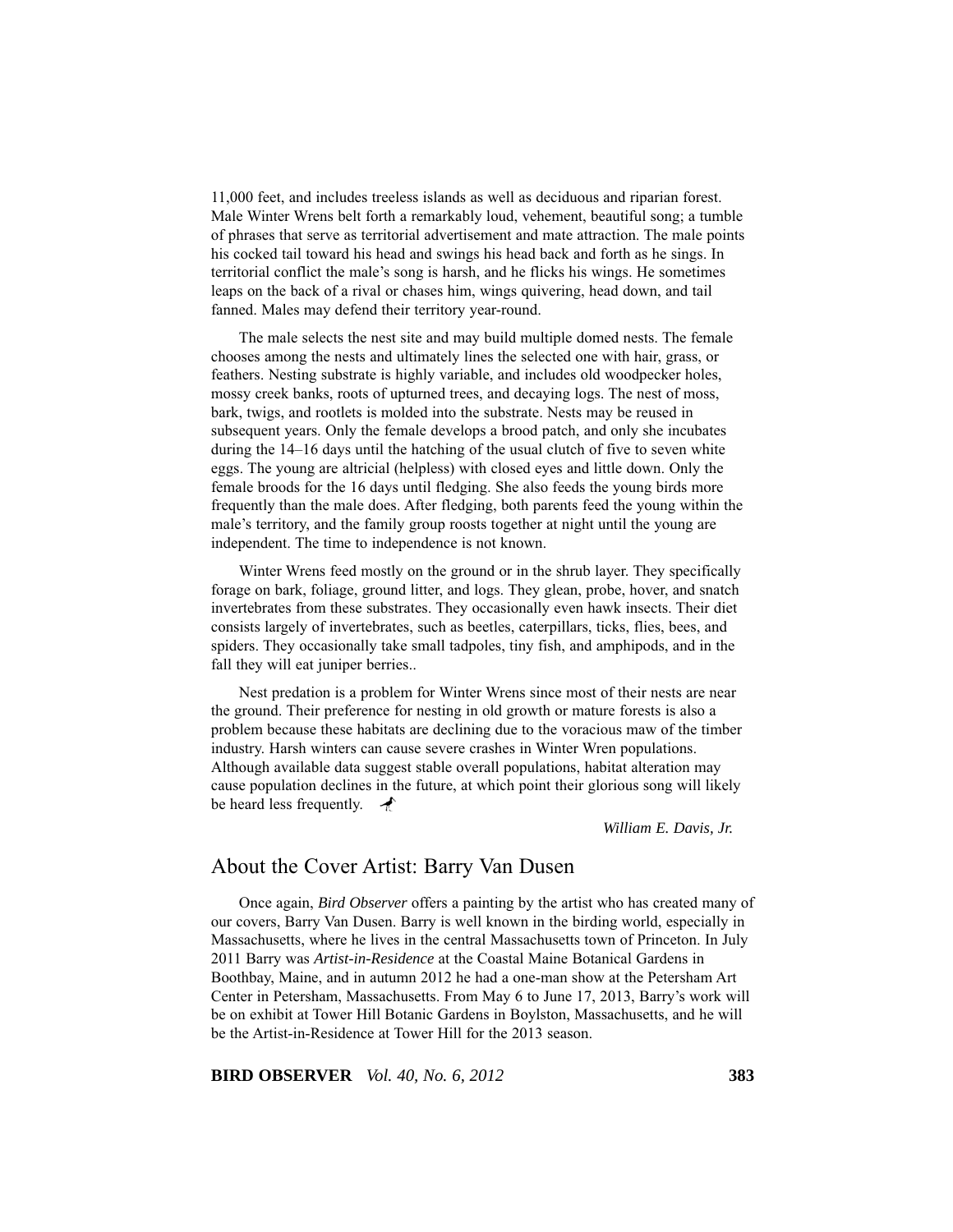11,000 feet, and includes treeless islands as well as deciduous and riparian forest. Male Winter Wrens belt forth a remarkably loud, vehement, beautiful song; a tumble of phrases that serve as territorial advertisement and mate attraction. The male points his cocked tail toward his head and swings his head back and forth as he sings. In territorial conflict the male's song is harsh, and he flicks his wings. He sometimes leaps on the back of a rival or chases him, wings quivering, head down, and tail fanned. Males may defend their territory year-round.

The male selects the nest site and may build multiple domed nests. The female chooses among the nests and ultimately lines the selected one with hair, grass, or feathers. Nesting substrate is highly variable, and includes old woodpecker holes, mossy creek banks, roots of upturned trees, and decaying logs. The nest of moss, bark, twigs, and rootlets is molded into the substrate. Nests may be reused in subsequent years. Only the female develops a brood patch, and only she incubates during the 14–16 days until the hatching of the usual clutch of five to seven white eggs. The young are altricial (helpless) with closed eyes and little down. Only the female broods for the 16 days until fledging. She also feeds the young birds more frequently than the male does. After fledging, both parents feed the young within the male's territory, and the family group roosts together at night until the young are independent. The time to independence is not known.

Winter Wrens feed mostly on the ground or in the shrub layer. They specifically forage on bark, foliage, ground litter, and logs. They glean, probe, hover, and snatch invertebrates from these substrates. They occasionally even hawk insects. Their diet consists largely of invertebrates, such as beetles, caterpillars, ticks, flies, bees, and spiders. They occasionally take small tadpoles, tiny fish, and amphipods, and in the fall they will eat juniper berries..

Nest predation is a problem for Winter Wrens since most of their nests are near the ground. Their preference for nesting in old growth or mature forests is also a problem because these habitats are declining due to the voracious maw of the timber industry. Harsh winters can cause severe crashes in Winter Wren populations. Although available data suggest stable overall populations, habitat alteration may cause population declines in the future, at which point their glorious song will likely be heard less frequently.

*William E. Davis, Jr.*

## About the Cover Artist: Barry Van Dusen

Once again, *Bird Observer* offers a painting by the artist who has created many of our covers, Barry Van Dusen. Barry is well known in the birding world, especially in Massachusetts, where he lives in the central Massachusetts town of Princeton. In July 2011 Barry was *Artist-in-Residence* at the Coastal Maine Botanical Gardens in Boothbay, Maine, and in autumn 2012 he had a one-man show at the Petersham Art Center in Petersham, Massachusetts. From May 6 to June 17, 2013, Barry's work will be on exhibit at Tower Hill Botanic Gardens in Boylston, Massachusetts, and he will be the Artist-in-Residence at Tower Hill for the 2013 season.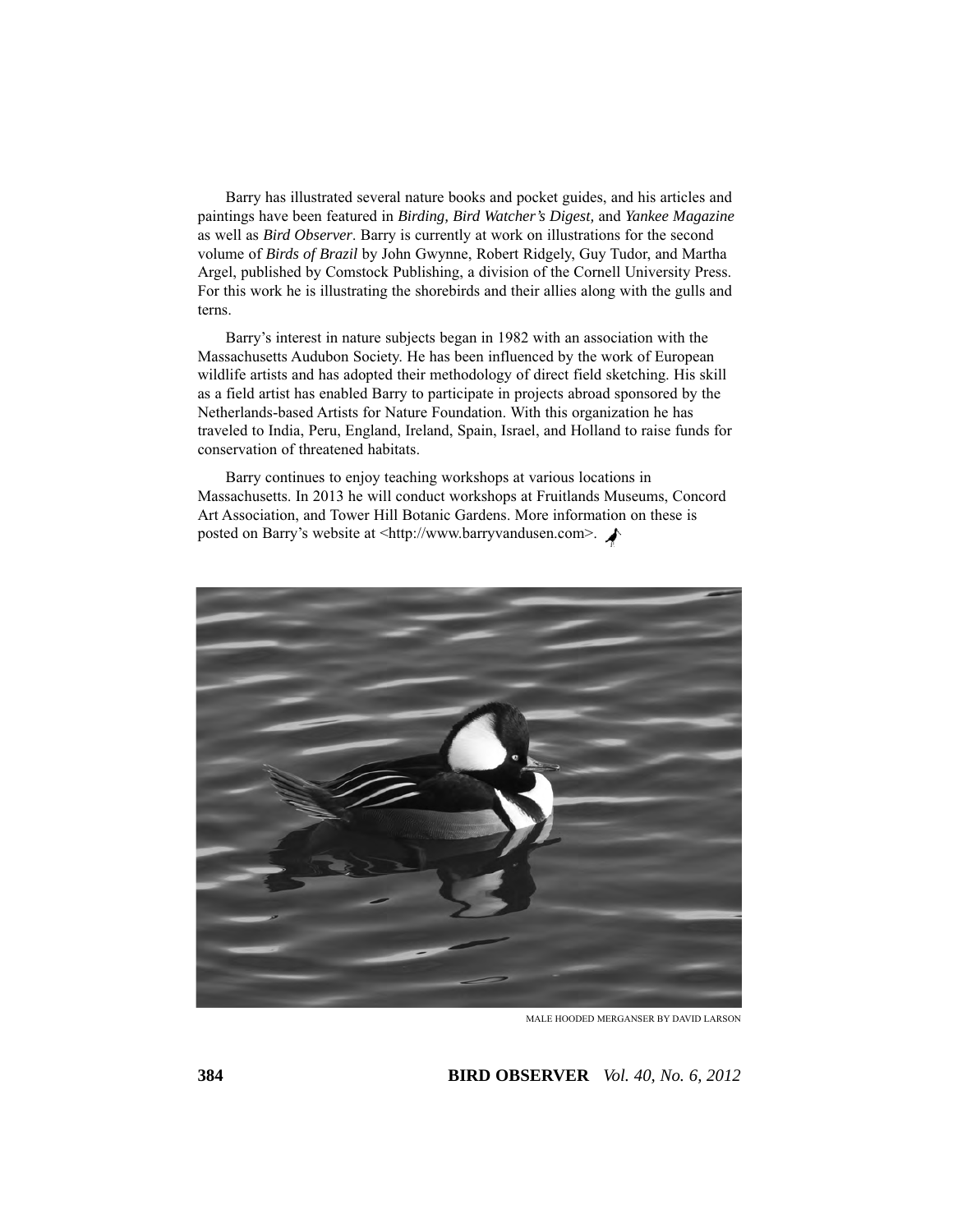Barry has illustrated several nature books and pocket guides, and his articles and paintings have been featured in *Birding, Bird Watcher's Digest,* and *Yankee Magazine* as well as *Bird Observer*. Barry is currently at work on illustrations for the second volume of *Birds of Brazil* by John Gwynne, Robert Ridgely, Guy Tudor, and Martha Argel, published by Comstock Publishing, a division of the Cornell University Press. For this work he is illustrating the shorebirds and their allies along with the gulls and terns.

Barry's interest in nature subjects began in 1982 with an association with the Massachusetts Audubon Society. He has been influenced by the work of European wildlife artists and has adopted their methodology of direct field sketching. His skill as a field artist has enabled Barry to participate in projects abroad sponsored by the Netherlands-based Artists for Nature Foundation. With this organization he has traveled to India, Peru, England, Ireland, Spain, Israel, and Holland to raise funds for conservation of threatened habitats.

Barry continues to enjoy teaching workshops at various locations in Massachusetts. In 2013 he will conduct workshops at Fruitlands Museums, Concord Art Association, and Tower Hill Botanic Gardens. More information on these is posted on Barry's website at <http://www.barryvandusen.com>.

MALE HOODED MERGANSER BY DAVID LARSON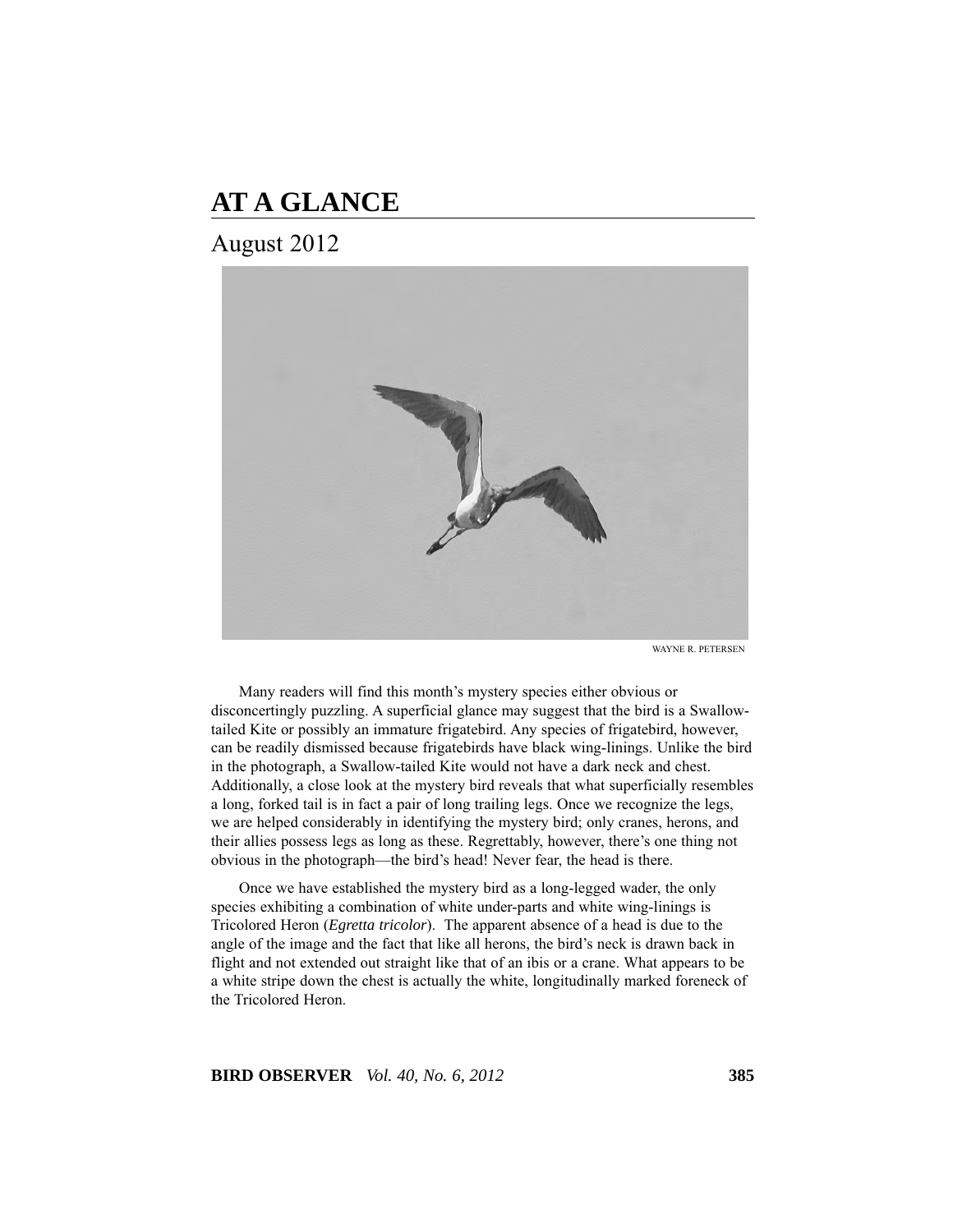# AT A GLANCE

## August 2012

WAYNE R. PETERSEN

Many readers will find this month's mystery species either obvious or disconcertingly puzzling. A superficial glance may suggest that the bird is a Swallow-tailed Kite or possibly an immature frigatebird. Any species of frigatebird, however, can be readily dismissed because frigatebirds have black wing-linings. Unlike the bird in the photograph, a Swallow-tailed Kite would not have a dark neck and chest. Additionally, a close look at the mystery bird reveals that what superficially resembles a long, forked tail is in fact a pair of long trailing legs. Once we recognize the legs, we are helped considerably in identifying the mystery bird; only cranes, herons, and their allies possess legs as long as these. Regrettably, however, there's one thing not obvious in the photograph—the bird's head! Never fear, the head is there.

Once we have established the mystery bird as a long-legged wader, the only species exhibiting a combination of white under-parts and white wing-linings is Tricolored Heron (*Egretta tricolor*). The apparent absence of a head is due to the angle of the image and the fact that like all herons, the bird's neck is drawn back in flight and not extended out straight like that of an ibis or a crane. What appears to be a white stripe down the chest is actually the white, longitudinally marked foreneck of the Tricolored Heron.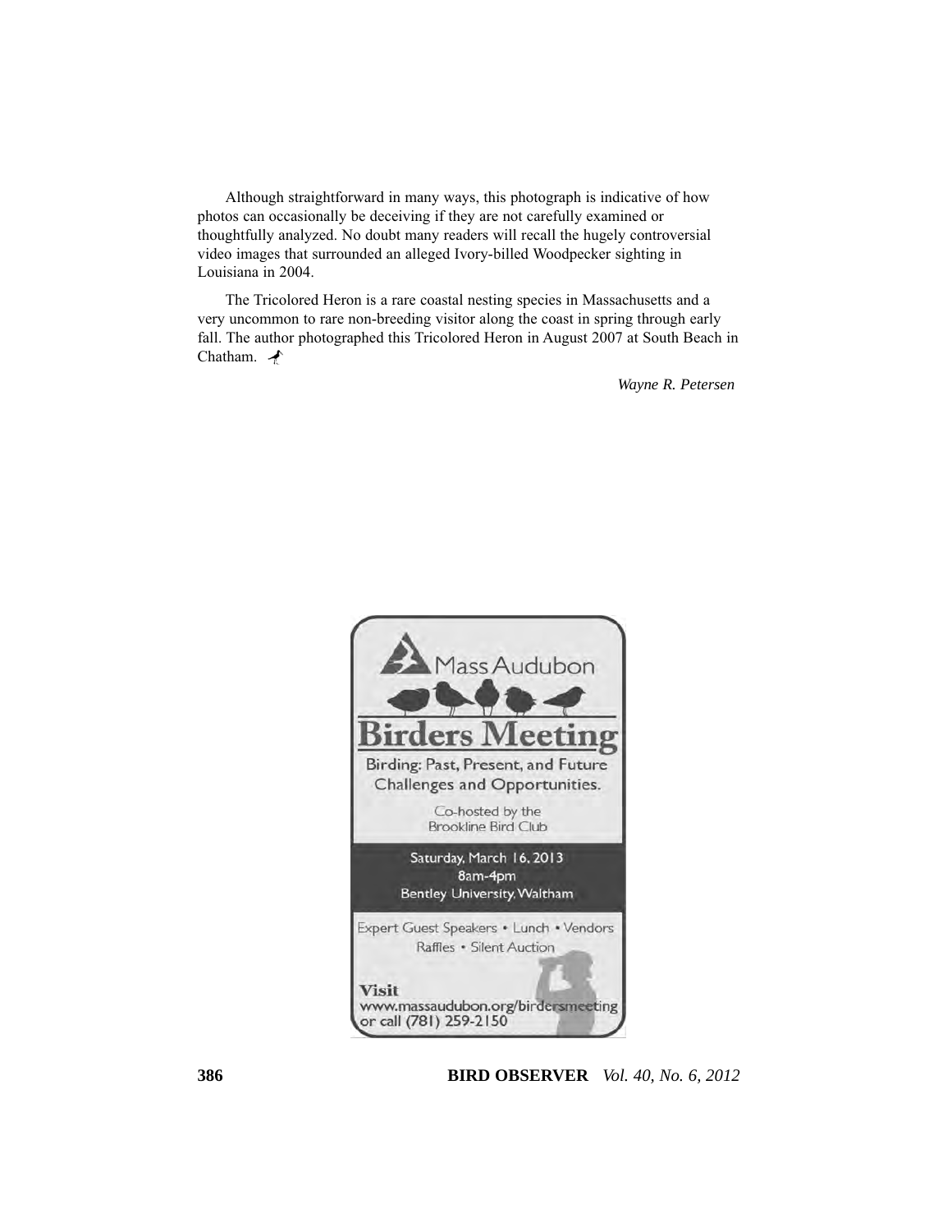Although straightforward in many ways, this photograph is indicative of how photos can occasionally be deceiving if they are not carefully examined or thoughtfully analyzed. No doubt many readers will recall the hugely controversial video images that surrounded an alleged Ivory-billed Woodpecker sighting in Louisiana in 2004.

The Tricolored Heron is a rare coastal nesting species in Massachusetts and a very uncommon to rare non-breeding visitor along the coast in spring through early fall. The author photographed this Tricolored Heron in August 2007 at South Beach in Chatham.

*Wayne R. Petersen*

Mass Audubon

# Birders Meeting

Birding: Past, Present, and Future Challenges and Opportunities.

Co-hosted by the Brookline Bird Club

Saturday, March 16, 2013
8am-4pm
Bentley University, Waltham

Expert Guest Speakers • Lunch • Vendors
Raffles • Silent Auction

**Visit**
www.massaudubon.org/birdersmeeting
or call (781) 259-2150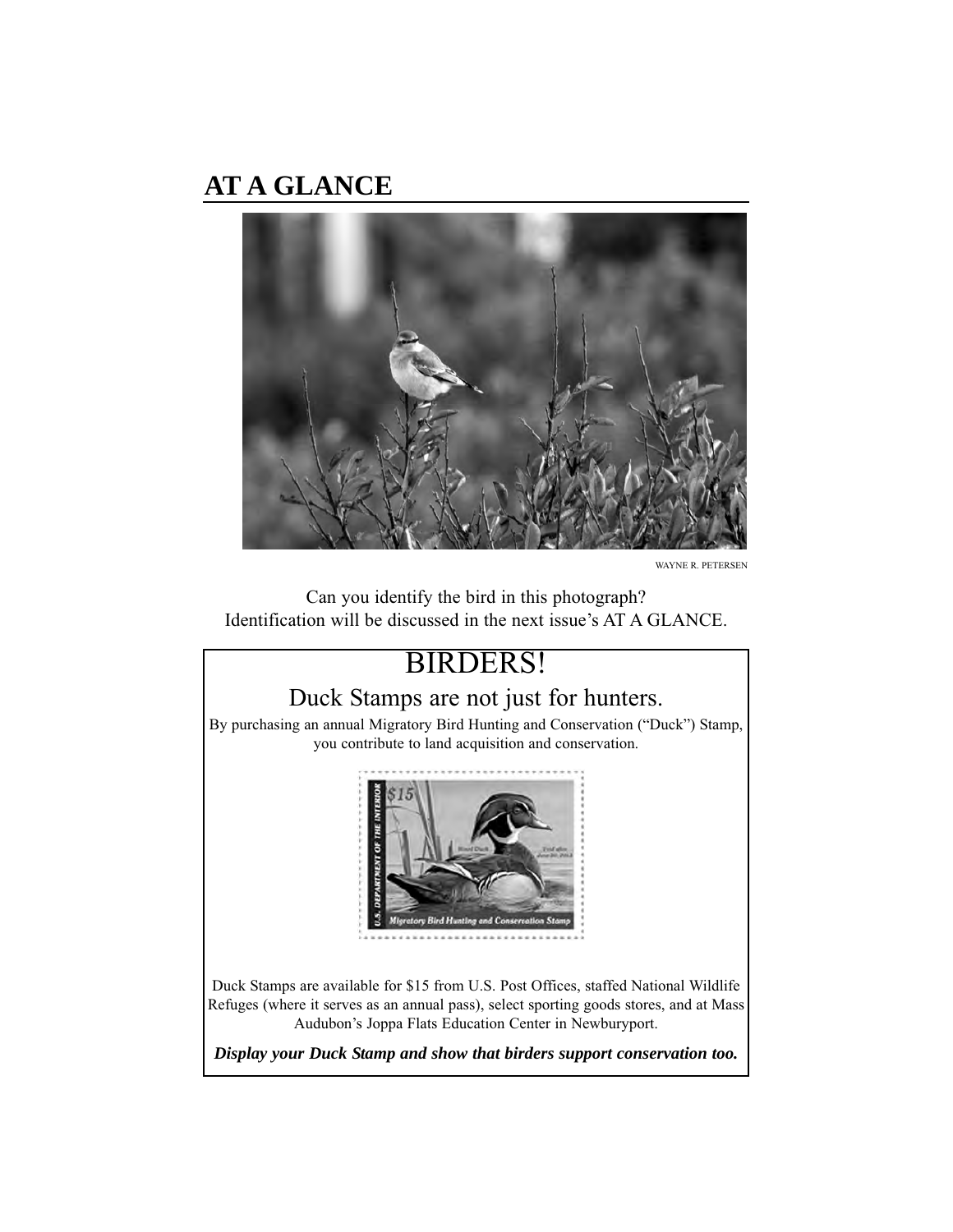## AT A GLANCE

WAYNE R. PETERSEN

Can you identify the bird in this photograph?
Identification will be discussed in the next issue's AT A GLANCE.

# BIRDERS!

## Duck Stamps are not just for hunters.

By purchasing an annual Migratory Bird Hunting and Conservation ("Duck") Stamp, you contribute to land acquisition and conservation.

Duck Stamps are available for $15 from U.S. Post Offices, staffed National Wildlife Refuges (where it serves as an annual pass), select sporting goods stores, and at Mass Audubon's Joppa Flats Education Center in Newburyport.

***Display your Duck Stamp and show that birders support conservation too.***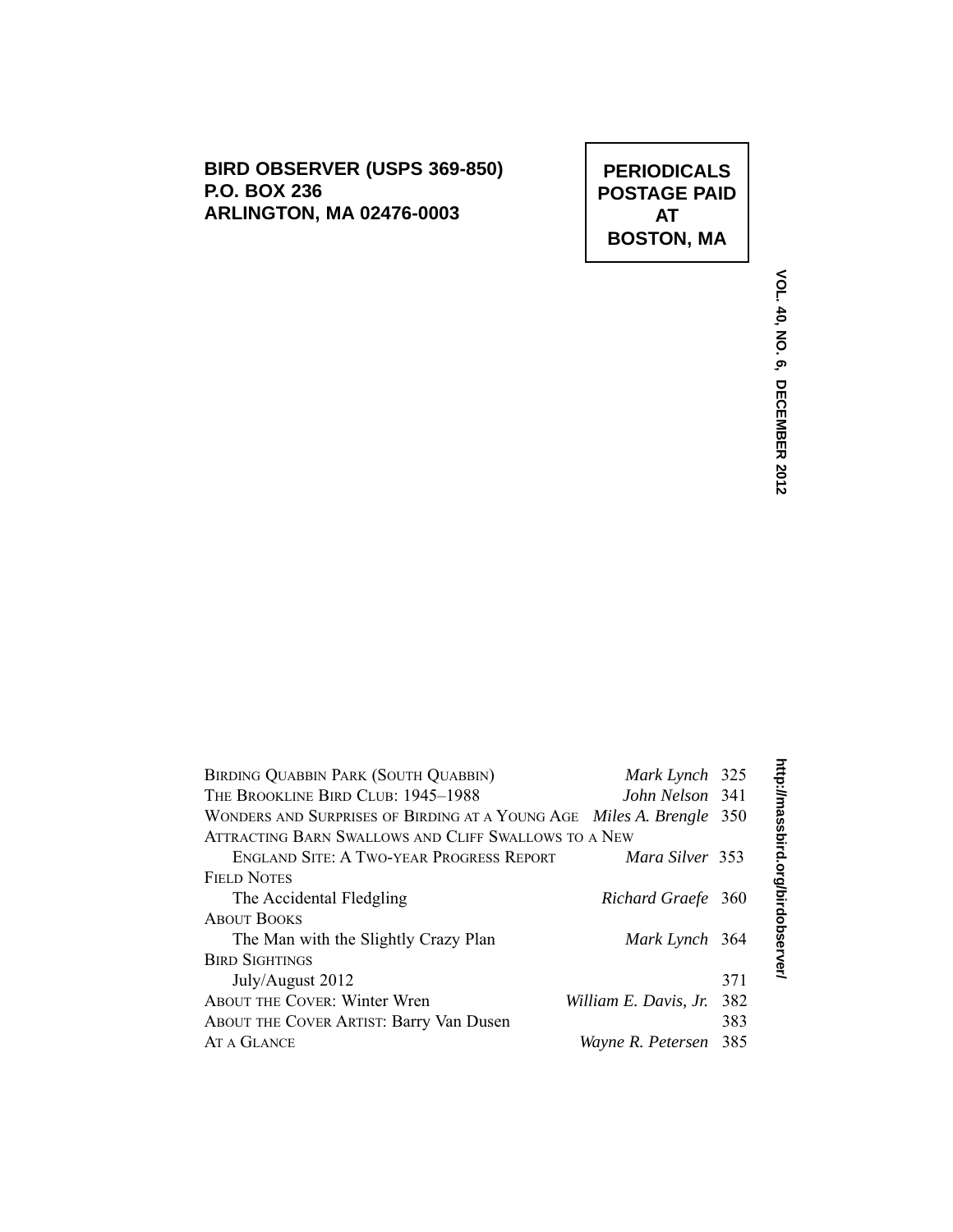**BIRD OBSERVER (USPS 369-850)**
**P.O. BOX 236**
**ARLINGTON, MA 02476-0003**

**PERIODICALS POSTAGE PAID AT BOSTON, MA**

**VOL. 40, NO. 6, DECEMBER 2012**

| | | |
|---|---|---|
| BIRDING QUABBIN PARK (SOUTH QUABBIN) | *Mark Lynch* | 325 |
| THE BROOKLINE BIRD CLUB: 1945–1988 | *John Nelson* | 341 |
| WONDERS AND SURPRISES OF BIRDING AT A YOUNG AGE | *Miles A. Brengle* | 350 |
| ATTRACTING BARN SWALLOWS AND CLIFF SWALLOWS TO A NEW ENGLAND SITE: A TWO-YEAR PROGRESS REPORT | *Mara Silver* | 353 |
| FIELD NOTES | | |
| The Accidental Fledgling | *Richard Graefe* | 360 |
| ABOUT BOOKS | | |
| The Man with the Slightly Crazy Plan | *Mark Lynch* | 364 |
| BIRD SIGHTINGS | | |
| July/August 2012 | | 371 |
| ABOUT THE COVER: Winter Wren | *William E. Davis, Jr.* | 382 |
| ABOUT THE COVER ARTIST: Barry Van Dusen | | 383 |
| AT A GLANCE | *Wayne R. Petersen* | 385 |

**http://massbird.org/birdobserver/**